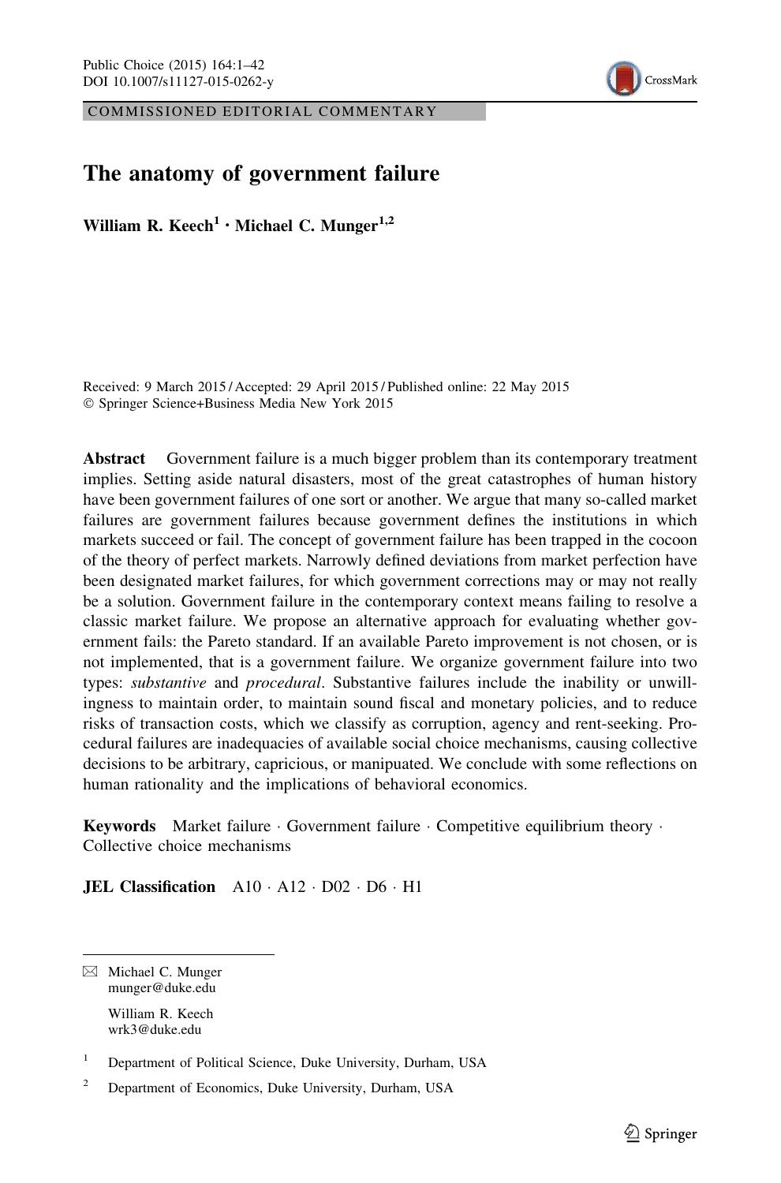COMMISSIONED EDITORIAL COMMENTARY

# The anatomy of government failure

**William R. Keech[1] · Michael C. Munger[1,2]**

Received: 9 March 2015 / Accepted: 29 April 2015 / Published online: 22 May 2015
© Springer Science+Business Media New York 2015

**Abstract** Government failure is a much bigger problem than its contemporary treatment implies. Setting aside natural disasters, most of the great catastrophes of human history have been government failures of one sort or another. We argue that many so-called market failures are government failures because government defines the institutions in which markets succeed or fail. The concept of government failure has been trapped in the cocoon of the theory of perfect markets. Narrowly defined deviations from market perfection have been designated market failures, for which government corrections may or may not really be a solution. Government failure in the contemporary context means failing to resolve a classic market failure. We propose an alternative approach for evaluating whether government fails: the Pareto standard. If an available Pareto improvement is not chosen, or is not implemented, that is a government failure. We organize government failure into two types: *substantive* and *procedural*. Substantive failures include the inability or unwillingness to maintain order, to maintain sound fiscal and monetary policies, and to reduce risks of transaction costs, which we classify as corruption, agency and rent-seeking. Procedural failures are inadequacies of available social choice mechanisms, causing collective decisions to be arbitrary, capricious, or manipuated. We conclude with some reflections on human rationality and the implications of behavioral economics.

**Keywords** Market failure · Government failure · Competitive equilibrium theory · Collective choice mechanisms

**JEL Classification** A10 · A12 · D02 · D6 · H1

---

✉ Michael C. Munger
munger@duke.edu

William R. Keech
wrk3@duke.edu

[1] Department of Political Science, Duke University, Durham, USA

[2] Department of Economics, Duke University, Durham, USA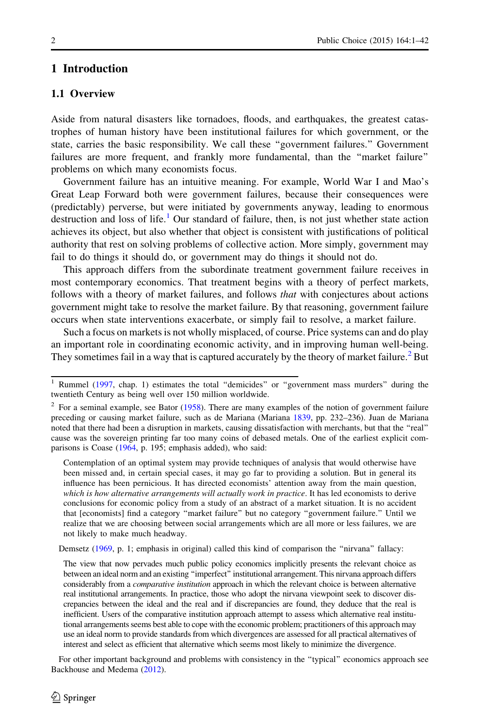# 1 Introduction

## 1.1 Overview

Aside from natural disasters like tornadoes, floods, and earthquakes, the greatest catastrophes of human history have been institutional failures for which government, or the state, carries the basic responsibility. We call these "government failures." Government failures are more frequent, and frankly more fundamental, than the "market failure" problems on which many economists focus.

Government failure has an intuitive meaning. For example, World War I and Mao's Great Leap Forward both were government failures, because their consequences were (predictably) perverse, but were initiated by governments anyway, leading to enormous destruction and loss of life.[1] Our standard of failure, then, is not just whether state action achieves its object, but also whether that object is consistent with justifications of political authority that rest on solving problems of collective action. More simply, government may fail to do things it should do, or government may do things it should not do.

This approach differs from the subordinate treatment government failure receives in most contemporary economics. That treatment begins with a theory of perfect markets, follows with a theory of market failures, and follows *that* with conjectures about actions government might take to resolve the market failure. By that reasoning, government failure occurs when state interventions exacerbate, or simply fail to resolve, a market failure.

Such a focus on markets is not wholly misplaced, of course. Price systems can and do play an important role in coordinating economic activity, and in improving human well-being. They sometimes fail in a way that is captured accurately by the theory of market failure.[2] But

---

[1] Rummel (1997, chap. 1) estimates the total "demicides" or "government mass murders" during the twentieth Century as being well over 150 million worldwide.

[2] For a seminal example, see Bator (1958). There are many examples of the notion of government failure preceding or causing market failure, such as de Mariana (Mariana 1839, pp. 232–236). Juan de Mariana noted that there had been a disruption in markets, causing dissatisfaction with merchants, but that the "real" cause was the sovereign printing far too many coins of debased metals. One of the earliest explicit comparisons is Coase (1964, p. 195; emphasis added), who said:

> Contemplation of an optimal system may provide techniques of analysis that would otherwise have been missed and, in certain special cases, it may go far to providing a solution. But in general its influence has been pernicious. It has directed economists' attention away from the main question, *which is how alternative arrangements will actually work in practice*. It has led economists to derive conclusions for economic policy from a study of an abstract of a market situation. It is no accident that [economists] find a category "market failure" but no category "government failure." Until we realize that we are choosing between social arrangements which are all more or less failures, we are not likely to make much headway.

Demsetz (1969, p. 1; emphasis in original) called this kind of comparison the "nirvana" fallacy:

> The view that now pervades much public policy economics implicitly presents the relevant choice as between an ideal norm and an existing "imperfect" institutional arrangement. This nirvana approach differs considerably from a *comparative institution* approach in which the relevant choice is between alternative real institutional arrangements. In practice, those who adopt the nirvana viewpoint seek to discover discrepancies between the ideal and the real and if discrepancies are found, they deduce that the real is inefficient. Users of the comparative institution approach attempt to assess which alternative real institutional arrangements seems best able to cope with the economic problem; practitioners of this approach may use an ideal norm to provide standards from which divergences are assessed for all practical alternatives of interest and select as efficient that alternative which seems most likely to minimize the divergence.

For other important background and problems with consistency in the "typical" economics approach see Backhouse and Medema (2012).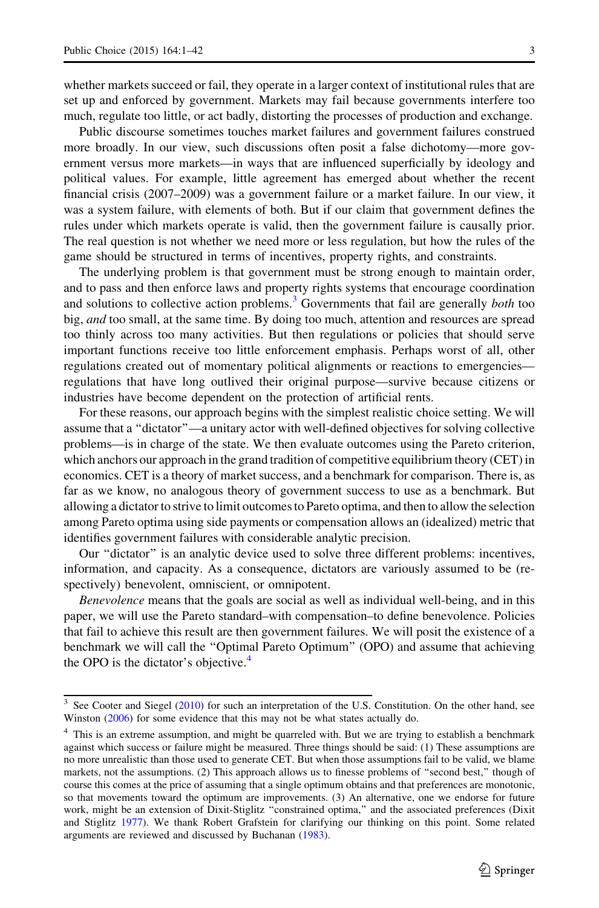whether markets succeed or fail, they operate in a larger context of institutional rules that are set up and enforced by government. Markets may fail because governments interfere too much, regulate too little, or act badly, distorting the processes of production and exchange.

Public discourse sometimes touches market failures and government failures construed more broadly. In our view, such discussions often posit a false dichotomy—more government versus more markets—in ways that are influenced superficially by ideology and political values. For example, little agreement has emerged about whether the recent financial crisis (2007–2009) was a government failure or a market failure. In our view, it was a system failure, with elements of both. But if our claim that government defines the rules under which markets operate is valid, then the government failure is causally prior. The real question is not whether we need more or less regulation, but how the rules of the game should be structured in terms of incentives, property rights, and constraints.

The underlying problem is that government must be strong enough to maintain order, and to pass and then enforce laws and property rights systems that encourage coordination and solutions to collective action problems.[3] Governments that fail are generally *both* too big, *and* too small, at the same time. By doing too much, attention and resources are spread too thinly across too many activities. But then regulations or policies that should serve important functions receive too little enforcement emphasis. Perhaps worst of all, other regulations created out of momentary political alignments or reactions to emergencies—regulations that have long outlived their original purpose—survive because citizens or industries have become dependent on the protection of artificial rents.

For these reasons, our approach begins with the simplest realistic choice setting. We will assume that a "dictator"—a unitary actor with well-defined objectives for solving collective problems—is in charge of the state. We then evaluate outcomes using the Pareto criterion, which anchors our approach in the grand tradition of competitive equilibrium theory (CET) in economics. CET is a theory of market success, and a benchmark for comparison. There is, as far as we know, no analogous theory of government success to use as a benchmark. But allowing a dictator to strive to limit outcomes to Pareto optima, and then to allow the selection among Pareto optima using side payments or compensation allows an (idealized) metric that identifies government failures with considerable analytic precision.

Our "dictator" is an analytic device used to solve three different problems: incentives, information, and capacity. As a consequence, dictators are variously assumed to be (respectively) benevolent, omniscient, or omnipotent.

*Benevolence* means that the goals are social as well as individual well-being, and in this paper, we will use the Pareto standard–with compensation–to define benevolence. Policies that fail to achieve this result are then government failures. We will posit the existence of a benchmark we will call the "Optimal Pareto Optimum" (OPO) and assume that achieving the OPO is the dictator's objective.[4]

---

[3] See Cooter and Siegel (2010) for such an interpretation of the U.S. Constitution. On the other hand, see Winston (2006) for some evidence that this may not be what states actually do.

[4] This is an extreme assumption, and might be quarreled with. But we are trying to establish a benchmark against which success or failure might be measured. Three things should be said: (1) These assumptions are no more unrealistic than those used to generate CET. But when those assumptions fail to be valid, we blame markets, not the assumptions. (2) This approach allows us to finesse problems of "second best," though of course this comes at the price of assuming that a single optimum obtains and that preferences are monotonic, so that movements toward the optimum are improvements. (3) An alternative, one we endorse for future work, might be an extension of Dixit-Stiglitz "constrained optima," and the associated preferences (Dixit and Stiglitz 1977). We thank Robert Grafstein for clarifying our thinking on this point. Some related arguments are reviewed and discussed by Buchanan (1983).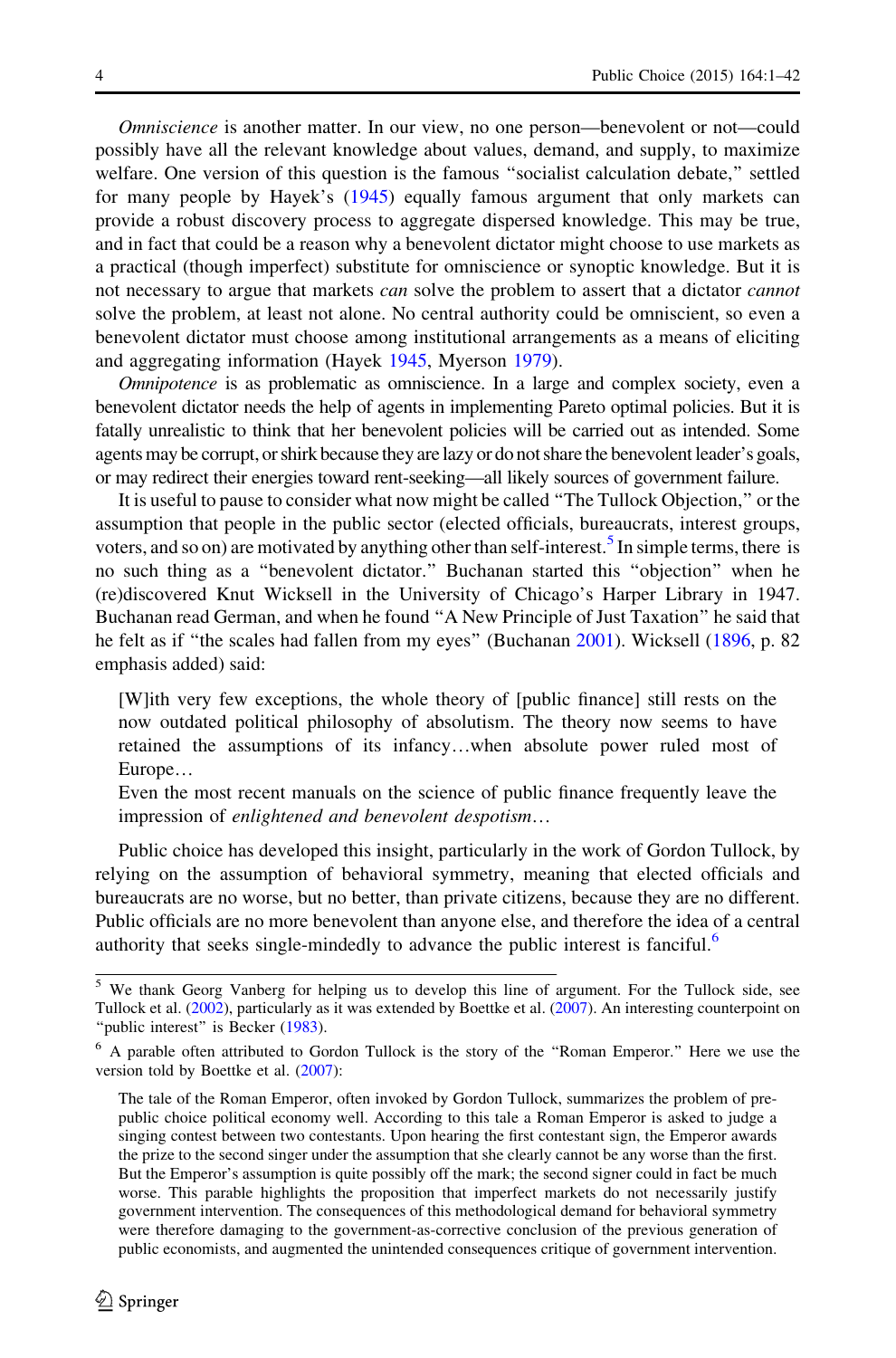*Omniscience* is another matter. In our view, no one person—benevolent or not—could possibly have all the relevant knowledge about values, demand, and supply, to maximize welfare. One version of this question is the famous "socialist calculation debate," settled for many people by Hayek's (1945) equally famous argument that only markets can provide a robust discovery process to aggregate dispersed knowledge. This may be true, and in fact that could be a reason why a benevolent dictator might choose to use markets as a practical (though imperfect) substitute for omniscience or synoptic knowledge. But it is not necessary to argue that markets *can* solve the problem to assert that a dictator *cannot* solve the problem, at least not alone. No central authority could be omniscient, so even a benevolent dictator must choose among institutional arrangements as a means of eliciting and aggregating information (Hayek 1945, Myerson 1979).

*Omnipotence* is as problematic as omniscience. In a large and complex society, even a benevolent dictator needs the help of agents in implementing Pareto optimal policies. But it is fatally unrealistic to think that her benevolent policies will be carried out as intended. Some agents may be corrupt, or shirk because they are lazy or do not share the benevolent leader's goals, or may redirect their energies toward rent-seeking—all likely sources of government failure.

It is useful to pause to consider what now might be called "The Tullock Objection," or the assumption that people in the public sector (elected officials, bureaucrats, interest groups, voters, and so on) are motivated by anything other than self-interest.[5] In simple terms, there is no such thing as a "benevolent dictator." Buchanan started this "objection" when he (re)discovered Knut Wicksell in the University of Chicago's Harper Library in 1947. Buchanan read German, and when he found "A New Principle of Just Taxation" he said that he felt as if "the scales had fallen from my eyes" (Buchanan 2001). Wicksell (1896, p. 82 emphasis added) said:

> [W]ith very few exceptions, the whole theory of [public finance] still rests on the now outdated political philosophy of absolutism. The theory now seems to have retained the assumptions of its infancy…when absolute power ruled most of Europe…
>
> Even the most recent manuals on the science of public finance frequently leave the impression of *enlightened and benevolent despotism*…

Public choice has developed this insight, particularly in the work of Gordon Tullock, by relying on the assumption of behavioral symmetry, meaning that elected officials and bureaucrats are no worse, but no better, than private citizens, because they are no different. Public officials are no more benevolent than anyone else, and therefore the idea of a central authority that seeks single-mindedly to advance the public interest is fanciful.[6]

---

[5] We thank Georg Vanberg for helping us to develop this line of argument. For the Tullock side, see Tullock et al. (2002), particularly as it was extended by Boettke et al. (2007). An interesting counterpoint on "public interest" is Becker (1983).

[6] A parable often attributed to Gordon Tullock is the story of the "Roman Emperor." Here we use the version told by Boettke et al. (2007):

> The tale of the Roman Emperor, often invoked by Gordon Tullock, summarizes the problem of pre-public choice political economy well. According to this tale a Roman Emperor is asked to judge a singing contest between two contestants. Upon hearing the first contestant sign, the Emperor awards the prize to the second singer under the assumption that she clearly cannot be any worse than the first. But the Emperor's assumption is quite possibly off the mark; the second signer could in fact be much worse. This parable highlights the proposition that imperfect markets do not necessarily justify government intervention. The consequences of this methodological demand for behavioral symmetry were therefore damaging to the government-as-corrective conclusion of the previous generation of public economists, and augmented the unintended consequences critique of government intervention.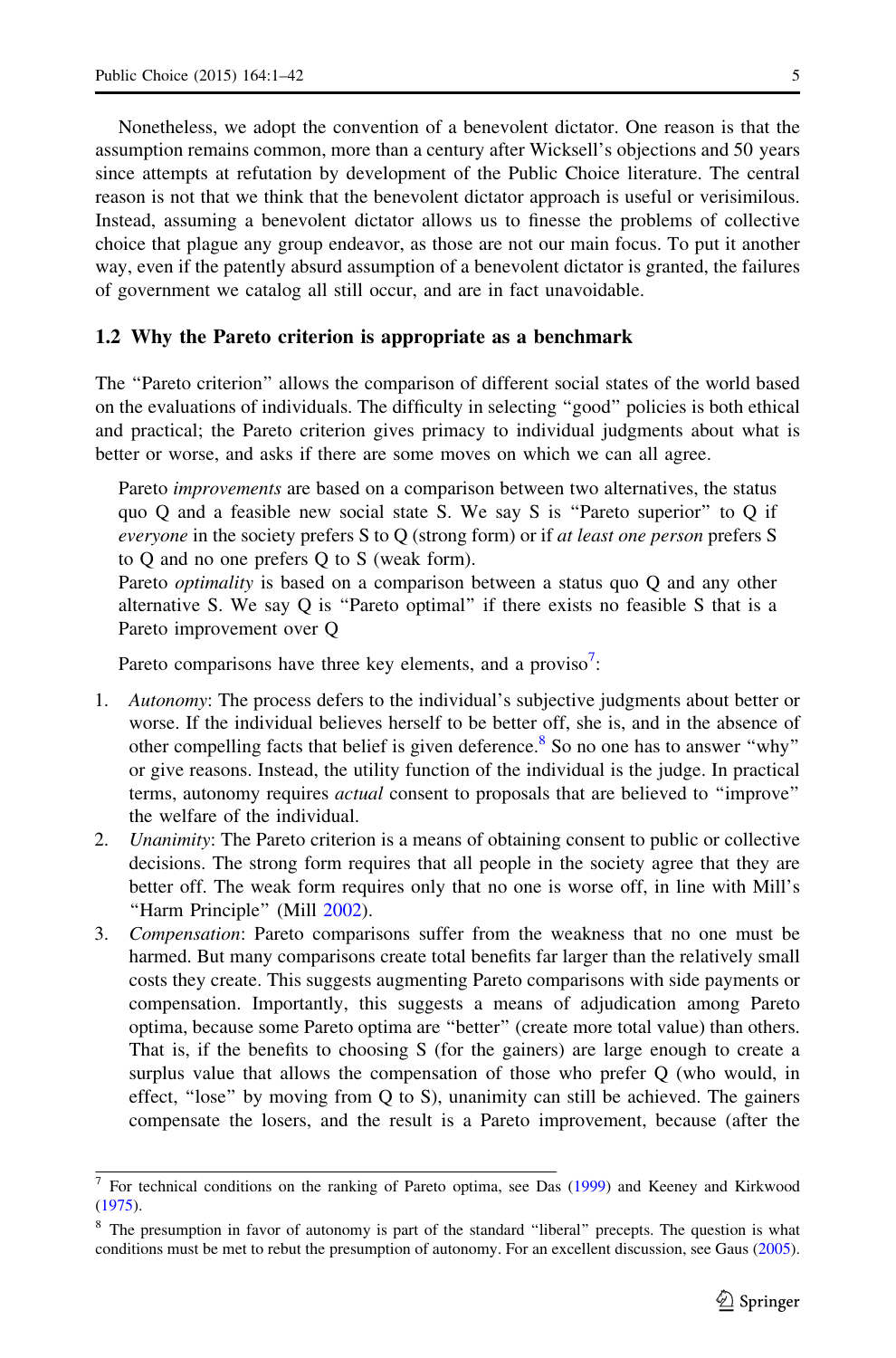Nonetheless, we adopt the convention of a benevolent dictator. One reason is that the assumption remains common, more than a century after Wicksell's objections and 50 years since attempts at refutation by development of the Public Choice literature. The central reason is not that we think that the benevolent dictator approach is useful or verisimilous. Instead, assuming a benevolent dictator allows us to finesse the problems of collective choice that plague any group endeavor, as those are not our main focus. To put it another way, even if the patently absurd assumption of a benevolent dictator is granted, the failures of government we catalog all still occur, and are in fact unavoidable.

### 1.2 Why the Pareto criterion is appropriate as a benchmark

The "Pareto criterion" allows the comparison of different social states of the world based on the evaluations of individuals. The difficulty in selecting "good" policies is both ethical and practical; the Pareto criterion gives primacy to individual judgments about what is better or worse, and asks if there are some moves on which we can all agree.

> Pareto *improvements* are based on a comparison between two alternatives, the status quo Q and a feasible new social state S. We say S is "Pareto superior" to Q if *everyone* in the society prefers S to Q (strong form) or if *at least one person* prefers S to Q and no one prefers Q to S (weak form).
> Pareto *optimality* is based on a comparison between a status quo Q and any other alternative S. We say Q is "Pareto optimal" if there exists no feasible S that is a Pareto improvement over Q

Pareto comparisons have three key elements, and a proviso[7]:

1. *Autonomy*: The process defers to the individual's subjective judgments about better or worse. If the individual believes herself to be better off, she is, and in the absence of other compelling facts that belief is given deference.[8] So no one has to answer "why" or give reasons. Instead, the utility function of the individual is the judge. In practical terms, autonomy requires *actual* consent to proposals that are believed to "improve" the welfare of the individual.
2. *Unanimity*: The Pareto criterion is a means of obtaining consent to public or collective decisions. The strong form requires that all people in the society agree that they are better off. The weak form requires only that no one is worse off, in line with Mill's "Harm Principle" (Mill 2002).
3. *Compensation*: Pareto comparisons suffer from the weakness that no one must be harmed. But many comparisons create total benefits far larger than the relatively small costs they create. This suggests augmenting Pareto comparisons with side payments or compensation. Importantly, this suggests a means of adjudication among Pareto optima, because some Pareto optima are "better" (create more total value) than others. That is, if the benefits to choosing S (for the gainers) are large enough to create a surplus value that allows the compensation of those who prefer Q (who would, in effect, "lose" by moving from Q to S), unanimity can still be achieved. The gainers compensate the losers, and the result is a Pareto improvement, because (after the

---

[7] For technical conditions on the ranking of Pareto optima, see Das (1999) and Keeney and Kirkwood (1975).

[8] The presumption in favor of autonomy is part of the standard "liberal" precepts. The question is what conditions must be met to rebut the presumption of autonomy. For an excellent discussion, see Gaus (2005).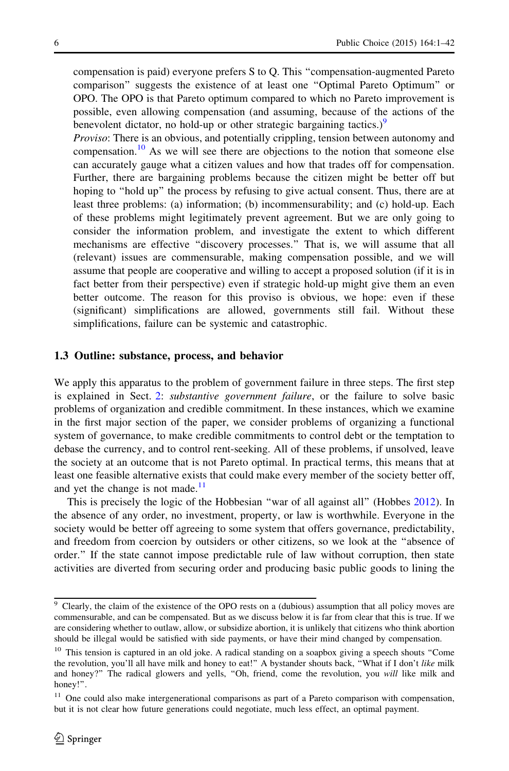compensation is paid) everyone prefers S to Q. This "compensation-augmented Pareto comparison" suggests the existence of at least one "Optimal Pareto Optimum" or OPO. The OPO is that Pareto optimum compared to which no Pareto improvement is possible, even allowing compensation (and assuming, because of the actions of the benevolent dictator, no hold-up or other strategic bargaining tactics.)[9]

*Proviso*: There is an obvious, and potentially crippling, tension between autonomy and compensation.[10] As we will see there are objections to the notion that someone else can accurately gauge what a citizen values and how that trades off for compensation. Further, there are bargaining problems because the citizen might be better off but hoping to "hold up" the process by refusing to give actual consent. Thus, there are at least three problems: (a) information; (b) incommensurability; and (c) hold-up. Each of these problems might legitimately prevent agreement. But we are only going to consider the information problem, and investigate the extent to which different mechanisms are effective "discovery processes." That is, we will assume that all (relevant) issues are commensurable, making compensation possible, and we will assume that people are cooperative and willing to accept a proposed solution (if it is in fact better from their perspective) even if strategic hold-up might give them an even better outcome. The reason for this proviso is obvious, we hope: even if these (significant) simplifications are allowed, governments still fail. Without these simplifications, failure can be systemic and catastrophic.

### 1.3 Outline: substance, process, and behavior

We apply this apparatus to the problem of government failure in three steps. The first step is explained in Sect. 2: *substantive government failure*, or the failure to solve basic problems of organization and credible commitment. In these instances, which we examine in the first major section of the paper, we consider problems of organizing a functional system of governance, to make credible commitments to control debt or the temptation to debase the currency, and to control rent-seeking. All of these problems, if unsolved, leave the society at an outcome that is not Pareto optimal. In practical terms, this means that at least one feasible alternative exists that could make every member of the society better off, and yet the change is not made.[11]

This is precisely the logic of the Hobbesian "war of all against all" (Hobbes 2012). In the absence of any order, no investment, property, or law is worthwhile. Everyone in the society would be better off agreeing to some system that offers governance, predictability, and freedom from coercion by outsiders or other citizens, so we look at the "absence of order." If the state cannot impose predictable rule of law without corruption, then state activities are diverted from securing order and producing basic public goods to lining the

---

[9] Clearly, the claim of the existence of the OPO rests on a (dubious) assumption that all policy moves are commensurable, and can be compensated. But as we discuss below it is far from clear that this is true. If we are considering whether to outlaw, allow, or subsidize abortion, it is unlikely that citizens who think abortion should be illegal would be satisfied with side payments, or have their mind changed by compensation.

[10] This tension is captured in an old joke. A radical standing on a soapbox giving a speech shouts "Come the revolution, you'll all have milk and honey to eat!" A bystander shouts back, "What if I don't *like* milk and honey?" The radical glowers and yells, "Oh, friend, come the revolution, you *will* like milk and honey!".

[11] One could also make intergenerational comparisons as part of a Pareto comparison with compensation, but it is not clear how future generations could negotiate, much less effect, an optimal payment.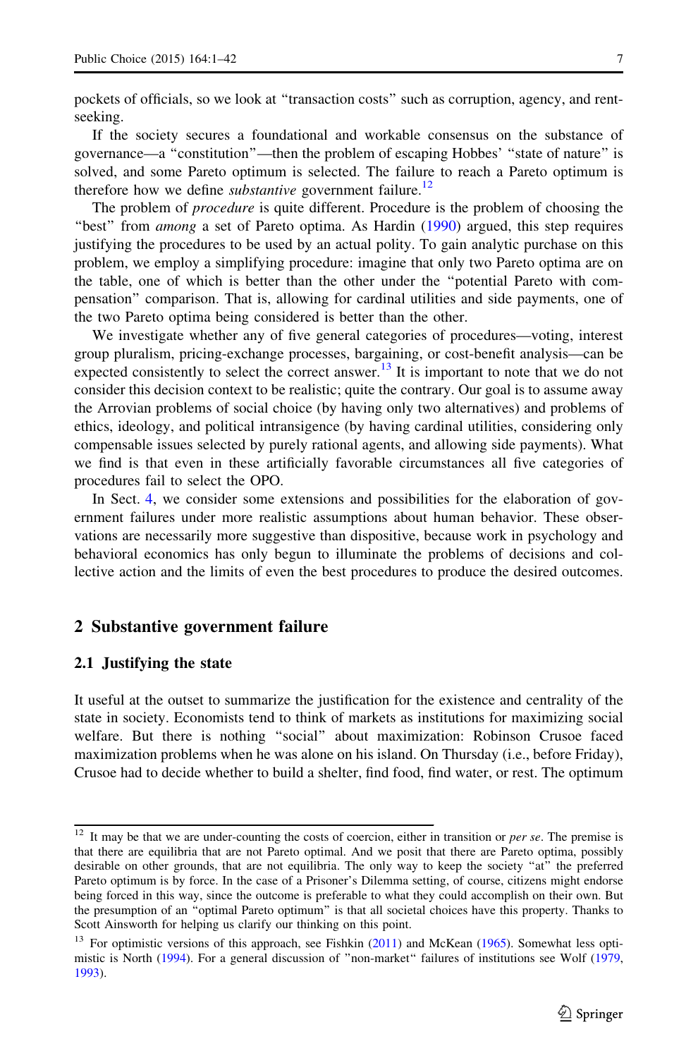pockets of officials, so we look at "transaction costs" such as corruption, agency, and rent-seeking.

If the society secures a foundational and workable consensus on the substance of governance—a "constitution"—then the problem of escaping Hobbes' "state of nature" is solved, and some Pareto optimum is selected. The failure to reach a Pareto optimum is therefore how we define *substantive* government failure.[12]

The problem of *procedure* is quite different. Procedure is the problem of choosing the "best" from *among* a set of Pareto optima. As Hardin (1990) argued, this step requires justifying the procedures to be used by an actual polity. To gain analytic purchase on this problem, we employ a simplifying procedure: imagine that only two Pareto optima are on the table, one of which is better than the other under the "potential Pareto with compensation" comparison. That is, allowing for cardinal utilities and side payments, one of the two Pareto optima being considered is better than the other.

We investigate whether any of five general categories of procedures—voting, interest group pluralism, pricing-exchange processes, bargaining, or cost-benefit analysis—can be expected consistently to select the correct answer.[13] It is important to note that we do not consider this decision context to be realistic; quite the contrary. Our goal is to assume away the Arrovian problems of social choice (by having only two alternatives) and problems of ethics, ideology, and political intransigence (by having cardinal utilities, considering only compensable issues selected by purely rational agents, and allowing side payments). What we find is that even in these artificially favorable circumstances all five categories of procedures fail to select the OPO.

In Sect. 4, we consider some extensions and possibilities for the elaboration of government failures under more realistic assumptions about human behavior. These observations are necessarily more suggestive than dispositive, because work in psychology and behavioral economics has only begun to illuminate the problems of decisions and collective action and the limits of even the best procedures to produce the desired outcomes.

## 2 Substantive government failure

### 2.1 Justifying the state

It useful at the outset to summarize the justification for the existence and centrality of the state in society. Economists tend to think of markets as institutions for maximizing social welfare. But there is nothing "social" about maximization: Robinson Crusoe faced maximization problems when he was alone on his island. On Thursday (i.e., before Friday), Crusoe had to decide whether to build a shelter, find food, find water, or rest. The optimum

---

[12] It may be that we are under-counting the costs of coercion, either in transition or *per se*. The premise is that there are equilibria that are not Pareto optimal. And we posit that there are Pareto optima, possibly desirable on other grounds, that are not equilibria. The only way to keep the society "at" the preferred Pareto optimum is by force. In the case of a Prisoner's Dilemma setting, of course, citizens might endorse being forced in this way, since the outcome is preferable to what they could accomplish on their own. But the presumption of an "optimal Pareto optimum" is that all societal choices have this property. Thanks to Scott Ainsworth for helping us clarify our thinking on this point.

[13] For optimistic versions of this approach, see Fishkin (2011) and McKean (1965). Somewhat less optimistic is North (1994). For a general discussion of "non-market" failures of institutions see Wolf (1979, 1993).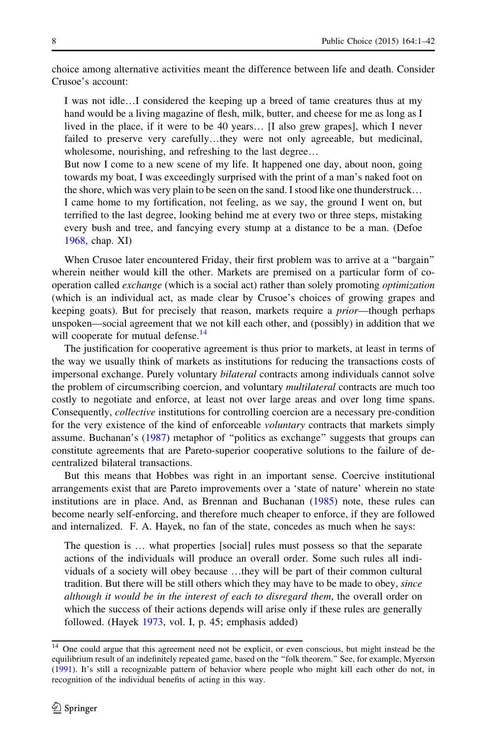choice among alternative activities meant the difference between life and death. Consider Crusoe's account:

> I was not idle…I considered the keeping up a breed of tame creatures thus at my hand would be a living magazine of flesh, milk, butter, and cheese for me as long as I lived in the place, if it were to be 40 years… [I also grew grapes], which I never failed to preserve very carefully…they were not only agreeable, but medicinal, wholesome, nourishing, and refreshing to the last degree…
>
> But now I come to a new scene of my life. It happened one day, about noon, going towards my boat, I was exceedingly surprised with the print of a man's naked foot on the shore, which was very plain to be seen on the sand. I stood like one thunderstruck… I came home to my fortification, not feeling, as we say, the ground I went on, but terrified to the last degree, looking behind me at every two or three steps, mistaking every bush and tree, and fancying every stump at a distance to be a man. (Defoe 1968, chap. XI)

When Crusoe later encountered Friday, their first problem was to arrive at a "bargain" wherein neither would kill the other. Markets are premised on a particular form of cooperation called *exchange* (which is a social act) rather than solely promoting *optimization* (which is an individual act, as made clear by Crusoe's choices of growing grapes and keeping goats). But for precisely that reason, markets require a *prior*—though perhaps unspoken—social agreement that we not kill each other, and (possibly) in addition that we will cooperate for mutual defense.[14]

The justification for cooperative agreement is thus prior to markets, at least in terms of the way we usually think of markets as institutions for reducing the transactions costs of impersonal exchange. Purely voluntary *bilateral* contracts among individuals cannot solve the problem of circumscribing coercion, and voluntary *multilateral* contracts are much too costly to negotiate and enforce, at least not over large areas and over long time spans. Consequently, *collective* institutions for controlling coercion are a necessary pre-condition for the very existence of the kind of enforceable *voluntary* contracts that markets simply assume. Buchanan's (1987) metaphor of "politics as exchange" suggests that groups can constitute agreements that are Pareto-superior cooperative solutions to the failure of decentralized bilateral transactions.

But this means that Hobbes was right in an important sense. Coercive institutional arrangements exist that are Pareto improvements over a 'state of nature' wherein no state institutions are in place. And, as Brennan and Buchanan (1985) note, these rules can become nearly self-enforcing, and therefore much cheaper to enforce, if they are followed and internalized. F. A. Hayek, no fan of the state, concedes as much when he says:

> The question is … what properties [social] rules must possess so that the separate actions of the individuals will produce an overall order. Some such rules all individuals of a society will obey because …they will be part of their common cultural tradition. But there will be still others which they may have to be made to obey, *since although it would be in the interest of each to disregard them*, the overall order on which the success of their actions depends will arise only if these rules are generally followed. (Hayek 1973, vol. I, p. 45; emphasis added)

---

[14] One could argue that this agreement need not be explicit, or even conscious, but might instead be the equilibrium result of an indefinitely repeated game, based on the "folk theorem." See, for example, Myerson (1991). It's still a recognizable pattern of behavior where people who might kill each other do not, in recognition of the individual benefits of acting in this way.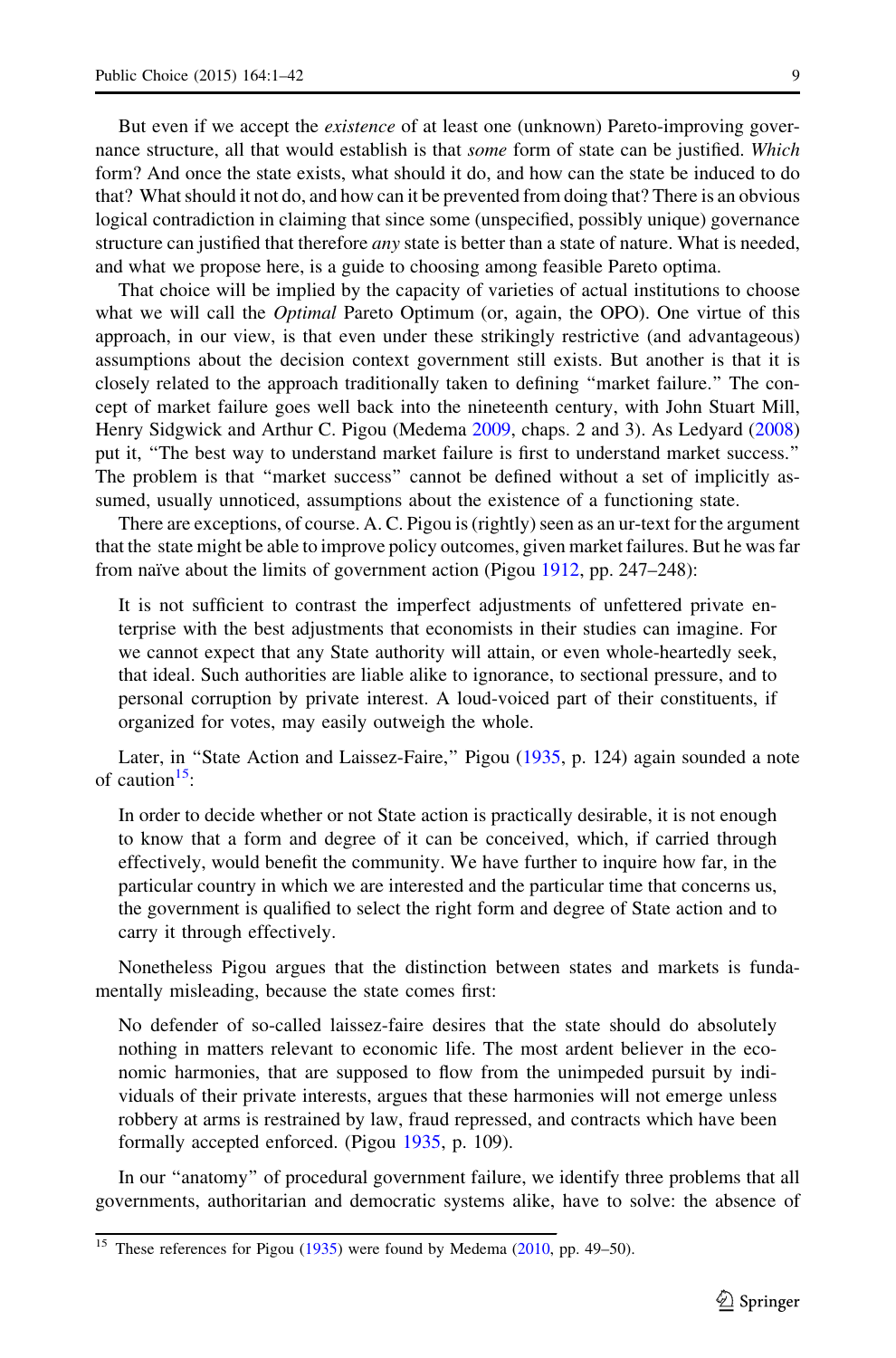But even if we accept the *existence* of at least one (unknown) Pareto-improving governance structure, all that would establish is that *some* form of state can be justified. *Which* form? And once the state exists, what should it do, and how can the state be induced to do that? What should it not do, and how can it be prevented from doing that? There is an obvious logical contradiction in claiming that since some (unspecified, possibly unique) governance structure can justified that therefore *any* state is better than a state of nature. What is needed, and what we propose here, is a guide to choosing among feasible Pareto optima.

That choice will be implied by the capacity of varieties of actual institutions to choose what we will call the *Optimal* Pareto Optimum (or, again, the OPO). One virtue of this approach, in our view, is that even under these strikingly restrictive (and advantageous) assumptions about the decision context government still exists. But another is that it is closely related to the approach traditionally taken to defining "market failure." The concept of market failure goes well back into the nineteenth century, with John Stuart Mill, Henry Sidgwick and Arthur C. Pigou (Medema 2009, chaps. 2 and 3). As Ledyard (2008) put it, "The best way to understand market failure is first to understand market success." The problem is that "market success" cannot be defined without a set of implicitly assumed, usually unnoticed, assumptions about the existence of a functioning state.

There are exceptions, of course. A. C. Pigou is (rightly) seen as an ur-text for the argument that the state might be able to improve policy outcomes, given market failures. But he was far from naïve about the limits of government action (Pigou 1912, pp. 247–248):

> It is not sufficient to contrast the imperfect adjustments of unfettered private enterprise with the best adjustments that economists in their studies can imagine. For we cannot expect that any State authority will attain, or even whole-heartedly seek, that ideal. Such authorities are liable alike to ignorance, to sectional pressure, and to personal corruption by private interest. A loud-voiced part of their constituents, if organized for votes, may easily outweigh the whole.

Later, in "State Action and Laissez-Faire," Pigou (1935, p. 124) again sounded a note of caution[15]:

> In order to decide whether or not State action is practically desirable, it is not enough to know that a form and degree of it can be conceived, which, if carried through effectively, would benefit the community. We have further to inquire how far, in the particular country in which we are interested and the particular time that concerns us, the government is qualified to select the right form and degree of State action and to carry it through effectively.

Nonetheless Pigou argues that the distinction between states and markets is fundamentally misleading, because the state comes first:

> No defender of so-called laissez-faire desires that the state should do absolutely nothing in matters relevant to economic life. The most ardent believer in the economic harmonies, that are supposed to flow from the unimpeded pursuit by individuals of their private interests, argues that these harmonies will not emerge unless robbery at arms is restrained by law, fraud repressed, and contracts which have been formally accepted enforced. (Pigou 1935, p. 109).

In our "anatomy" of procedural government failure, we identify three problems that all governments, authoritarian and democratic systems alike, have to solve: the absence of

---

[15] These references for Pigou (1935) were found by Medema (2010, pp. 49–50).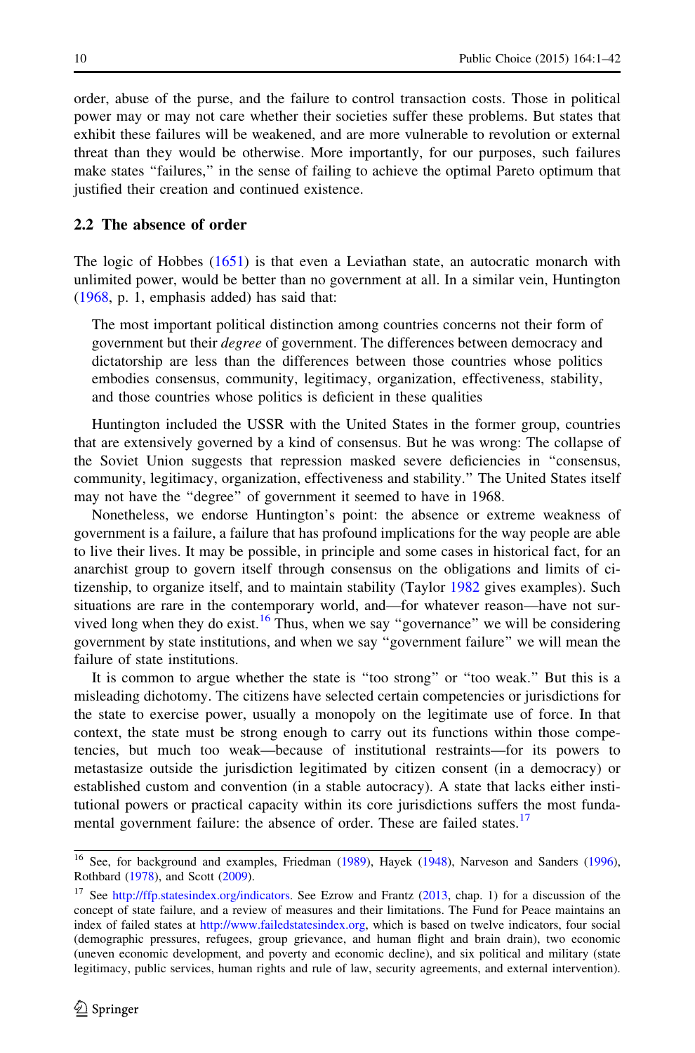order, abuse of the purse, and the failure to control transaction costs. Those in political power may or may not care whether their societies suffer these problems. But states that exhibit these failures will be weakened, and are more vulnerable to revolution or external threat than they would be otherwise. More importantly, for our purposes, such failures make states "failures," in the sense of failing to achieve the optimal Pareto optimum that justified their creation and continued existence.

## 2.2 The absence of order

The logic of Hobbes (1651) is that even a Leviathan state, an autocratic monarch with unlimited power, would be better than no government at all. In a similar vein, Huntington (1968, p. 1, emphasis added) has said that:

> The most important political distinction among countries concerns not their form of government but their *degree* of government. The differences between democracy and dictatorship are less than the differences between those countries whose politics embodies consensus, community, legitimacy, organization, effectiveness, stability, and those countries whose politics is deficient in these qualities

Huntington included the USSR with the United States in the former group, countries that are extensively governed by a kind of consensus. But he was wrong: The collapse of the Soviet Union suggests that repression masked severe deficiencies in "consensus, community, legitimacy, organization, effectiveness and stability." The United States itself may not have the "degree" of government it seemed to have in 1968.

Nonetheless, we endorse Huntington's point: the absence or extreme weakness of government is a failure, a failure that has profound implications for the way people are able to live their lives. It may be possible, in principle and some cases in historical fact, for an anarchist group to govern itself through consensus on the obligations and limits of citizenship, to organize itself, and to maintain stability (Taylor 1982 gives examples). Such situations are rare in the contemporary world, and—for whatever reason—have not survived long when they do exist.[16] Thus, when we say "governance" we will be considering government by state institutions, and when we say "government failure" we will mean the failure of state institutions.

It is common to argue whether the state is "too strong" or "too weak." But this is a misleading dichotomy. The citizens have selected certain competencies or jurisdictions for the state to exercise power, usually a monopoly on the legitimate use of force. In that context, the state must be strong enough to carry out its functions within those competencies, but much too weak—because of institutional restraints—for its powers to metastasize outside the jurisdiction legitimated by citizen consent (in a democracy) or established custom and convention (in a stable autocracy). A state that lacks either institutional powers or practical capacity within its core jurisdictions suffers the most fundamental government failure: the absence of order. These are failed states.[17]

---

[16] See, for background and examples, Friedman (1989), Hayek (1948), Narveson and Sanders (1996), Rothbard (1978), and Scott (2009).

[17] See http://ffp.statesindex.org/indicators. See Ezrow and Frantz (2013, chap. 1) for a discussion of the concept of state failure, and a review of measures and their limitations. The Fund for Peace maintains an index of failed states at http://www.failedstatesindex.org, which is based on twelve indicators, four social (demographic pressures, refugees, group grievance, and human flight and brain drain), two economic (uneven economic development, and poverty and economic decline), and six political and military (state legitimacy, public services, human rights and rule of law, security agreements, and external intervention).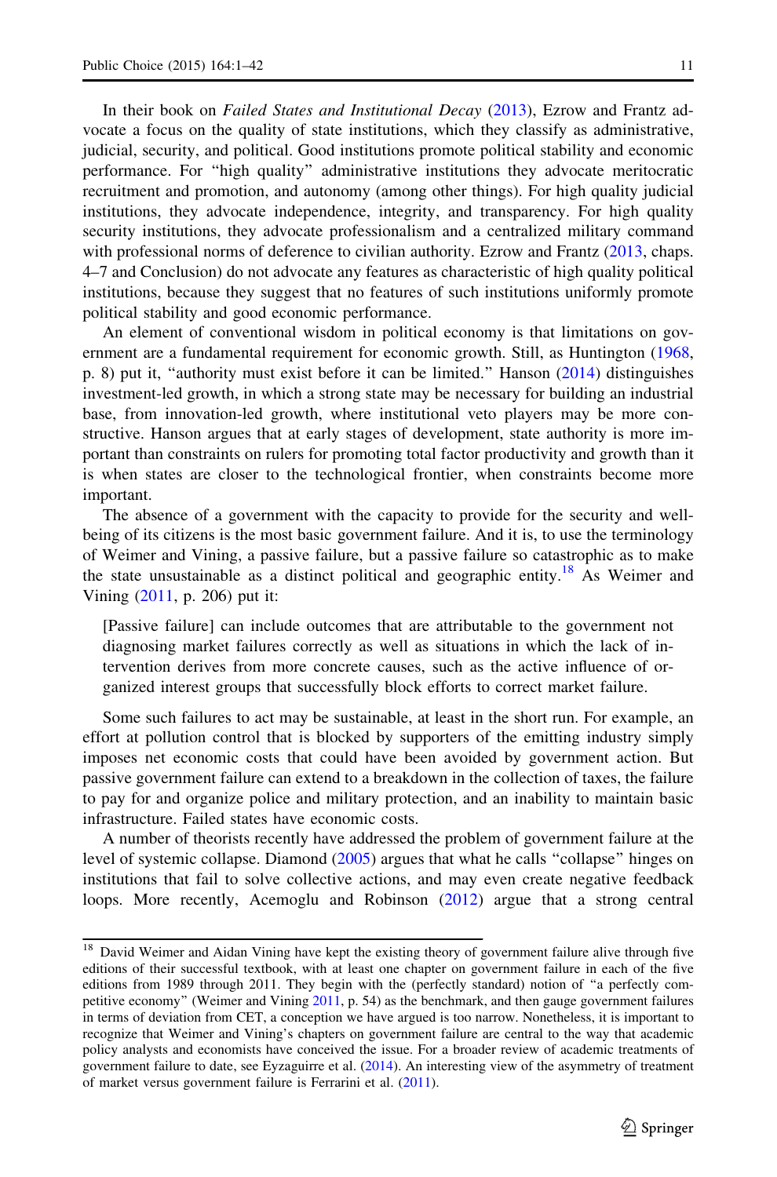In their book on *Failed States and Institutional Decay* (2013), Ezrow and Frantz advocate a focus on the quality of state institutions, which they classify as administrative, judicial, security, and political. Good institutions promote political stability and economic performance. For "high quality" administrative institutions they advocate meritocratic recruitment and promotion, and autonomy (among other things). For high quality judicial institutions, they advocate independence, integrity, and transparency. For high quality security institutions, they advocate professionalism and a centralized military command with professional norms of deference to civilian authority. Ezrow and Frantz (2013, chaps. 4–7 and Conclusion) do not advocate any features as characteristic of high quality political institutions, because they suggest that no features of such institutions uniformly promote political stability and good economic performance.

An element of conventional wisdom in political economy is that limitations on government are a fundamental requirement for economic growth. Still, as Huntington (1968, p. 8) put it, "authority must exist before it can be limited." Hanson (2014) distinguishes investment-led growth, in which a strong state may be necessary for building an industrial base, from innovation-led growth, where institutional veto players may be more constructive. Hanson argues that at early stages of development, state authority is more important than constraints on rulers for promoting total factor productivity and growth than it is when states are closer to the technological frontier, when constraints become more important.

The absence of a government with the capacity to provide for the security and well-being of its citizens is the most basic government failure. And it is, to use the terminology of Weimer and Vining, a passive failure, but a passive failure so catastrophic as to make the state unsustainable as a distinct political and geographic entity.[18] As Weimer and Vining (2011, p. 206) put it:

> [Passive failure] can include outcomes that are attributable to the government not diagnosing market failures correctly as well as situations in which the lack of intervention derives from more concrete causes, such as the active influence of organized interest groups that successfully block efforts to correct market failure.

Some such failures to act may be sustainable, at least in the short run. For example, an effort at pollution control that is blocked by supporters of the emitting industry simply imposes net economic costs that could have been avoided by government action. But passive government failure can extend to a breakdown in the collection of taxes, the failure to pay for and organize police and military protection, and an inability to maintain basic infrastructure. Failed states have economic costs.

A number of theorists recently have addressed the problem of government failure at the level of systemic collapse. Diamond (2005) argues that what he calls "collapse" hinges on institutions that fail to solve collective actions, and may even create negative feedback loops. More recently, Acemoglu and Robinson (2012) argue that a strong central

[18] David Weimer and Aidan Vining have kept the existing theory of government failure alive through five editions of their successful textbook, with at least one chapter on government failure in each of the five editions from 1989 through 2011. They begin with the (perfectly standard) notion of "a perfectly competitive economy" (Weimer and Vining 2011, p. 54) as the benchmark, and then gauge government failures in terms of deviation from CET, a conception we have argued is too narrow. Nonetheless, it is important to recognize that Weimer and Vining's chapters on government failure are central to the way that academic policy analysts and economists have conceived the issue. For a broader review of academic treatments of government failure to date, see Eyzaguirre et al. (2014). An interesting view of the asymmetry of treatment of market versus government failure is Ferrarini et al. (2011).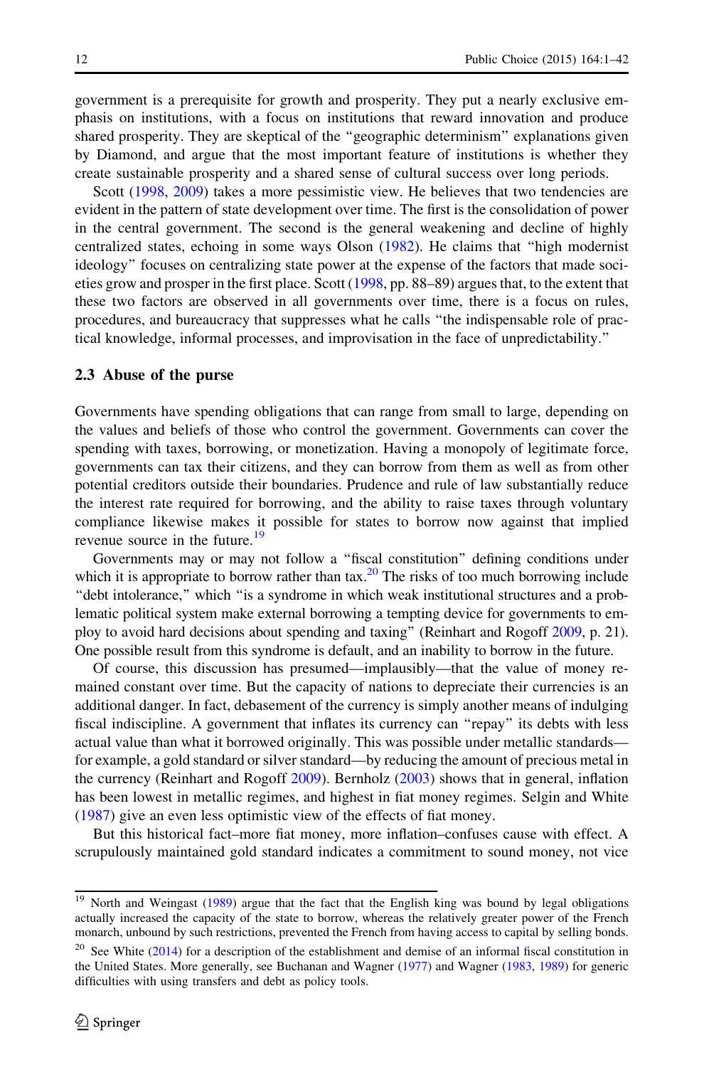government is a prerequisite for growth and prosperity. They put a nearly exclusive emphasis on institutions, with a focus on institutions that reward innovation and produce shared prosperity. They are skeptical of the "geographic determinism" explanations given by Diamond, and argue that the most important feature of institutions is whether they create sustainable prosperity and a shared sense of cultural success over long periods.

Scott (1998, 2009) takes a more pessimistic view. He believes that two tendencies are evident in the pattern of state development over time. The first is the consolidation of power in the central government. The second is the general weakening and decline of highly centralized states, echoing in some ways Olson (1982). He claims that "high modernist ideology" focuses on centralizing state power at the expense of the factors that made societies grow and prosper in the first place. Scott (1998, pp. 88–89) argues that, to the extent that these two factors are observed in all governments over time, there is a focus on rules, procedures, and bureaucracy that suppresses what he calls "the indispensable role of practical knowledge, informal processes, and improvisation in the face of unpredictability."

### 2.3 Abuse of the purse

Governments have spending obligations that can range from small to large, depending on the values and beliefs of those who control the government. Governments can cover the spending with taxes, borrowing, or monetization. Having a monopoly of legitimate force, governments can tax their citizens, and they can borrow from them as well as from other potential creditors outside their boundaries. Prudence and rule of law substantially reduce the interest rate required for borrowing, and the ability to raise taxes through voluntary compliance likewise makes it possible for states to borrow now against that implied revenue source in the future.[19]

Governments may or may not follow a "fiscal constitution" defining conditions under which it is appropriate to borrow rather than tax.[20] The risks of too much borrowing include "debt intolerance," which "is a syndrome in which weak institutional structures and a problematic political system make external borrowing a tempting device for governments to employ to avoid hard decisions about spending and taxing" (Reinhart and Rogoff 2009, p. 21). One possible result from this syndrome is default, and an inability to borrow in the future.

Of course, this discussion has presumed—implausibly—that the value of money remained constant over time. But the capacity of nations to depreciate their currencies is an additional danger. In fact, debasement of the currency is simply another means of indulging fiscal indiscipline. A government that inflates its currency can "repay" its debts with less actual value than what it borrowed originally. This was possible under metallic standards—for example, a gold standard or silver standard—by reducing the amount of precious metal in the currency (Reinhart and Rogoff 2009). Bernholz (2003) shows that in general, inflation has been lowest in metallic regimes, and highest in fiat money regimes. Selgin and White (1987) give an even less optimistic view of the effects of fiat money.

But this historical fact–more fiat money, more inflation–confuses cause with effect. A scrupulously maintained gold standard indicates a commitment to sound money, not vice

---

[19] North and Weingast (1989) argue that the fact that the English king was bound by legal obligations actually increased the capacity of the state to borrow, whereas the relatively greater power of the French monarch, unbound by such restrictions, prevented the French from having access to capital by selling bonds.

[20] See White (2014) for a description of the establishment and demise of an informal fiscal constitution in the United States. More generally, see Buchanan and Wagner (1977) and Wagner (1983, 1989) for generic difficulties with using transfers and debt as policy tools.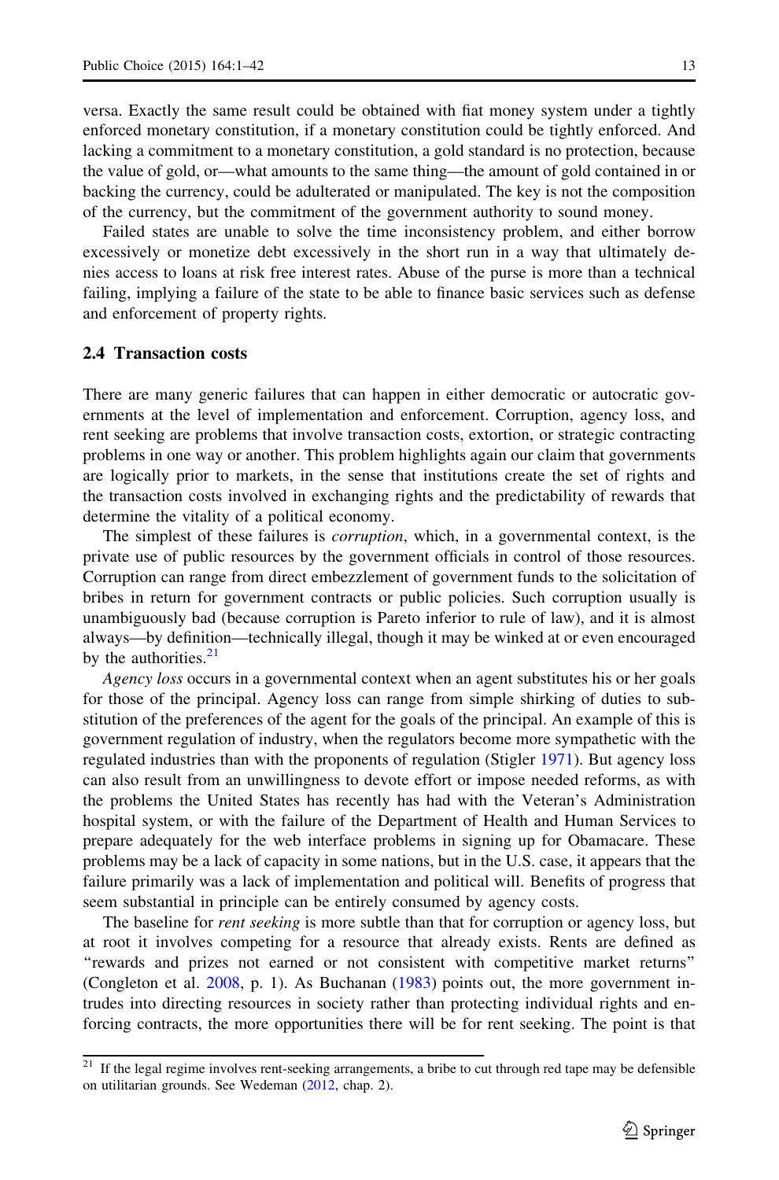versa. Exactly the same result could be obtained with fiat money system under a tightly enforced monetary constitution, if a monetary constitution could be tightly enforced. And lacking a commitment to a monetary constitution, a gold standard is no protection, because the value of gold, or—what amounts to the same thing—the amount of gold contained in or backing the currency, could be adulterated or manipulated. The key is not the composition of the currency, but the commitment of the government authority to sound money.

Failed states are unable to solve the time inconsistency problem, and either borrow excessively or monetize debt excessively in the short run in a way that ultimately denies access to loans at risk free interest rates. Abuse of the purse is more than a technical failing, implying a failure of the state to be able to finance basic services such as defense and enforcement of property rights.

### 2.4 Transaction costs

There are many generic failures that can happen in either democratic or autocratic governments at the level of implementation and enforcement. Corruption, agency loss, and rent seeking are problems that involve transaction costs, extortion, or strategic contracting problems in one way or another. This problem highlights again our claim that governments are logically prior to markets, in the sense that institutions create the set of rights and the transaction costs involved in exchanging rights and the predictability of rewards that determine the vitality of a political economy.

The simplest of these failures is *corruption*, which, in a governmental context, is the private use of public resources by the government officials in control of those resources. Corruption can range from direct embezzlement of government funds to the solicitation of bribes in return for government contracts or public policies. Such corruption usually is unambiguously bad (because corruption is Pareto inferior to rule of law), and it is almost always—by definition—technically illegal, though it may be winked at or even encouraged by the authorities.[21]

*Agency loss* occurs in a governmental context when an agent substitutes his or her goals for those of the principal. Agency loss can range from simple shirking of duties to substitution of the preferences of the agent for the goals of the principal. An example of this is government regulation of industry, when the regulators become more sympathetic with the regulated industries than with the proponents of regulation (Stigler 1971). But agency loss can also result from an unwillingness to devote effort or impose needed reforms, as with the problems the United States has recently has had with the Veteran's Administration hospital system, or with the failure of the Department of Health and Human Services to prepare adequately for the web interface problems in signing up for Obamacare. These problems may be a lack of capacity in some nations, but in the U.S. case, it appears that the failure primarily was a lack of implementation and political will. Benefits of progress that seem substantial in principle can be entirely consumed by agency costs.

The baseline for *rent seeking* is more subtle than that for corruption or agency loss, but at root it involves competing for a resource that already exists. Rents are defined as "rewards and prizes not earned or not consistent with competitive market returns" (Congleton et al. 2008, p. 1). As Buchanan (1983) points out, the more government intrudes into directing resources in society rather than protecting individual rights and enforcing contracts, the more opportunities there will be for rent seeking. The point is that

---

[21] If the legal regime involves rent-seeking arrangements, a bribe to cut through red tape may be defensible on utilitarian grounds. See Wedeman (2012, chap. 2).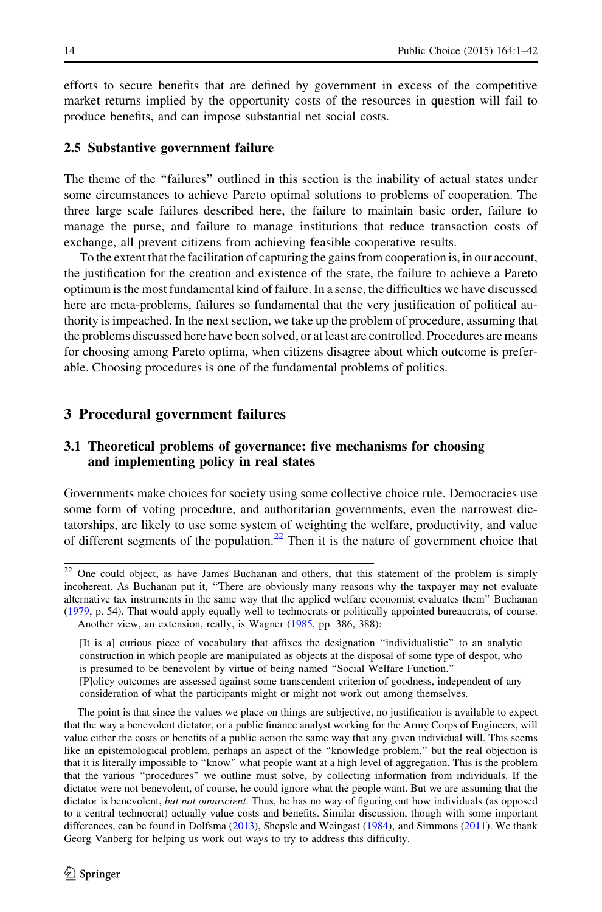efforts to secure benefits that are defined by government in excess of the competitive market returns implied by the opportunity costs of the resources in question will fail to produce benefits, and can impose substantial net social costs.

### 2.5 Substantive government failure

The theme of the "failures" outlined in this section is the inability of actual states under some circumstances to achieve Pareto optimal solutions to problems of cooperation. The three large scale failures described here, the failure to maintain basic order, failure to manage the purse, and failure to manage institutions that reduce transaction costs of exchange, all prevent citizens from achieving feasible cooperative results.

To the extent that the facilitation of capturing the gains from cooperation is, in our account, the justification for the creation and existence of the state, the failure to achieve a Pareto optimum is the most fundamental kind of failure. In a sense, the difficulties we have discussed here are meta-problems, failures so fundamental that the very justification of political authority is impeached. In the next section, we take up the problem of procedure, assuming that the problems discussed here have been solved, or at least are controlled. Procedures are means for choosing among Pareto optima, when citizens disagree about which outcome is preferable. Choosing procedures is one of the fundamental problems of politics.

## 3 Procedural government failures

### 3.1 Theoretical problems of governance: five mechanisms for choosing and implementing policy in real states

Governments make choices for society using some collective choice rule. Democracies use some form of voting procedure, and authoritarian governments, even the narrowest dictatorships, are likely to use some system of weighting the welfare, productivity, and value of different segments of the population.[22] Then it is the nature of government choice that

---

[22] One could object, as have James Buchanan and others, that this statement of the problem is simply incoherent. As Buchanan put it, "There are obviously many reasons why the taxpayer may not evaluate alternative tax instruments in the same way that the applied welfare economist evaluates them" Buchanan (1979, p. 54). That would apply equally well to technocrats or politically appointed bureaucrats, of course. Another view, an extension, really, is Wagner (1985, pp. 386, 388):

> [It is a] curious piece of vocabulary that affixes the designation "individualistic" to an analytic construction in which people are manipulated as objects at the disposal of some type of despot, who is presumed to be benevolent by virtue of being named "Social Welfare Function."
> [P]olicy outcomes are assessed against some transcendent criterion of goodness, independent of any consideration of what the participants might or might not work out among themselves.

The point is that since the values we place on things are subjective, no justification is available to expect that the way a benevolent dictator, or a public finance analyst working for the Army Corps of Engineers, will value either the costs or benefits of a public action the same way that any given individual will. This seems like an epistemological problem, perhaps an aspect of the "knowledge problem," but the real objection is that it is literally impossible to "know" what people want at a high level of aggregation. This is the problem that the various "procedures" we outline must solve, by collecting information from individuals. If the dictator were not benevolent, of course, he could ignore what the people want. But we are assuming that the dictator is benevolent, *but not omniscient*. Thus, he has no way of figuring out how individuals (as opposed to a central technocrat) actually value costs and benefits. Similar discussion, though with some important differences, can be found in Dolfsma (2013), Shepsle and Weingast (1984), and Simmons (2011). We thank Georg Vanberg for helping us work out ways to try to address this difficulty.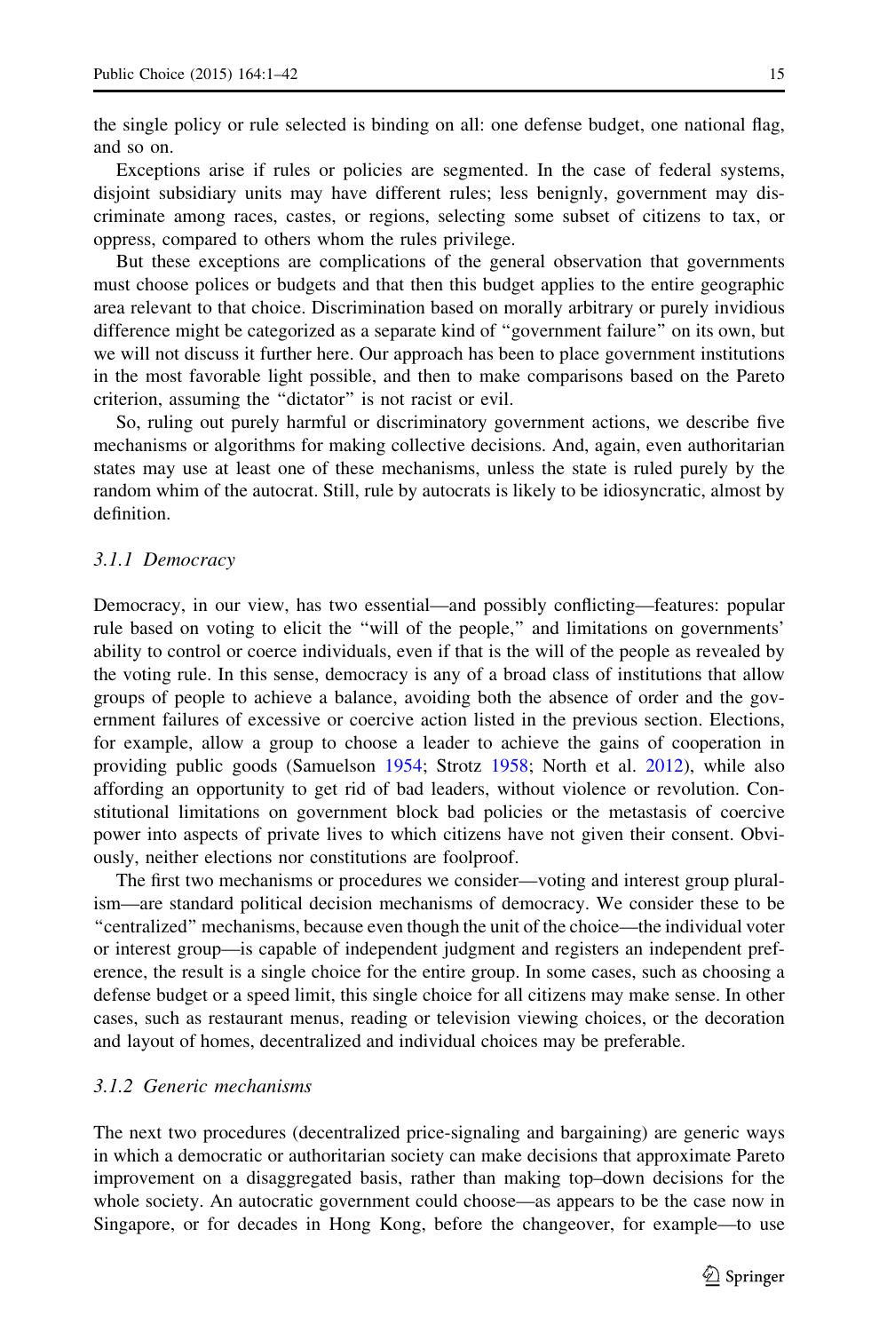the single policy or rule selected is binding on all: one defense budget, one national flag, and so on.

Exceptions arise if rules or policies are segmented. In the case of federal systems, disjoint subsidiary units may have different rules; less benignly, government may discriminate among races, castes, or regions, selecting some subset of citizens to tax, or oppress, compared to others whom the rules privilege.

But these exceptions are complications of the general observation that governments must choose polices or budgets and that then this budget applies to the entire geographic area relevant to that choice. Discrimination based on morally arbitrary or purely invidious difference might be categorized as a separate kind of "government failure" on its own, but we will not discuss it further here. Our approach has been to place government institutions in the most favorable light possible, and then to make comparisons based on the Pareto criterion, assuming the "dictator" is not racist or evil.

So, ruling out purely harmful or discriminatory government actions, we describe five mechanisms or algorithms for making collective decisions. And, again, even authoritarian states may use at least one of these mechanisms, unless the state is ruled purely by the random whim of the autocrat. Still, rule by autocrats is likely to be idiosyncratic, almost by definition.

### 3.1.1 Democracy

Democracy, in our view, has two essential—and possibly conflicting—features: popular rule based on voting to elicit the "will of the people," and limitations on governments' ability to control or coerce individuals, even if that is the will of the people as revealed by the voting rule. In this sense, democracy is any of a broad class of institutions that allow groups of people to achieve a balance, avoiding both the absence of order and the government failures of excessive or coercive action listed in the previous section. Elections, for example, allow a group to choose a leader to achieve the gains of cooperation in providing public goods (Samuelson 1954; Strotz 1958; North et al. 2012), while also affording an opportunity to get rid of bad leaders, without violence or revolution. Constitutional limitations on government block bad policies or the metastasis of coercive power into aspects of private lives to which citizens have not given their consent. Obviously, neither elections nor constitutions are foolproof.

The first two mechanisms or procedures we consider—voting and interest group pluralism—are standard political decision mechanisms of democracy. We consider these to be "centralized" mechanisms, because even though the unit of the choice—the individual voter or interest group—is capable of independent judgment and registers an independent preference, the result is a single choice for the entire group. In some cases, such as choosing a defense budget or a speed limit, this single choice for all citizens may make sense. In other cases, such as restaurant menus, reading or television viewing choices, or the decoration and layout of homes, decentralized and individual choices may be preferable.

### 3.1.2 Generic mechanisms

The next two procedures (decentralized price-signaling and bargaining) are generic ways in which a democratic or authoritarian society can make decisions that approximate Pareto improvement on a disaggregated basis, rather than making top–down decisions for the whole society. An autocratic government could choose—as appears to be the case now in Singapore, or for decades in Hong Kong, before the changeover, for example—to use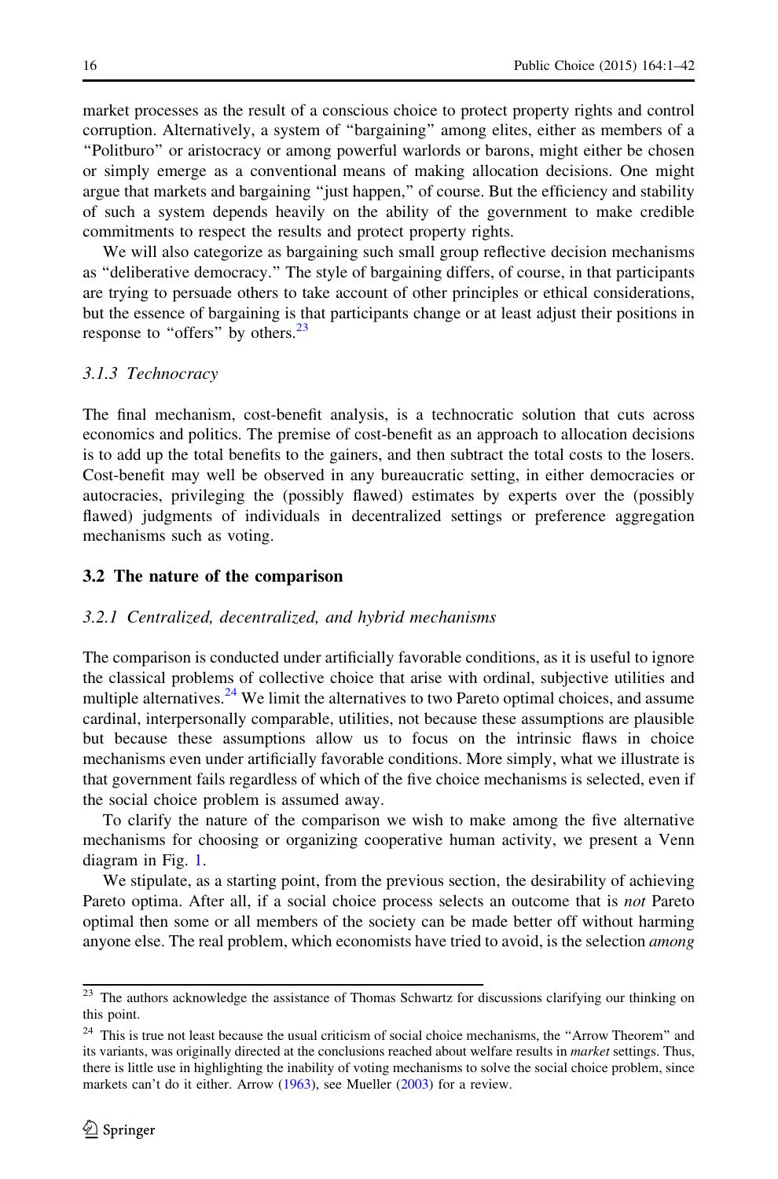market processes as the result of a conscious choice to protect property rights and control corruption. Alternatively, a system of "bargaining" among elites, either as members of a "Politburo" or aristocracy or among powerful warlords or barons, might either be chosen or simply emerge as a conventional means of making allocation decisions. One might argue that markets and bargaining "just happen," of course. But the efficiency and stability of such a system depends heavily on the ability of the government to make credible commitments to respect the results and protect property rights.

We will also categorize as bargaining such small group reflective decision mechanisms as "deliberative democracy." The style of bargaining differs, of course, in that participants are trying to persuade others to take account of other principles or ethical considerations, but the essence of bargaining is that participants change or at least adjust their positions in response to "offers" by others.[23]

#### *3.1.3 Technocracy*

The final mechanism, cost-benefit analysis, is a technocratic solution that cuts across economics and politics. The premise of cost-benefit as an approach to allocation decisions is to add up the total benefits to the gainers, and then subtract the total costs to the losers. Cost-benefit may well be observed in any bureaucratic setting, in either democracies or autocracies, privileging the (possibly flawed) estimates by experts over the (possibly flawed) judgments of individuals in decentralized settings or preference aggregation mechanisms such as voting.

### 3.2 The nature of the comparison

#### *3.2.1 Centralized, decentralized, and hybrid mechanisms*

The comparison is conducted under artificially favorable conditions, as it is useful to ignore the classical problems of collective choice that arise with ordinal, subjective utilities and multiple alternatives.[24] We limit the alternatives to two Pareto optimal choices, and assume cardinal, interpersonally comparable, utilities, not because these assumptions are plausible but because these assumptions allow us to focus on the intrinsic flaws in choice mechanisms even under artificially favorable conditions. More simply, what we illustrate is that government fails regardless of which of the five choice mechanisms is selected, even if the social choice problem is assumed away.

To clarify the nature of the comparison we wish to make among the five alternative mechanisms for choosing or organizing cooperative human activity, we present a Venn diagram in Fig. 1.

We stipulate, as a starting point, from the previous section, the desirability of achieving Pareto optima. After all, if a social choice process selects an outcome that is *not* Pareto optimal then some or all members of the society can be made better off without harming anyone else. The real problem, which economists have tried to avoid, is the selection *among*

---

[23] The authors acknowledge the assistance of Thomas Schwartz for discussions clarifying our thinking on this point.

[24] This is true not least because the usual criticism of social choice mechanisms, the "Arrow Theorem" and its variants, was originally directed at the conclusions reached about welfare results in *market* settings. Thus, there is little use in highlighting the inability of voting mechanisms to solve the social choice problem, since markets can't do it either. Arrow (1963), see Mueller (2003) for a review.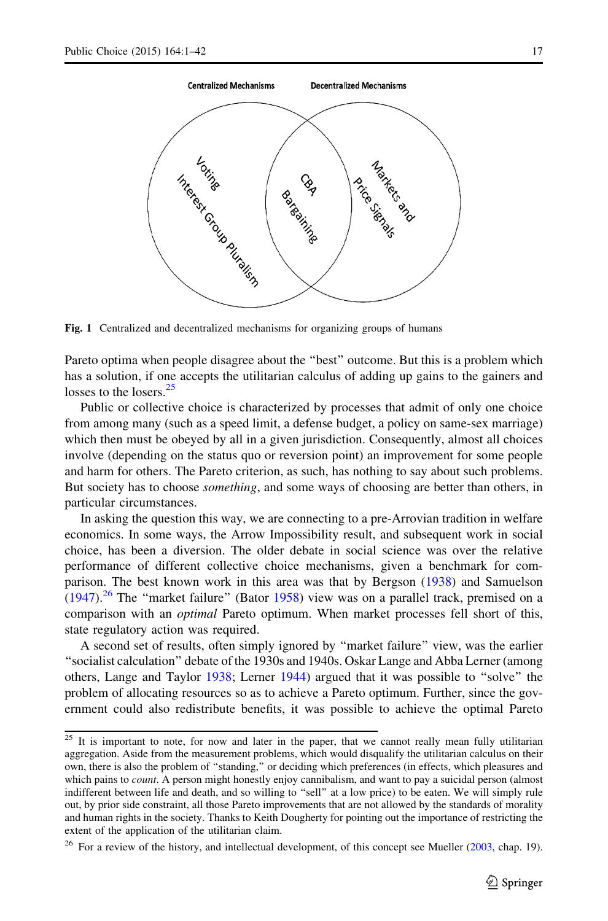Centralized Mechanisms

Decentralized Mechanisms

Voting

Interest Group Pluralism

CBA

Bargaining

Markets and Price Signals

**Fig. 1** Centralized and decentralized mechanisms for organizing groups of humans

Pareto optima when people disagree about the "best" outcome. But this is a problem which has a solution, if one accepts the utilitarian calculus of adding up gains to the gainers and losses to the losers.[25]

Public or collective choice is characterized by processes that admit of only one choice from among many (such as a speed limit, a defense budget, a policy on same-sex marriage) which then must be obeyed by all in a given jurisdiction. Consequently, almost all choices involve (depending on the status quo or reversion point) an improvement for some people and harm for others. The Pareto criterion, as such, has nothing to say about such problems. But society has to choose *something*, and some ways of choosing are better than others, in particular circumstances.

In asking the question this way, we are connecting to a pre-Arrovian tradition in welfare economics. In some ways, the Arrow Impossibility result, and subsequent work in social choice, has been a diversion. The older debate in social science was over the relative performance of different collective choice mechanisms, given a benchmark for comparison. The best known work in this area was that by Bergson (1938) and Samuelson (1947).[26] The "market failure" (Bator 1958) view was on a parallel track, premised on a comparison with an *optimal* Pareto optimum. When market processes fell short of this, state regulatory action was required.

A second set of results, often simply ignored by "market failure" view, was the earlier "socialist calculation" debate of the 1930s and 1940s. Oskar Lange and Abba Lerner (among others, Lange and Taylor 1938; Lerner 1944) argued that it was possible to "solve" the problem of allocating resources so as to achieve a Pareto optimum. Further, since the government could also redistribute benefits, it was possible to achieve the optimal Pareto

---

[25] It is important to note, for now and later in the paper, that we cannot really mean fully utilitarian aggregation. Aside from the measurement problems, which would disqualify the utilitarian calculus on their own, there is also the problem of "standing," or deciding which preferences (in effects, which pleasures and which pains to *count*. A person might honestly enjoy cannibalism, and want to pay a suicidal person (almost indifferent between life and death, and so willing to "sell" at a low price) to be eaten. We will simply rule out, by prior side constraint, all those Pareto improvements that are not allowed by the standards of morality and human rights in the society. Thanks to Keith Dougherty for pointing out the importance of restricting the extent of the application of the utilitarian claim.

[26] For a review of the history, and intellectual development, of this concept see Mueller (2003, chap. 19).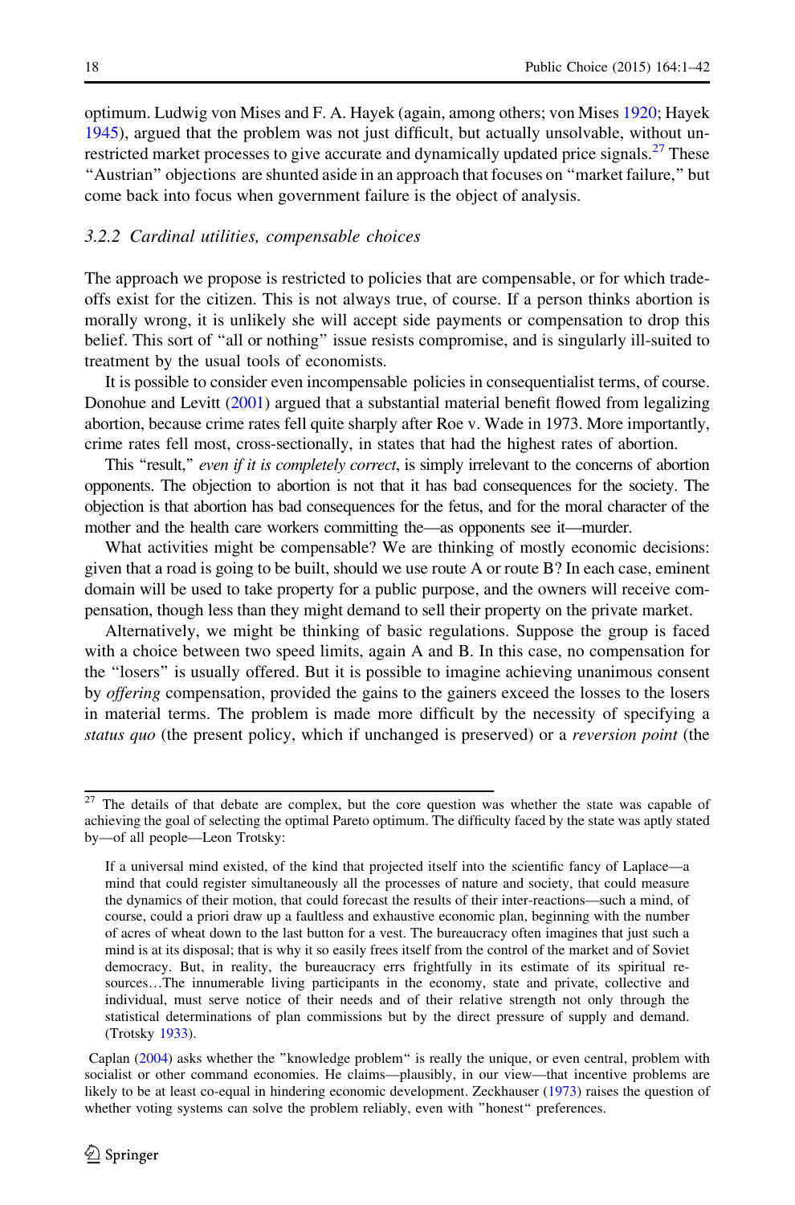optimum. Ludwig von Mises and F. A. Hayek (again, among others; von Mises 1920; Hayek 1945), argued that the problem was not just difficult, but actually unsolvable, without unrestricted market processes to give accurate and dynamically updated price signals.[27] These "Austrian" objections are shunted aside in an approach that focuses on "market failure," but come back into focus when government failure is the object of analysis.

### 3.2.2 Cardinal utilities, compensable choices

The approach we propose is restricted to policies that are compensable, or for which trade-offs exist for the citizen. This is not always true, of course. If a person thinks abortion is morally wrong, it is unlikely she will accept side payments or compensation to drop this belief. This sort of "all or nothing" issue resists compromise, and is singularly ill-suited to treatment by the usual tools of economists.

It is possible to consider even incompensable policies in consequentialist terms, of course. Donohue and Levitt (2001) argued that a substantial material benefit flowed from legalizing abortion, because crime rates fell quite sharply after Roe v. Wade in 1973. More importantly, crime rates fell most, cross-sectionally, in states that had the highest rates of abortion.

This "result," *even if it is completely correct*, is simply irrelevant to the concerns of abortion opponents. The objection to abortion is not that it has bad consequences for the society. The objection is that abortion has bad consequences for the fetus, and for the moral character of the mother and the health care workers committing the—as opponents see it—murder.

What activities might be compensable? We are thinking of mostly economic decisions: given that a road is going to be built, should we use route A or route B? In each case, eminent domain will be used to take property for a public purpose, and the owners will receive compensation, though less than they might demand to sell their property on the private market.

Alternatively, we might be thinking of basic regulations. Suppose the group is faced with a choice between two speed limits, again A and B. In this case, no compensation for the "losers" is usually offered. But it is possible to imagine achieving unanimous consent by *offering* compensation, provided the gains to the gainers exceed the losses to the losers in material terms. The problem is made more difficult by the necessity of specifying a *status quo* (the present policy, which if unchanged is preserved) or a *reversion point* (the

---

[27] The details of that debate are complex, but the core question was whether the state was capable of achieving the goal of selecting the optimal Pareto optimum. The difficulty faced by the state was aptly stated by—of all people—Leon Trotsky:

> If a universal mind existed, of the kind that projected itself into the scientific fancy of Laplace—a mind that could register simultaneously all the processes of nature and society, that could measure the dynamics of their motion, that could forecast the results of their inter-reactions—such a mind, of course, could a priori draw up a faultless and exhaustive economic plan, beginning with the number of acres of wheat down to the last button for a vest. The bureaucracy often imagines that just such a mind is at its disposal; that is why it so easily frees itself from the control of the market and of Soviet democracy. But, in reality, the bureaucracy errs frightfully in its estimate of its spiritual resources…The innumerable living participants in the economy, state and private, collective and individual, must serve notice of their needs and of their relative strength not only through the statistical determinations of plan commissions but by the direct pressure of supply and demand. (Trotsky 1933).

Caplan (2004) asks whether the "knowledge problem" is really the unique, or even central, problem with socialist or other command economies. He claims—plausibly, in our view—that incentive problems are likely to be at least co-equal in hindering economic development. Zeckhauser (1973) raises the question of whether voting systems can solve the problem reliably, even with "honest" preferences.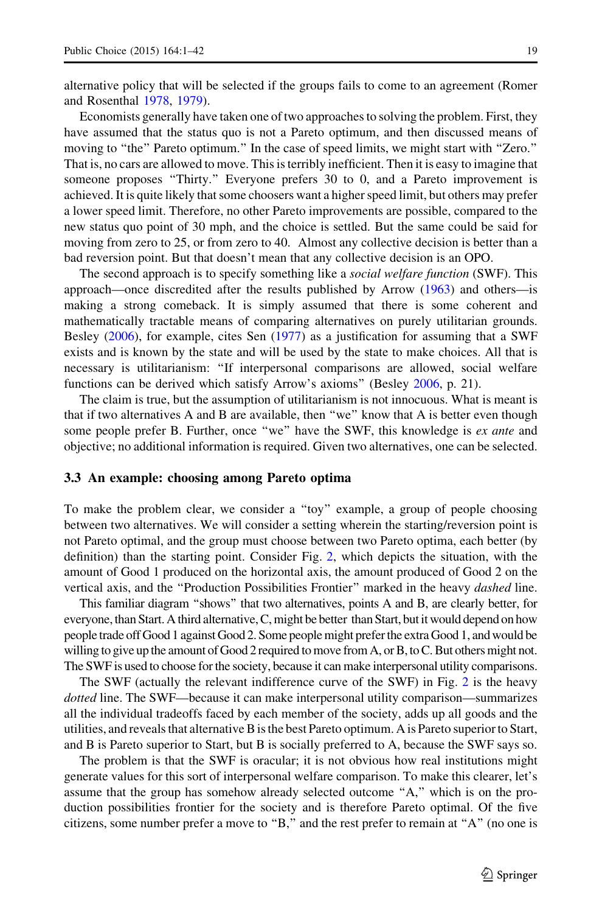alternative policy that will be selected if the groups fails to come to an agreement (Romer and Rosenthal 1978, 1979).

Economists generally have taken one of two approaches to solving the problem. First, they have assumed that the status quo is not a Pareto optimum, and then discussed means of moving to "the" Pareto optimum." In the case of speed limits, we might start with "Zero." That is, no cars are allowed to move. This is terribly inefficient. Then it is easy to imagine that someone proposes "Thirty." Everyone prefers 30 to 0, and a Pareto improvement is achieved. It is quite likely that some choosers want a higher speed limit, but others may prefer a lower speed limit. Therefore, no other Pareto improvements are possible, compared to the new status quo point of 30 mph, and the choice is settled. But the same could be said for moving from zero to 25, or from zero to 40. Almost any collective decision is better than a bad reversion point. But that doesn't mean that any collective decision is an OPO.

The second approach is to specify something like a *social welfare function* (SWF). This approach—once discredited after the results published by Arrow (1963) and others—is making a strong comeback. It is simply assumed that there is some coherent and mathematically tractable means of comparing alternatives on purely utilitarian grounds. Besley (2006), for example, cites Sen (1977) as a justification for assuming that a SWF exists and is known by the state and will be used by the state to make choices. All that is necessary is utilitarianism: "If interpersonal comparisons are allowed, social welfare functions can be derived which satisfy Arrow's axioms" (Besley 2006, p. 21).

The claim is true, but the assumption of utilitarianism is not innocuous. What is meant is that if two alternatives A and B are available, then "we" know that A is better even though some people prefer B. Further, once "we" have the SWF, this knowledge is *ex ante* and objective; no additional information is required. Given two alternatives, one can be selected.

### 3.3 An example: choosing among Pareto optima

To make the problem clear, we consider a "toy" example, a group of people choosing between two alternatives. We will consider a setting wherein the starting/reversion point is not Pareto optimal, and the group must choose between two Pareto optima, each better (by definition) than the starting point. Consider Fig. 2, which depicts the situation, with the amount of Good 1 produced on the horizontal axis, the amount produced of Good 2 on the vertical axis, and the "Production Possibilities Frontier" marked in the heavy *dashed* line.

This familiar diagram "shows" that two alternatives, points A and B, are clearly better, for everyone, than Start. A third alternative, C, might be better than Start, but it would depend on how people trade off Good 1 against Good 2. Some people might prefer the extra Good 1, and would be willing to give up the amount of Good 2 required to move from A, or B, to C. But others might not. The SWF is used to choose for the society, because it can make interpersonal utility comparisons.

The SWF (actually the relevant indifference curve of the SWF) in Fig. 2 is the heavy *dotted* line. The SWF—because it can make interpersonal utility comparison—summarizes all the individual tradeoffs faced by each member of the society, adds up all goods and the utilities, and reveals that alternative B is the best Pareto optimum. A is Pareto superior to Start, and B is Pareto superior to Start, but B is socially preferred to A, because the SWF says so.

The problem is that the SWF is oracular; it is not obvious how real institutions might generate values for this sort of interpersonal welfare comparison. To make this clearer, let's assume that the group has somehow already selected outcome "A," which is on the production possibilities frontier for the society and is therefore Pareto optimal. Of the five citizens, some number prefer a move to "B," and the rest prefer to remain at "A" (no one is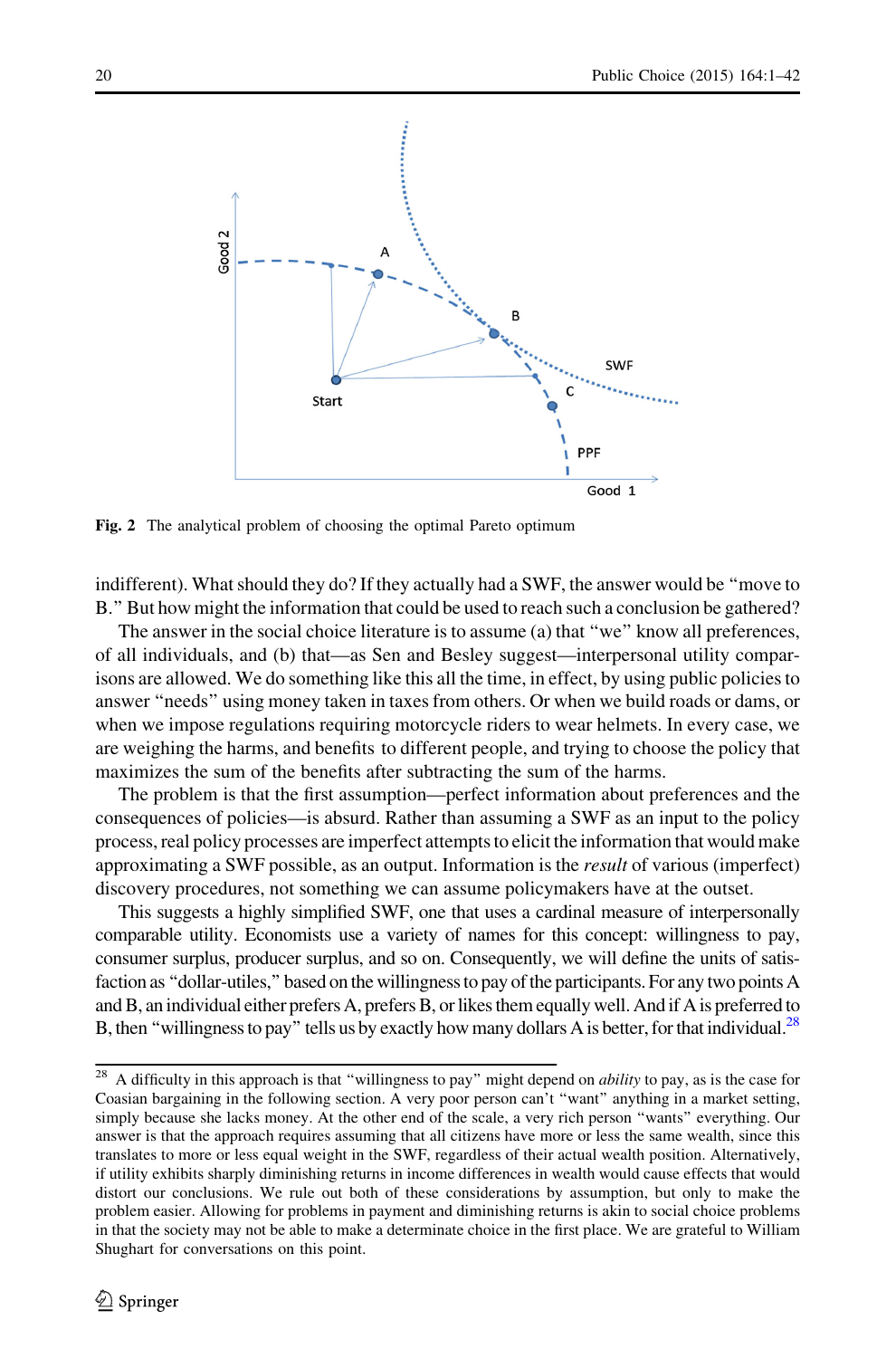**Fig. 2** The analytical problem of choosing the optimal Pareto optimum

indifferent). What should they do? If they actually had a SWF, the answer would be "move to B." But how might the information that could be used to reach such a conclusion be gathered?

The answer in the social choice literature is to assume (a) that "we" know all preferences, of all individuals, and (b) that—as Sen and Besley suggest—interpersonal utility comparisons are allowed. We do something like this all the time, in effect, by using public policies to answer "needs" using money taken in taxes from others. Or when we build roads or dams, or when we impose regulations requiring motorcycle riders to wear helmets. In every case, we are weighing the harms, and benefits to different people, and trying to choose the policy that maximizes the sum of the benefits after subtracting the sum of the harms.

The problem is that the first assumption—perfect information about preferences and the consequences of policies—is absurd. Rather than assuming a SWF as an input to the policy process, real policy processes are imperfect attempts to elicit the information that would make approximating a SWF possible, as an output. Information is the *result* of various (imperfect) discovery procedures, not something we can assume policymakers have at the outset.

This suggests a highly simplified SWF, one that uses a cardinal measure of interpersonally comparable utility. Economists use a variety of names for this concept: willingness to pay, consumer surplus, producer surplus, and so on. Consequently, we will define the units of satisfaction as "dollar-utiles," based on the willingness to pay of the participants. For any two points A and B, an individual either prefers A, prefers B, or likes them equally well. And if A is preferred to B, then "willingness to pay" tells us by exactly how many dollars A is better, for that individual.[28]

---

[28] A difficulty in this approach is that "willingness to pay" might depend on *ability* to pay, as is the case for Coasian bargaining in the following section. A very poor person can't "want" anything in a market setting, simply because she lacks money. At the other end of the scale, a very rich person "wants" everything. Our answer is that the approach requires assuming that all citizens have more or less the same wealth, since this translates to more or less equal weight in the SWF, regardless of their actual wealth position. Alternatively, if utility exhibits sharply diminishing returns in income differences in wealth would cause effects that would distort our conclusions. We rule out both of these considerations by assumption, but only to make the problem easier. Allowing for problems in payment and diminishing returns is akin to social choice problems in that the society may not be able to make a determinate choice in the first place. We are grateful to William Shughart for conversations on this point.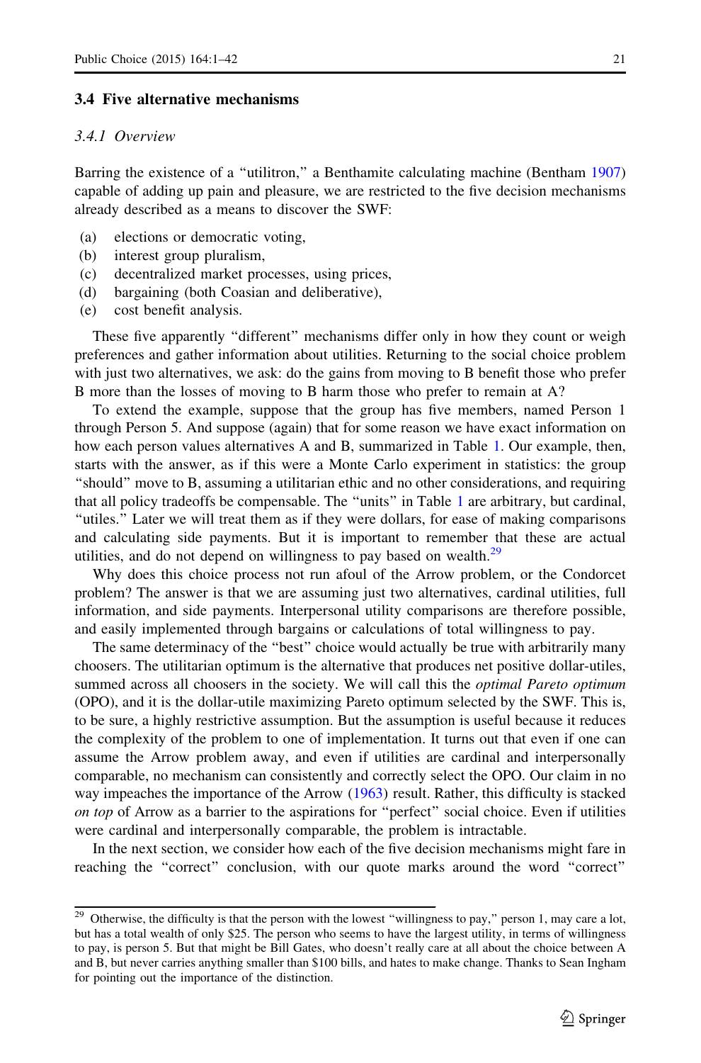### 3.4 Five alternative mechanisms

#### *3.4.1 Overview*

Barring the existence of a "utilitron," a Benthamite calculating machine (Bentham 1907) capable of adding up pain and pleasure, we are restricted to the five decision mechanisms already described as a means to discover the SWF:

- (a) elections or democratic voting,
- (b) interest group pluralism,
- (c) decentralized market processes, using prices,
- (d) bargaining (both Coasian and deliberative),
- (e) cost benefit analysis.

These five apparently "different" mechanisms differ only in how they count or weigh preferences and gather information about utilities. Returning to the social choice problem with just two alternatives, we ask: do the gains from moving to B benefit those who prefer B more than the losses of moving to B harm those who prefer to remain at A?

To extend the example, suppose that the group has five members, named Person 1 through Person 5. And suppose (again) that for some reason we have exact information on how each person values alternatives A and B, summarized in Table 1. Our example, then, starts with the answer, as if this were a Monte Carlo experiment in statistics: the group "should" move to B, assuming a utilitarian ethic and no other considerations, and requiring that all policy tradeoffs be compensable. The "units" in Table 1 are arbitrary, but cardinal, "utiles." Later we will treat them as if they were dollars, for ease of making comparisons and calculating side payments. But it is important to remember that these are actual utilities, and do not depend on willingness to pay based on wealth.[29]

Why does this choice process not run afoul of the Arrow problem, or the Condorcet problem? The answer is that we are assuming just two alternatives, cardinal utilities, full information, and side payments. Interpersonal utility comparisons are therefore possible, and easily implemented through bargains or calculations of total willingness to pay.

The same determinacy of the "best" choice would actually be true with arbitrarily many choosers. The utilitarian optimum is the alternative that produces net positive dollar-utiles, summed across all choosers in the society. We will call this the *optimal Pareto optimum* (OPO), and it is the dollar-utile maximizing Pareto optimum selected by the SWF. This is, to be sure, a highly restrictive assumption. But the assumption is useful because it reduces the complexity of the problem to one of implementation. It turns out that even if one can assume the Arrow problem away, and even if utilities are cardinal and interpersonally comparable, no mechanism can consistently and correctly select the OPO. Our claim in no way impeaches the importance of the Arrow (1963) result. Rather, this difficulty is stacked *on top* of Arrow as a barrier to the aspirations for "perfect" social choice. Even if utilities were cardinal and interpersonally comparable, the problem is intractable.

In the next section, we consider how each of the five decision mechanisms might fare in reaching the "correct" conclusion, with our quote marks around the word "correct"

---

[29] Otherwise, the difficulty is that the person with the lowest "willingness to pay," person 1, may care a lot, but has a total wealth of only $25. The person who seems to have the largest utility, in terms of willingness to pay, is person 5. But that might be Bill Gates, who doesn't really care at all about the choice between A and B, but never carries anything smaller than $100 bills, and hates to make change. Thanks to Sean Ingham for pointing out the importance of the distinction.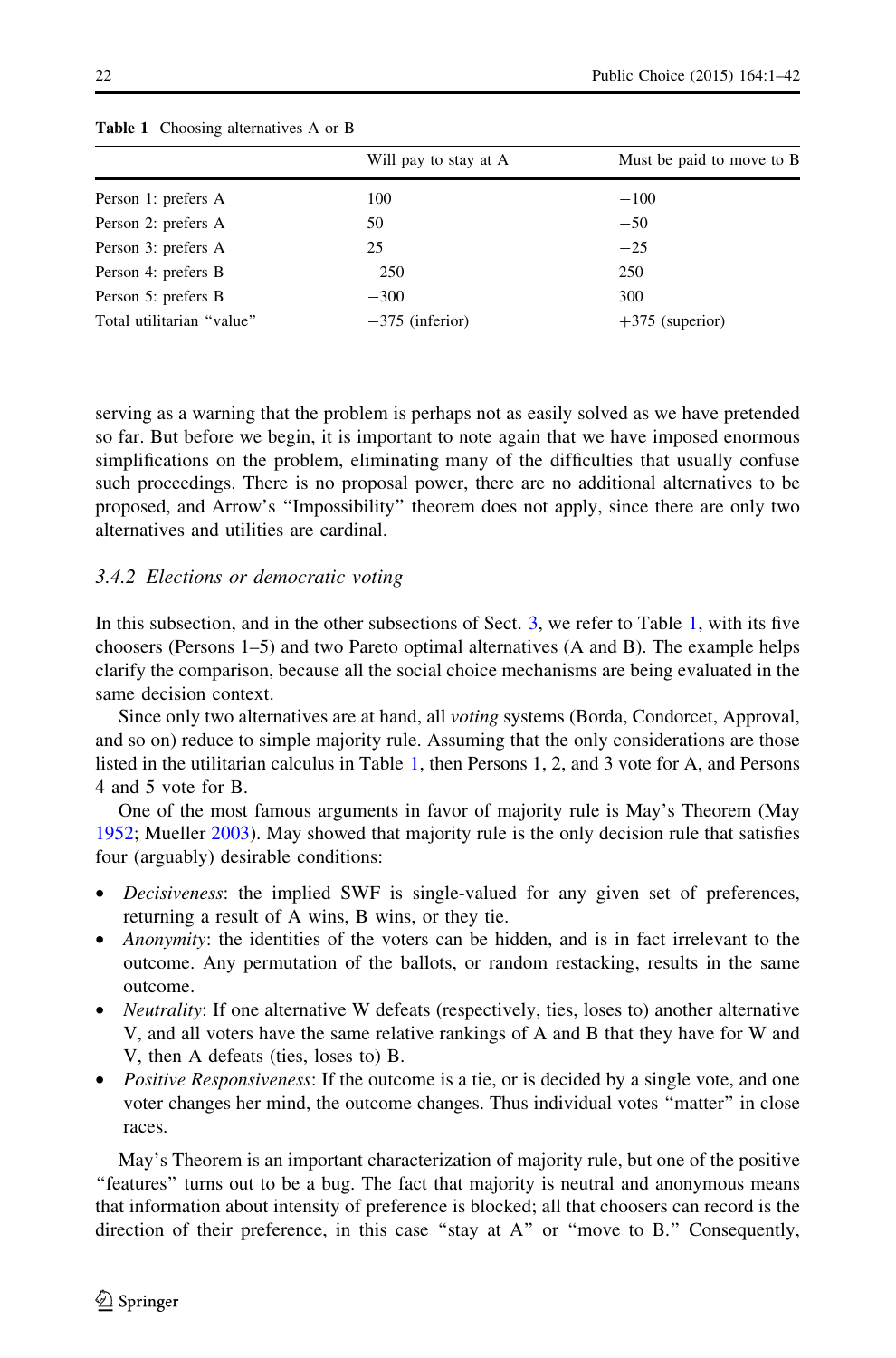**Table 1** Choosing alternatives A or B

| | Will pay to stay at A | Must be paid to move to B |
|---|---|---|
| Person 1: prefers A | 100 | −100 |
| Person 2: prefers A | 50 | −50 |
| Person 3: prefers A | 25 | −25 |
| Person 4: prefers B | −250 | 250 |
| Person 5: prefers B | −300 | 300 |
| Total utilitarian "value" | −375 (inferior) | +375 (superior) |

serving as a warning that the problem is perhaps not as easily solved as we have pretended so far. But before we begin, it is important to note again that we have imposed enormous simplifications on the problem, eliminating many of the difficulties that usually confuse such proceedings. There is no proposal power, there are no additional alternatives to be proposed, and Arrow's "Impossibility" theorem does not apply, since there are only two alternatives and utilities are cardinal.

### 3.4.2 Elections or democratic voting

In this subsection, and in the other subsections of Sect. 3, we refer to Table 1, with its five choosers (Persons 1–5) and two Pareto optimal alternatives (A and B). The example helps clarify the comparison, because all the social choice mechanisms are being evaluated in the same decision context.

Since only two alternatives are at hand, all *voting* systems (Borda, Condorcet, Approval, and so on) reduce to simple majority rule. Assuming that the only considerations are those listed in the utilitarian calculus in Table 1, then Persons 1, 2, and 3 vote for A, and Persons 4 and 5 vote for B.

One of the most famous arguments in favor of majority rule is May's Theorem (May 1952; Mueller 2003). May showed that majority rule is the only decision rule that satisfies four (arguably) desirable conditions:

- *Decisiveness*: the implied SWF is single-valued for any given set of preferences, returning a result of A wins, B wins, or they tie.
- *Anonymity*: the identities of the voters can be hidden, and is in fact irrelevant to the outcome. Any permutation of the ballots, or random restacking, results in the same outcome.
- *Neutrality*: If one alternative W defeats (respectively, ties, loses to) another alternative V, and all voters have the same relative rankings of A and B that they have for W and V, then A defeats (ties, loses to) B.
- *Positive Responsiveness*: If the outcome is a tie, or is decided by a single vote, and one voter changes her mind, the outcome changes. Thus individual votes "matter" in close races.

May's Theorem is an important characterization of majority rule, but one of the positive "features" turns out to be a bug. The fact that majority is neutral and anonymous means that information about intensity of preference is blocked; all that choosers can record is the direction of their preference, in this case "stay at A" or "move to B." Consequently,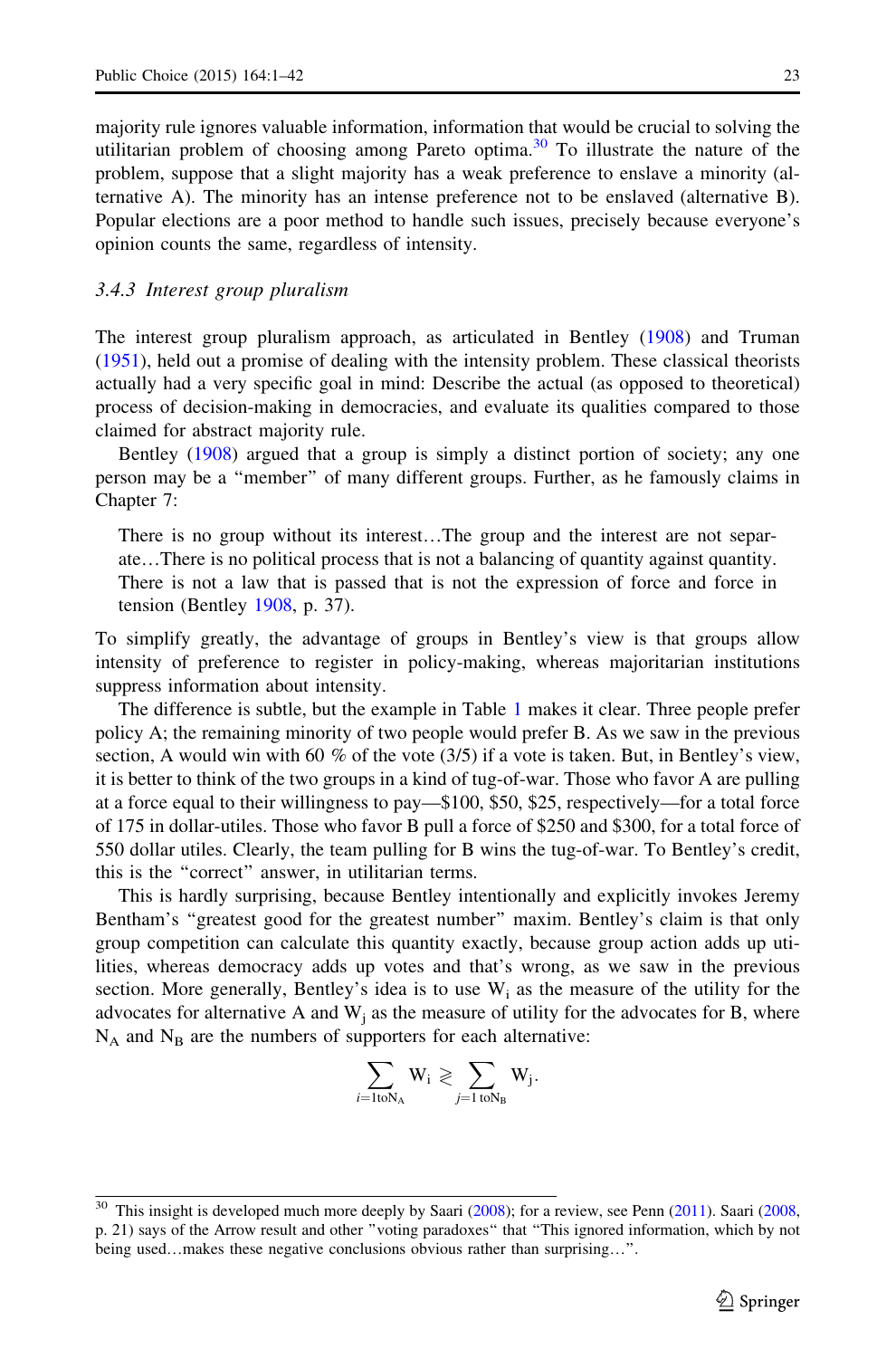majority rule ignores valuable information, information that would be crucial to solving the utilitarian problem of choosing among Pareto optima.[30] To illustrate the nature of the problem, suppose that a slight majority has a weak preference to enslave a minority (alternative A). The minority has an intense preference not to be enslaved (alternative B). Popular elections are a poor method to handle such issues, precisely because everyone's opinion counts the same, regardless of intensity.

### 3.4.3 Interest group pluralism

The interest group pluralism approach, as articulated in Bentley (1908) and Truman (1951), held out a promise of dealing with the intensity problem. These classical theorists actually had a very specific goal in mind: Describe the actual (as opposed to theoretical) process of decision-making in democracies, and evaluate its qualities compared to those claimed for abstract majority rule.

Bentley (1908) argued that a group is simply a distinct portion of society; any one person may be a "member" of many different groups. Further, as he famously claims in Chapter 7:

> There is no group without its interest…The group and the interest are not separate…There is no political process that is not a balancing of quantity against quantity. There is not a law that is passed that is not the expression of force and force in tension (Bentley 1908, p. 37).

To simplify greatly, the advantage of groups in Bentley's view is that groups allow intensity of preference to register in policy-making, whereas majoritarian institutions suppress information about intensity.

The difference is subtle, but the example in Table 1 makes it clear. Three people prefer policy A; the remaining minority of two people would prefer B. As we saw in the previous section, A would win with 60 % of the vote (3/5) if a vote is taken. But, in Bentley's view, it is better to think of the two groups in a kind of tug-of-war. Those who favor A are pulling at a force equal to their willingness to pay—$100, $50, $25, respectively—for a total force of 175 in dollar-utiles. Those who favor B pull a force of $250 and $300, for a total force of 550 dollar utiles. Clearly, the team pulling for B wins the tug-of-war. To Bentley's credit, this is the "correct" answer, in utilitarian terms.

This is hardly surprising, because Bentley intentionally and explicitly invokes Jeremy Bentham's "greatest good for the greatest number" maxim. Bentley's claim is that only group competition can calculate this quantity exactly, because group action adds up utilities, whereas democracy adds up votes and that's wrong, as we saw in the previous section. More generally, Bentley's idea is to use $W_i$ as the measure of the utility for the advocates for alternative A and $W_j$ as the measure of utility for the advocates for B, where $N_A$ and $N_B$ are the numbers of supporters for each alternative:

$$\sum_{i=1\,\mathrm{to}\,N_A} W_i \gtrless \sum_{j=1\,\mathrm{to}\,N_B} W_j.$$

---

[30] This insight is developed much more deeply by Saari (2008); for a review, see Penn (2011). Saari (2008, p. 21) says of the Arrow result and other "voting paradoxes" that "This ignored information, which by not being used…makes these negative conclusions obvious rather than surprising…".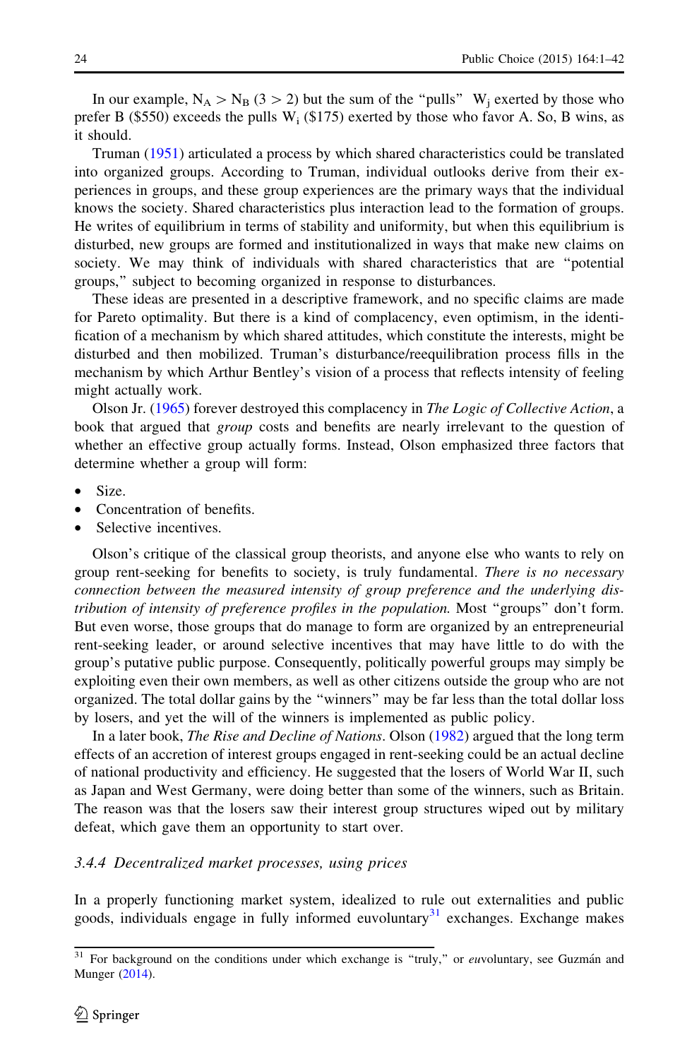In our example, $N_A > N_B$ ($3 > 2$) but the sum of the "pulls" $W_j$ exerted by those who prefer B (\$550) exceeds the pulls $W_i$ (\$175) exerted by those who favor A. So, B wins, as it should.

Truman (1951) articulated a process by which shared characteristics could be translated into organized groups. According to Truman, individual outlooks derive from their experiences in groups, and these group experiences are the primary ways that the individual knows the society. Shared characteristics plus interaction lead to the formation of groups. He writes of equilibrium in terms of stability and uniformity, but when this equilibrium is disturbed, new groups are formed and institutionalized in ways that make new claims on society. We may think of individuals with shared characteristics that are "potential groups," subject to becoming organized in response to disturbances.

These ideas are presented in a descriptive framework, and no specific claims are made for Pareto optimality. But there is a kind of complacency, even optimism, in the identification of a mechanism by which shared attitudes, which constitute the interests, might be disturbed and then mobilized. Truman's disturbance/reequilibration process fills in the mechanism by which Arthur Bentley's vision of a process that reflects intensity of feeling might actually work.

Olson Jr. (1965) forever destroyed this complacency in *The Logic of Collective Action*, a book that argued that *group* costs and benefits are nearly irrelevant to the question of whether an effective group actually forms. Instead, Olson emphasized three factors that determine whether a group will form:

- Size.
- Concentration of benefits.
- Selective incentives.

Olson's critique of the classical group theorists, and anyone else who wants to rely on group rent-seeking for benefits to society, is truly fundamental. *There is no necessary connection between the measured intensity of group preference and the underlying distribution of intensity of preference profiles in the population.* Most "groups" don't form. But even worse, those groups that do manage to form are organized by an entrepreneurial rent-seeking leader, or around selective incentives that may have little to do with the group's putative public purpose. Consequently, politically powerful groups may simply be exploiting even their own members, as well as other citizens outside the group who are not organized. The total dollar gains by the "winners" may be far less than the total dollar loss by losers, and yet the will of the winners is implemented as public policy.

In a later book, *The Rise and Decline of Nations*. Olson (1982) argued that the long term effects of an accretion of interest groups engaged in rent-seeking could be an actual decline of national productivity and efficiency. He suggested that the losers of World War II, such as Japan and West Germany, were doing better than some of the winners, such as Britain. The reason was that the losers saw their interest group structures wiped out by military defeat, which gave them an opportunity to start over.

### 3.4.4 Decentralized market processes, using prices

In a properly functioning market system, idealized to rule out externalities and public goods, individuals engage in fully informed euvoluntary[31] exchanges. Exchange makes

[31] For background on the conditions under which exchange is "truly," or *eu*voluntary, see Guzmán and Munger (2014).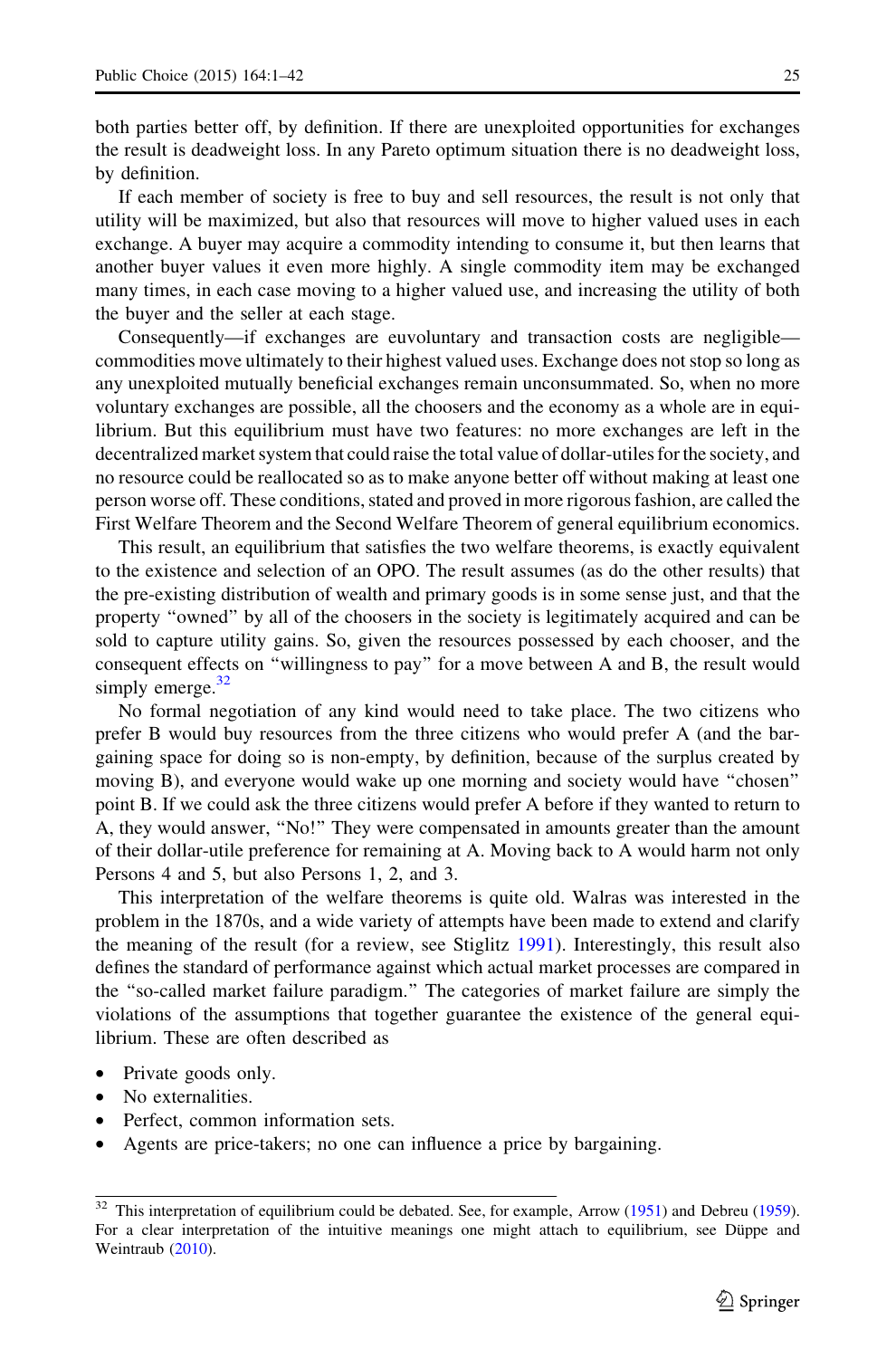both parties better off, by definition. If there are unexploited opportunities for exchanges the result is deadweight loss. In any Pareto optimum situation there is no deadweight loss, by definition.

If each member of society is free to buy and sell resources, the result is not only that utility will be maximized, but also that resources will move to higher valued uses in each exchange. A buyer may acquire a commodity intending to consume it, but then learns that another buyer values it even more highly. A single commodity item may be exchanged many times, in each case moving to a higher valued use, and increasing the utility of both the buyer and the seller at each stage.

Consequently—if exchanges are euvoluntary and transaction costs are negligible—commodities move ultimately to their highest valued uses. Exchange does not stop so long as any unexploited mutually beneficial exchanges remain unconsummated. So, when no more voluntary exchanges are possible, all the choosers and the economy as a whole are in equilibrium. But this equilibrium must have two features: no more exchanges are left in the decentralized market system that could raise the total value of dollar-utiles for the society, and no resource could be reallocated so as to make anyone better off without making at least one person worse off. These conditions, stated and proved in more rigorous fashion, are called the First Welfare Theorem and the Second Welfare Theorem of general equilibrium economics.

This result, an equilibrium that satisfies the two welfare theorems, is exactly equivalent to the existence and selection of an OPO. The result assumes (as do the other results) that the pre-existing distribution of wealth and primary goods is in some sense just, and that the property "owned" by all of the choosers in the society is legitimately acquired and can be sold to capture utility gains. So, given the resources possessed by each chooser, and the consequent effects on "willingness to pay" for a move between A and B, the result would simply emerge.[32]

No formal negotiation of any kind would need to take place. The two citizens who prefer B would buy resources from the three citizens who would prefer A (and the bargaining space for doing so is non-empty, by definition, because of the surplus created by moving B), and everyone would wake up one morning and society would have "chosen" point B. If we could ask the three citizens would prefer A before if they wanted to return to A, they would answer, "No!" They were compensated in amounts greater than the amount of their dollar-utile preference for remaining at A. Moving back to A would harm not only Persons 4 and 5, but also Persons 1, 2, and 3.

This interpretation of the welfare theorems is quite old. Walras was interested in the problem in the 1870s, and a wide variety of attempts have been made to extend and clarify the meaning of the result (for a review, see Stiglitz 1991). Interestingly, this result also defines the standard of performance against which actual market processes are compared in the "so-called market failure paradigm." The categories of market failure are simply the violations of the assumptions that together guarantee the existence of the general equilibrium. These are often described as

- Private goods only.
- No externalities.
- Perfect, common information sets.
- Agents are price-takers; no one can influence a price by bargaining.

[32] This interpretation of equilibrium could be debated. See, for example, Arrow (1951) and Debreu (1959). For a clear interpretation of the intuitive meanings one might attach to equilibrium, see Düppe and Weintraub (2010).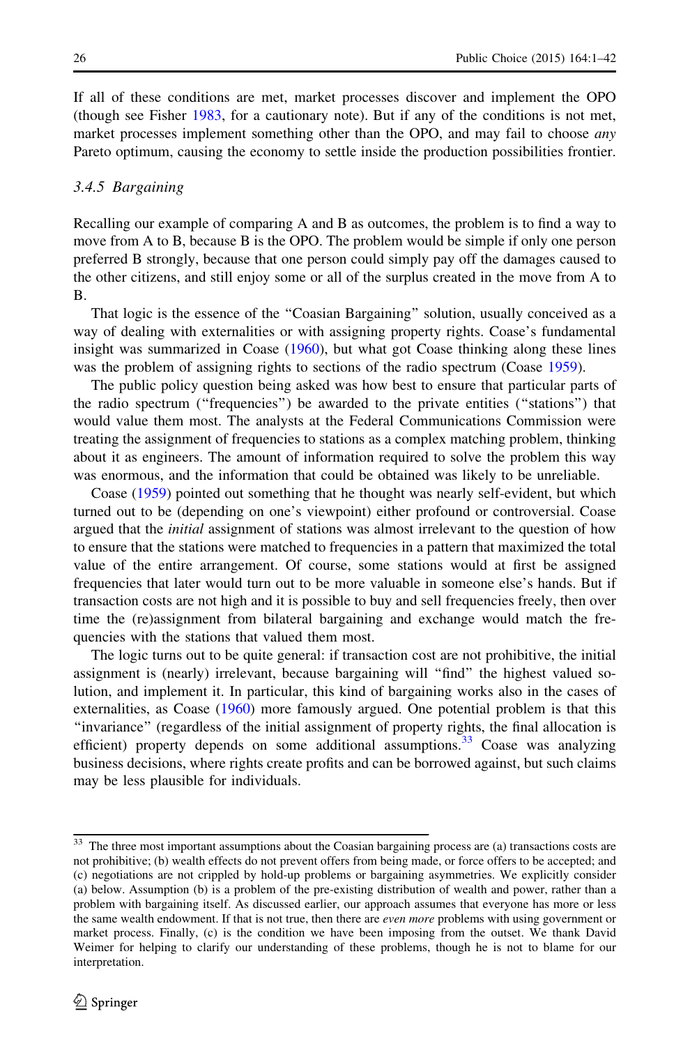If all of these conditions are met, market processes discover and implement the OPO (though see Fisher 1983, for a cautionary note). But if any of the conditions is not met, market processes implement something other than the OPO, and may fail to choose *any* Pareto optimum, causing the economy to settle inside the production possibilities frontier.

### 3.4.5 Bargaining

Recalling our example of comparing A and B as outcomes, the problem is to find a way to move from A to B, because B is the OPO. The problem would be simple if only one person preferred B strongly, because that one person could simply pay off the damages caused to the other citizens, and still enjoy some or all of the surplus created in the move from A to B.

That logic is the essence of the "Coasian Bargaining" solution, usually conceived as a way of dealing with externalities or with assigning property rights. Coase's fundamental insight was summarized in Coase (1960), but what got Coase thinking along these lines was the problem of assigning rights to sections of the radio spectrum (Coase 1959).

The public policy question being asked was how best to ensure that particular parts of the radio spectrum ("frequencies") be awarded to the private entities ("stations") that would value them most. The analysts at the Federal Communications Commission were treating the assignment of frequencies to stations as a complex matching problem, thinking about it as engineers. The amount of information required to solve the problem this way was enormous, and the information that could be obtained was likely to be unreliable.

Coase (1959) pointed out something that he thought was nearly self-evident, but which turned out to be (depending on one's viewpoint) either profound or controversial. Coase argued that the *initial* assignment of stations was almost irrelevant to the question of how to ensure that the stations were matched to frequencies in a pattern that maximized the total value of the entire arrangement. Of course, some stations would at first be assigned frequencies that later would turn out to be more valuable in someone else's hands. But if transaction costs are not high and it is possible to buy and sell frequencies freely, then over time the (re)assignment from bilateral bargaining and exchange would match the frequencies with the stations that valued them most.

The logic turns out to be quite general: if transaction cost are not prohibitive, the initial assignment is (nearly) irrelevant, because bargaining will "find" the highest valued solution, and implement it. In particular, this kind of bargaining works also in the cases of externalities, as Coase (1960) more famously argued. One potential problem is that this "invariance" (regardless of the initial assignment of property rights, the final allocation is efficient) property depends on some additional assumptions.[33] Coase was analyzing business decisions, where rights create profits and can be borrowed against, but such claims may be less plausible for individuals.

---

[33] The three most important assumptions about the Coasian bargaining process are (a) transactions costs are not prohibitive; (b) wealth effects do not prevent offers from being made, or force offers to be accepted; and (c) negotiations are not crippled by hold-up problems or bargaining asymmetries. We explicitly consider (a) below. Assumption (b) is a problem of the pre-existing distribution of wealth and power, rather than a problem with bargaining itself. As discussed earlier, our approach assumes that everyone has more or less the same wealth endowment. If that is not true, then there are *even more* problems with using government or market process. Finally, (c) is the condition we have been imposing from the outset. We thank David Weimer for helping to clarify our understanding of these problems, though he is not to blame for our interpretation.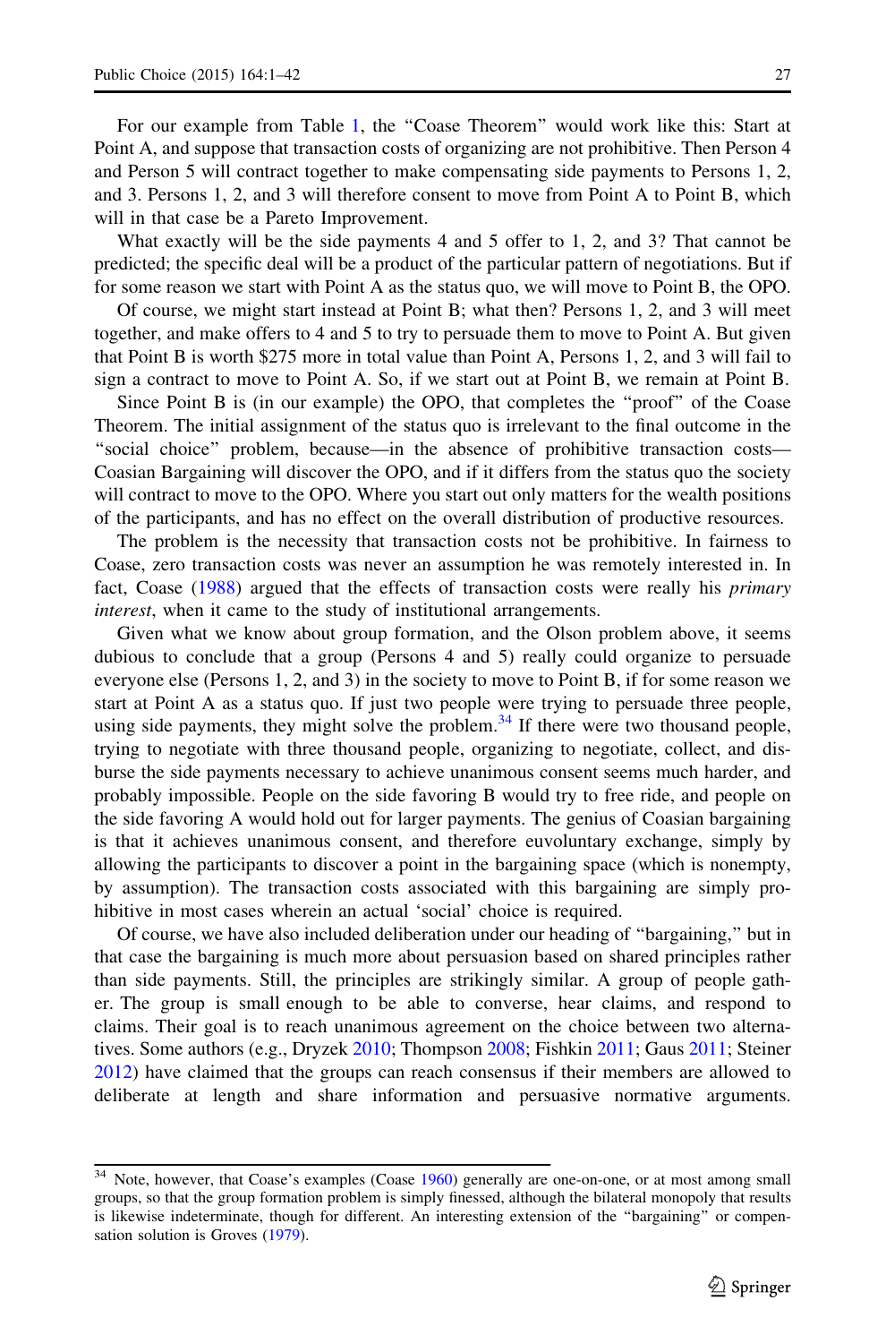For our example from Table 1, the "Coase Theorem" would work like this: Start at Point A, and suppose that transaction costs of organizing are not prohibitive. Then Person 4 and Person 5 will contract together to make compensating side payments to Persons 1, 2, and 3. Persons 1, 2, and 3 will therefore consent to move from Point A to Point B, which will in that case be a Pareto Improvement.

What exactly will be the side payments 4 and 5 offer to 1, 2, and 3? That cannot be predicted; the specific deal will be a product of the particular pattern of negotiations. But if for some reason we start with Point A as the status quo, we will move to Point B, the OPO.

Of course, we might start instead at Point B; what then? Persons 1, 2, and 3 will meet together, and make offers to 4 and 5 to try to persuade them to move to Point A. But given that Point B is worth $275 more in total value than Point A, Persons 1, 2, and 3 will fail to sign a contract to move to Point A. So, if we start out at Point B, we remain at Point B.

Since Point B is (in our example) the OPO, that completes the "proof" of the Coase Theorem. The initial assignment of the status quo is irrelevant to the final outcome in the "social choice" problem, because—in the absence of prohibitive transaction costs—Coasian Bargaining will discover the OPO, and if it differs from the status quo the society will contract to move to the OPO. Where you start out only matters for the wealth positions of the participants, and has no effect on the overall distribution of productive resources.

The problem is the necessity that transaction costs not be prohibitive. In fairness to Coase, zero transaction costs was never an assumption he was remotely interested in. In fact, Coase (1988) argued that the effects of transaction costs were really his *primary interest*, when it came to the study of institutional arrangements.

Given what we know about group formation, and the Olson problem above, it seems dubious to conclude that a group (Persons 4 and 5) really could organize to persuade everyone else (Persons 1, 2, and 3) in the society to move to Point B, if for some reason we start at Point A as a status quo. If just two people were trying to persuade three people, using side payments, they might solve the problem.[34] If there were two thousand people, trying to negotiate with three thousand people, organizing to negotiate, collect, and disburse the side payments necessary to achieve unanimous consent seems much harder, and probably impossible. People on the side favoring B would try to free ride, and people on the side favoring A would hold out for larger payments. The genius of Coasian bargaining is that it achieves unanimous consent, and therefore euvoluntary exchange, simply by allowing the participants to discover a point in the bargaining space (which is nonempty, by assumption). The transaction costs associated with this bargaining are simply prohibitive in most cases wherein an actual 'social' choice is required.

Of course, we have also included deliberation under our heading of "bargaining," but in that case the bargaining is much more about persuasion based on shared principles rather than side payments. Still, the principles are strikingly similar. A group of people gather. The group is small enough to be able to converse, hear claims, and respond to claims. Their goal is to reach unanimous agreement on the choice between two alternatives. Some authors (e.g., Dryzek 2010; Thompson 2008; Fishkin 2011; Gaus 2011; Steiner 2012) have claimed that the groups can reach consensus if their members are allowed to deliberate at length and share information and persuasive normative arguments.

---

[34] Note, however, that Coase's examples (Coase 1960) generally are one-on-one, or at most among small groups, so that the group formation problem is simply finessed, although the bilateral monopoly that results is likewise indeterminate, though for different. An interesting extension of the "bargaining" or compensation solution is Groves (1979).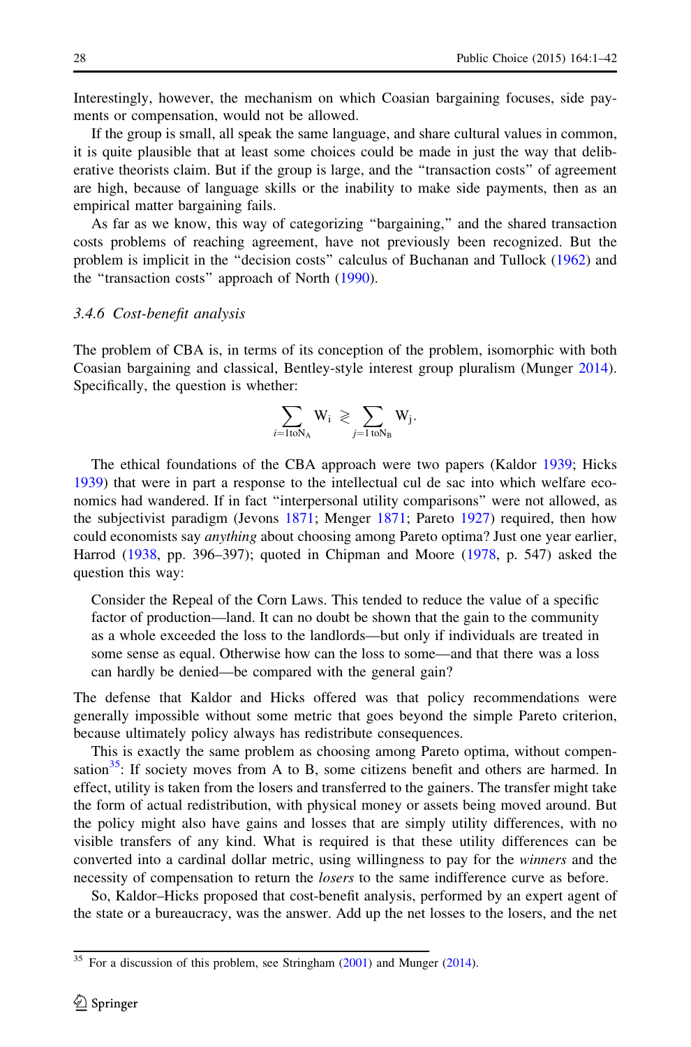Interestingly, however, the mechanism on which Coasian bargaining focuses, side payments or compensation, would not be allowed.

If the group is small, all speak the same language, and share cultural values in common, it is quite plausible that at least some choices could be made in just the way that deliberative theorists claim. But if the group is large, and the "transaction costs" of agreement are high, because of language skills or the inability to make side payments, then as an empirical matter bargaining fails.

As far as we know, this way of categorizing "bargaining," and the shared transaction costs problems of reaching agreement, have not previously been recognized. But the problem is implicit in the "decision costs" calculus of Buchanan and Tullock (1962) and the "transaction costs" approach of North (1990).

### 3.4.6 Cost-benefit analysis

The problem of CBA is, in terms of its conception of the problem, isomorphic with both Coasian bargaining and classical, Bentley-style interest group pluralism (Munger 2014). Specifically, the question is whether:

$$\sum_{i=1\text{to}N_A} W_i \gtrless \sum_{j=1\text{ to}N_B} W_j.$$

The ethical foundations of the CBA approach were two papers (Kaldor 1939; Hicks 1939) that were in part a response to the intellectual cul de sac into which welfare economics had wandered. If in fact "interpersonal utility comparisons" were not allowed, as the subjectivist paradigm (Jevons 1871; Menger 1871; Pareto 1927) required, then how could economists say *anything* about choosing among Pareto optima? Just one year earlier, Harrod (1938, pp. 396–397); quoted in Chipman and Moore (1978, p. 547) asked the question this way:

> Consider the Repeal of the Corn Laws. This tended to reduce the value of a specific factor of production—land. It can no doubt be shown that the gain to the community as a whole exceeded the loss to the landlords—but only if individuals are treated in some sense as equal. Otherwise how can the loss to some—and that there was a loss can hardly be denied—be compared with the general gain?

The defense that Kaldor and Hicks offered was that policy recommendations were generally impossible without some metric that goes beyond the simple Pareto criterion, because ultimately policy always has redistribute consequences.

This is exactly the same problem as choosing among Pareto optima, without compensation[35]: If society moves from A to B, some citizens benefit and others are harmed. In effect, utility is taken from the losers and transferred to the gainers. The transfer might take the form of actual redistribution, with physical money or assets being moved around. But the policy might also have gains and losses that are simply utility differences, with no visible transfers of any kind. What is required is that these utility differences can be converted into a cardinal dollar metric, using willingness to pay for the *winners* and the necessity of compensation to return the *losers* to the same indifference curve as before.

So, Kaldor–Hicks proposed that cost-benefit analysis, performed by an expert agent of the state or a bureaucracy, was the answer. Add up the net losses to the losers, and the net

---

[35] For a discussion of this problem, see Stringham (2001) and Munger (2014).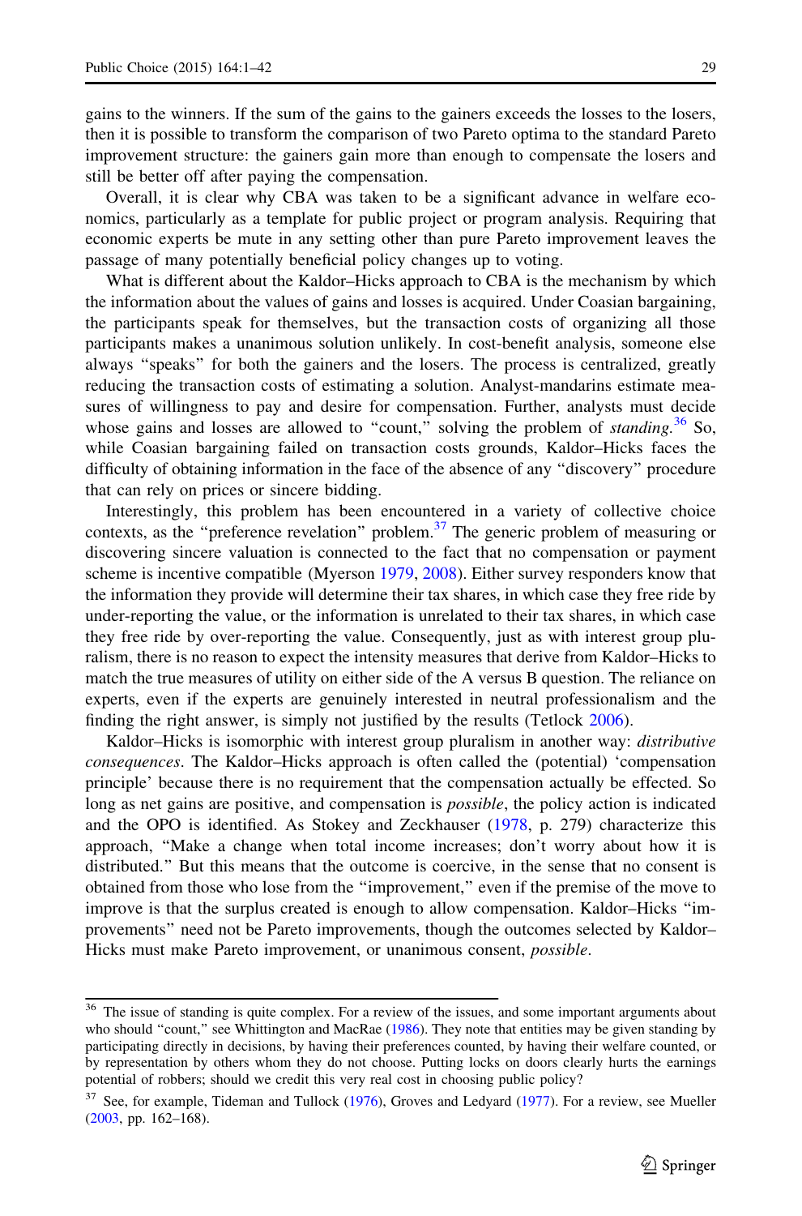gains to the winners. If the sum of the gains to the gainers exceeds the losses to the losers, then it is possible to transform the comparison of two Pareto optima to the standard Pareto improvement structure: the gainers gain more than enough to compensate the losers and still be better off after paying the compensation.

Overall, it is clear why CBA was taken to be a significant advance in welfare economics, particularly as a template for public project or program analysis. Requiring that economic experts be mute in any setting other than pure Pareto improvement leaves the passage of many potentially beneficial policy changes up to voting.

What is different about the Kaldor–Hicks approach to CBA is the mechanism by which the information about the values of gains and losses is acquired. Under Coasian bargaining, the participants speak for themselves, but the transaction costs of organizing all those participants makes a unanimous solution unlikely. In cost-benefit analysis, someone else always "speaks" for both the gainers and the losers. The process is centralized, greatly reducing the transaction costs of estimating a solution. Analyst-mandarins estimate measures of willingness to pay and desire for compensation. Further, analysts must decide whose gains and losses are allowed to "count," solving the problem of *standing*.[36] So, while Coasian bargaining failed on transaction costs grounds, Kaldor–Hicks faces the difficulty of obtaining information in the face of the absence of any "discovery" procedure that can rely on prices or sincere bidding.

Interestingly, this problem has been encountered in a variety of collective choice contexts, as the "preference revelation" problem.[37] The generic problem of measuring or discovering sincere valuation is connected to the fact that no compensation or payment scheme is incentive compatible (Myerson 1979, 2008). Either survey responders know that the information they provide will determine their tax shares, in which case they free ride by under-reporting the value, or the information is unrelated to their tax shares, in which case they free ride by over-reporting the value. Consequently, just as with interest group pluralism, there is no reason to expect the intensity measures that derive from Kaldor–Hicks to match the true measures of utility on either side of the A versus B question. The reliance on experts, even if the experts are genuinely interested in neutral professionalism and the finding the right answer, is simply not justified by the results (Tetlock 2006).

Kaldor–Hicks is isomorphic with interest group pluralism in another way: *distributive consequences*. The Kaldor–Hicks approach is often called the (potential) 'compensation principle' because there is no requirement that the compensation actually be effected. So long as net gains are positive, and compensation is *possible*, the policy action is indicated and the OPO is identified. As Stokey and Zeckhauser (1978, p. 279) characterize this approach, "Make a change when total income increases; don't worry about how it is distributed." But this means that the outcome is coercive, in the sense that no consent is obtained from those who lose from the "improvement," even if the premise of the move to improve is that the surplus created is enough to allow compensation. Kaldor–Hicks "improvements" need not be Pareto improvements, though the outcomes selected by Kaldor–Hicks must make Pareto improvement, or unanimous consent, *possible*.

---

[36] The issue of standing is quite complex. For a review of the issues, and some important arguments about who should "count," see Whittington and MacRae (1986). They note that entities may be given standing by participating directly in decisions, by having their preferences counted, by having their welfare counted, or by representation by others whom they do not choose. Putting locks on doors clearly hurts the earnings potential of robbers; should we credit this very real cost in choosing public policy?

[37] See, for example, Tideman and Tullock (1976), Groves and Ledyard (1977). For a review, see Mueller (2003, pp. 162–168).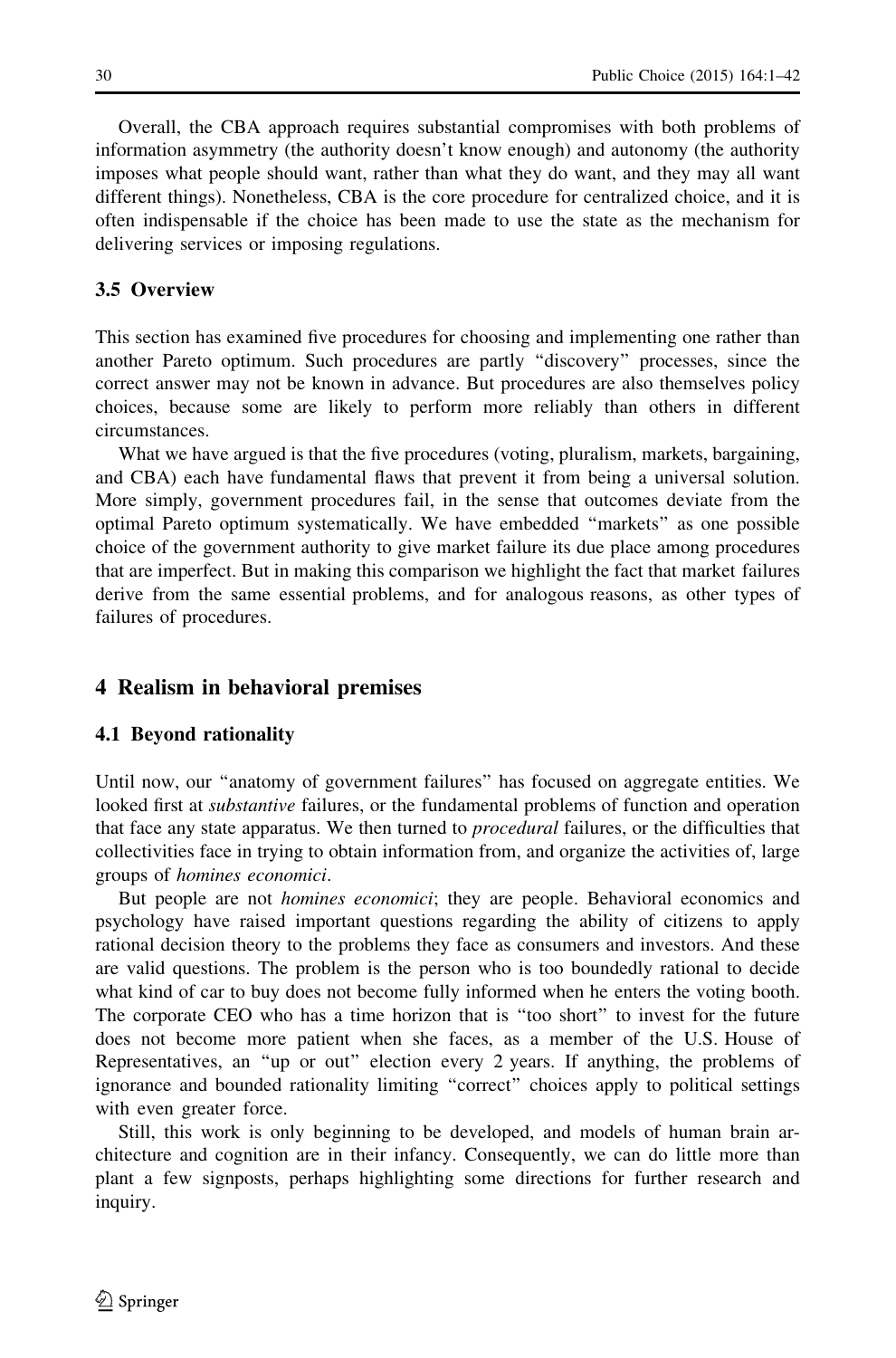Overall, the CBA approach requires substantial compromises with both problems of information asymmetry (the authority doesn't know enough) and autonomy (the authority imposes what people should want, rather than what they do want, and they may all want different things). Nonetheless, CBA is the core procedure for centralized choice, and it is often indispensable if the choice has been made to use the state as the mechanism for delivering services or imposing regulations.

### 3.5 Overview

This section has examined five procedures for choosing and implementing one rather than another Pareto optimum. Such procedures are partly "discovery" processes, since the correct answer may not be known in advance. But procedures are also themselves policy choices, because some are likely to perform more reliably than others in different circumstances.

What we have argued is that the five procedures (voting, pluralism, markets, bargaining, and CBA) each have fundamental flaws that prevent it from being a universal solution. More simply, government procedures fail, in the sense that outcomes deviate from the optimal Pareto optimum systematically. We have embedded "markets" as one possible choice of the government authority to give market failure its due place among procedures that are imperfect. But in making this comparison we highlight the fact that market failures derive from the same essential problems, and for analogous reasons, as other types of failures of procedures.

## 4 Realism in behavioral premises

### 4.1 Beyond rationality

Until now, our "anatomy of government failures" has focused on aggregate entities. We looked first at *substantive* failures, or the fundamental problems of function and operation that face any state apparatus. We then turned to *procedural* failures, or the difficulties that collectivities face in trying to obtain information from, and organize the activities of, large groups of *homines economici*.

But people are not *homines economici*; they are people. Behavioral economics and psychology have raised important questions regarding the ability of citizens to apply rational decision theory to the problems they face as consumers and investors. And these are valid questions. The problem is the person who is too boundedly rational to decide what kind of car to buy does not become fully informed when he enters the voting booth. The corporate CEO who has a time horizon that is "too short" to invest for the future does not become more patient when she faces, as a member of the U.S. House of Representatives, an "up or out" election every 2 years. If anything, the problems of ignorance and bounded rationality limiting "correct" choices apply to political settings with even greater force.

Still, this work is only beginning to be developed, and models of human brain architecture and cognition are in their infancy. Consequently, we can do little more than plant a few signposts, perhaps highlighting some directions for further research and inquiry.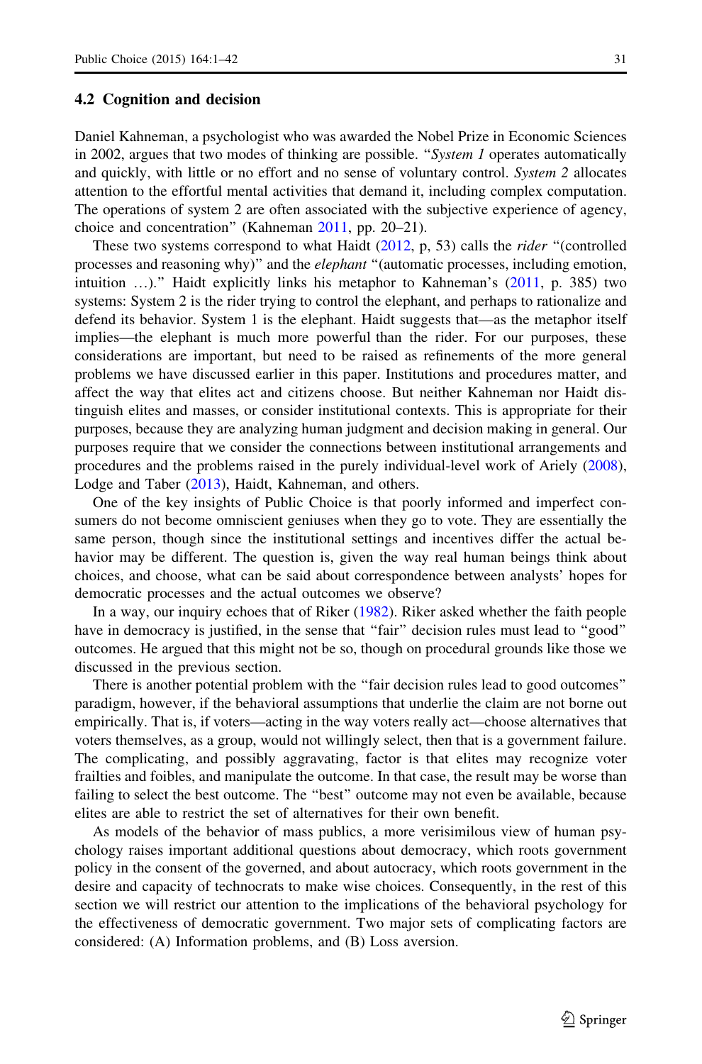### 4.2 Cognition and decision

Daniel Kahneman, a psychologist who was awarded the Nobel Prize in Economic Sciences in 2002, argues that two modes of thinking are possible. "*System 1* operates automatically and quickly, with little or no effort and no sense of voluntary control. *System 2* allocates attention to the effortful mental activities that demand it, including complex computation. The operations of system 2 are often associated with the subjective experience of agency, choice and concentration" (Kahneman 2011, pp. 20–21).

These two systems correspond to what Haidt (2012, p, 53) calls the *rider* "(controlled processes and reasoning why)" and the *elephant* "(automatic processes, including emotion, intuition …)." Haidt explicitly links his metaphor to Kahneman's (2011, p. 385) two systems: System 2 is the rider trying to control the elephant, and perhaps to rationalize and defend its behavior. System 1 is the elephant. Haidt suggests that—as the metaphor itself implies—the elephant is much more powerful than the rider. For our purposes, these considerations are important, but need to be raised as refinements of the more general problems we have discussed earlier in this paper. Institutions and procedures matter, and affect the way that elites act and citizens choose. But neither Kahneman nor Haidt distinguish elites and masses, or consider institutional contexts. This is appropriate for their purposes, because they are analyzing human judgment and decision making in general. Our purposes require that we consider the connections between institutional arrangements and procedures and the problems raised in the purely individual-level work of Ariely (2008), Lodge and Taber (2013), Haidt, Kahneman, and others.

One of the key insights of Public Choice is that poorly informed and imperfect consumers do not become omniscient geniuses when they go to vote. They are essentially the same person, though since the institutional settings and incentives differ the actual behavior may be different. The question is, given the way real human beings think about choices, and choose, what can be said about correspondence between analysts' hopes for democratic processes and the actual outcomes we observe?

In a way, our inquiry echoes that of Riker (1982). Riker asked whether the faith people have in democracy is justified, in the sense that "fair" decision rules must lead to "good" outcomes. He argued that this might not be so, though on procedural grounds like those we discussed in the previous section.

There is another potential problem with the "fair decision rules lead to good outcomes" paradigm, however, if the behavioral assumptions that underlie the claim are not borne out empirically. That is, if voters—acting in the way voters really act—choose alternatives that voters themselves, as a group, would not willingly select, then that is a government failure. The complicating, and possibly aggravating, factor is that elites may recognize voter frailties and foibles, and manipulate the outcome. In that case, the result may be worse than failing to select the best outcome. The "best" outcome may not even be available, because elites are able to restrict the set of alternatives for their own benefit.

As models of the behavior of mass publics, a more verisimilous view of human psychology raises important additional questions about democracy, which roots government policy in the consent of the governed, and about autocracy, which roots government in the desire and capacity of technocrats to make wise choices. Consequently, in the rest of this section we will restrict our attention to the implications of the behavioral psychology for the effectiveness of democratic government. Two major sets of complicating factors are considered: (A) Information problems, and (B) Loss aversion.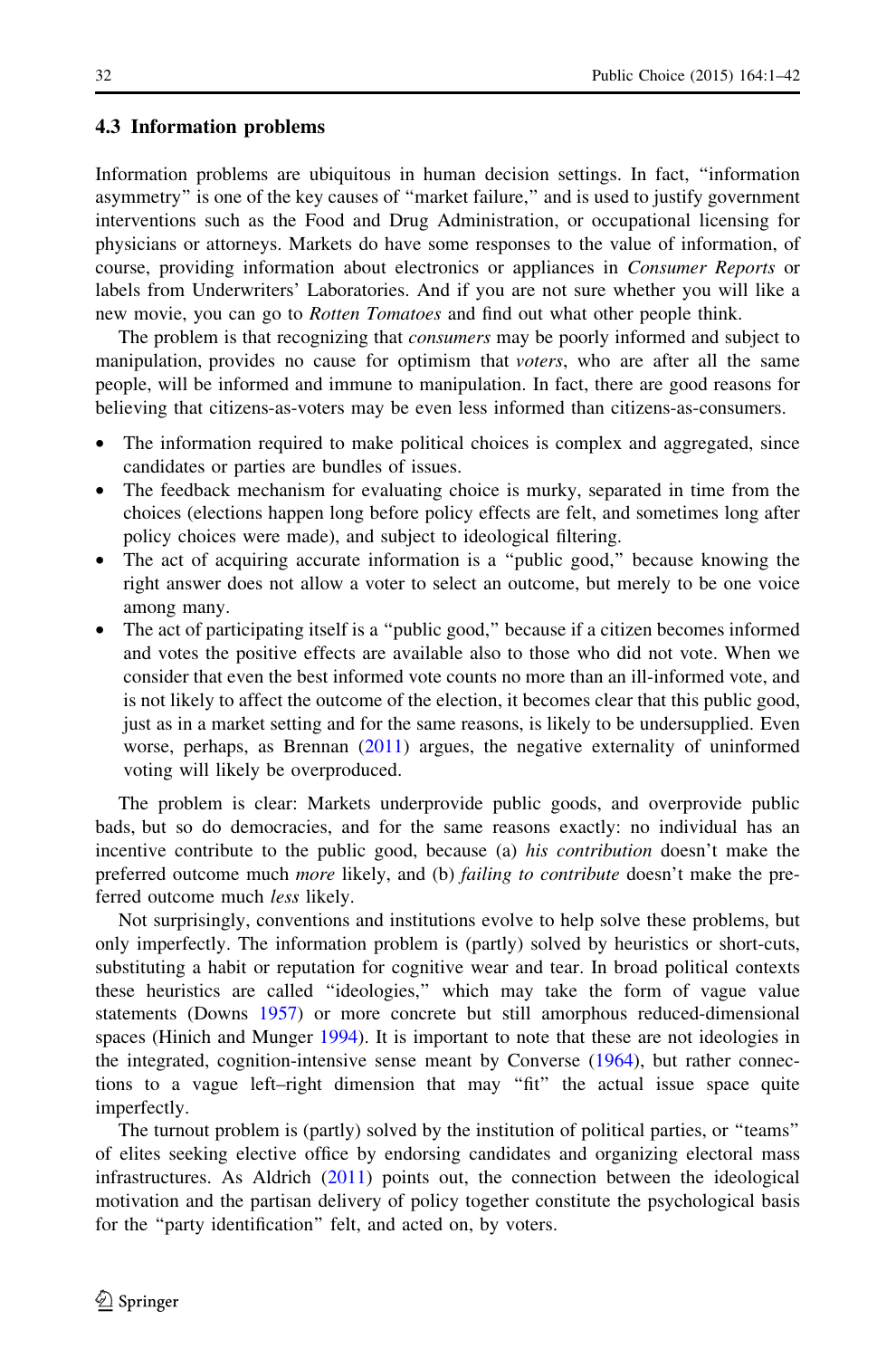### 4.3 Information problems

Information problems are ubiquitous in human decision settings. In fact, "information asymmetry" is one of the key causes of "market failure," and is used to justify government interventions such as the Food and Drug Administration, or occupational licensing for physicians or attorneys. Markets do have some responses to the value of information, of course, providing information about electronics or appliances in *Consumer Reports* or labels from Underwriters' Laboratories. And if you are not sure whether you will like a new movie, you can go to *Rotten Tomatoes* and find out what other people think.

The problem is that recognizing that *consumers* may be poorly informed and subject to manipulation, provides no cause for optimism that *voters*, who are after all the same people, will be informed and immune to manipulation. In fact, there are good reasons for believing that citizens-as-voters may be even less informed than citizens-as-consumers.

- The information required to make political choices is complex and aggregated, since candidates or parties are bundles of issues.
- The feedback mechanism for evaluating choice is murky, separated in time from the choices (elections happen long before policy effects are felt, and sometimes long after policy choices were made), and subject to ideological filtering.
- The act of acquiring accurate information is a "public good," because knowing the right answer does not allow a voter to select an outcome, but merely to be one voice among many.
- The act of participating itself is a "public good," because if a citizen becomes informed and votes the positive effects are available also to those who did not vote. When we consider that even the best informed vote counts no more than an ill-informed vote, and is not likely to affect the outcome of the election, it becomes clear that this public good, just as in a market setting and for the same reasons, is likely to be undersupplied. Even worse, perhaps, as Brennan (2011) argues, the negative externality of uninformed voting will likely be overproduced.

The problem is clear: Markets underprovide public goods, and overprovide public bads, but so do democracies, and for the same reasons exactly: no individual has an incentive contribute to the public good, because (a) *his contribution* doesn't make the preferred outcome much *more* likely, and (b) *failing to contribute* doesn't make the preferred outcome much *less* likely.

Not surprisingly, conventions and institutions evolve to help solve these problems, but only imperfectly. The information problem is (partly) solved by heuristics or short-cuts, substituting a habit or reputation for cognitive wear and tear. In broad political contexts these heuristics are called "ideologies," which may take the form of vague value statements (Downs 1957) or more concrete but still amorphous reduced-dimensional spaces (Hinich and Munger 1994). It is important to note that these are not ideologies in the integrated, cognition-intensive sense meant by Converse (1964), but rather connections to a vague left–right dimension that may "fit" the actual issue space quite imperfectly.

The turnout problem is (partly) solved by the institution of political parties, or "teams" of elites seeking elective office by endorsing candidates and organizing electoral mass infrastructures. As Aldrich (2011) points out, the connection between the ideological motivation and the partisan delivery of policy together constitute the psychological basis for the "party identification" felt, and acted on, by voters.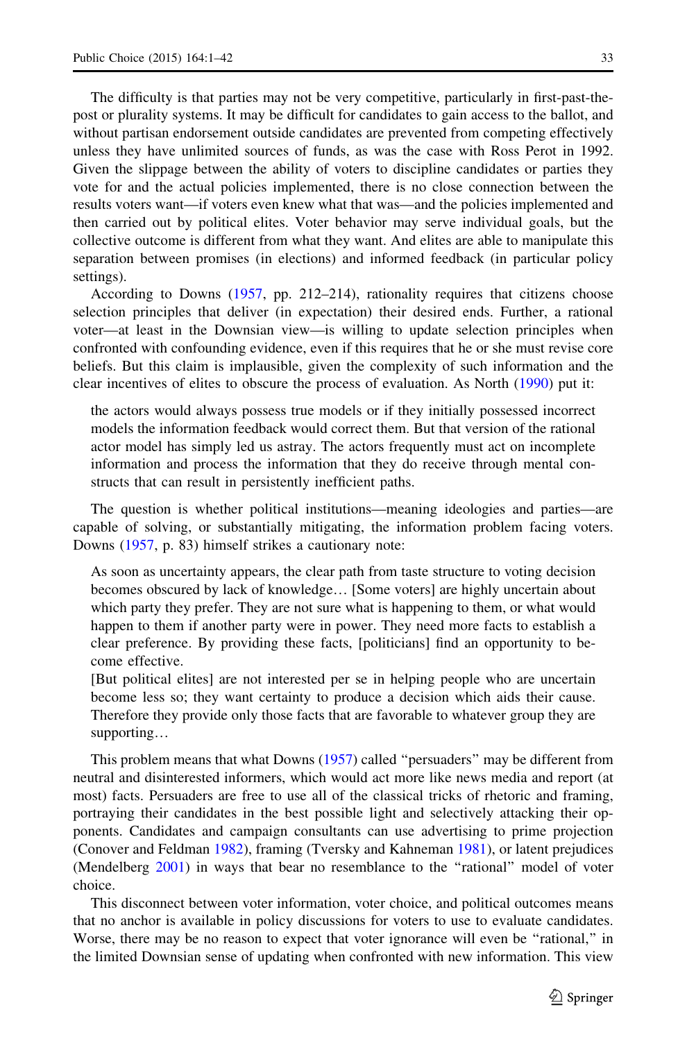The difficulty is that parties may not be very competitive, particularly in first-past-the-post or plurality systems. It may be difficult for candidates to gain access to the ballot, and without partisan endorsement outside candidates are prevented from competing effectively unless they have unlimited sources of funds, as was the case with Ross Perot in 1992. Given the slippage between the ability of voters to discipline candidates or parties they vote for and the actual policies implemented, there is no close connection between the results voters want—if voters even knew what that was—and the policies implemented and then carried out by political elites. Voter behavior may serve individual goals, but the collective outcome is different from what they want. And elites are able to manipulate this separation between promises (in elections) and informed feedback (in particular policy settings).

According to Downs (1957, pp. 212–214), rationality requires that citizens choose selection principles that deliver (in expectation) their desired ends. Further, a rational voter—at least in the Downsian view—is willing to update selection principles when confronted with confounding evidence, even if this requires that he or she must revise core beliefs. But this claim is implausible, given the complexity of such information and the clear incentives of elites to obscure the process of evaluation. As North (1990) put it:

> the actors would always possess true models or if they initially possessed incorrect models the information feedback would correct them. But that version of the rational actor model has simply led us astray. The actors frequently must act on incomplete information and process the information that they do receive through mental constructs that can result in persistently inefficient paths.

The question is whether political institutions—meaning ideologies and parties—are capable of solving, or substantially mitigating, the information problem facing voters. Downs (1957, p. 83) himself strikes a cautionary note:

> As soon as uncertainty appears, the clear path from taste structure to voting decision becomes obscured by lack of knowledge… [Some voters] are highly uncertain about which party they prefer. They are not sure what is happening to them, or what would happen to them if another party were in power. They need more facts to establish a clear preference. By providing these facts, [politicians] find an opportunity to become effective.
>
> [But political elites] are not interested per se in helping people who are uncertain become less so; they want certainty to produce a decision which aids their cause. Therefore they provide only those facts that are favorable to whatever group they are supporting…

This problem means that what Downs (1957) called "persuaders" may be different from neutral and disinterested informers, which would act more like news media and report (at most) facts. Persuaders are free to use all of the classical tricks of rhetoric and framing, portraying their candidates in the best possible light and selectively attacking their opponents. Candidates and campaign consultants can use advertising to prime projection (Conover and Feldman 1982), framing (Tversky and Kahneman 1981), or latent prejudices (Mendelberg 2001) in ways that bear no resemblance to the "rational" model of voter choice.

This disconnect between voter information, voter choice, and political outcomes means that no anchor is available in policy discussions for voters to use to evaluate candidates. Worse, there may be no reason to expect that voter ignorance will even be "rational," in the limited Downsian sense of updating when confronted with new information. This view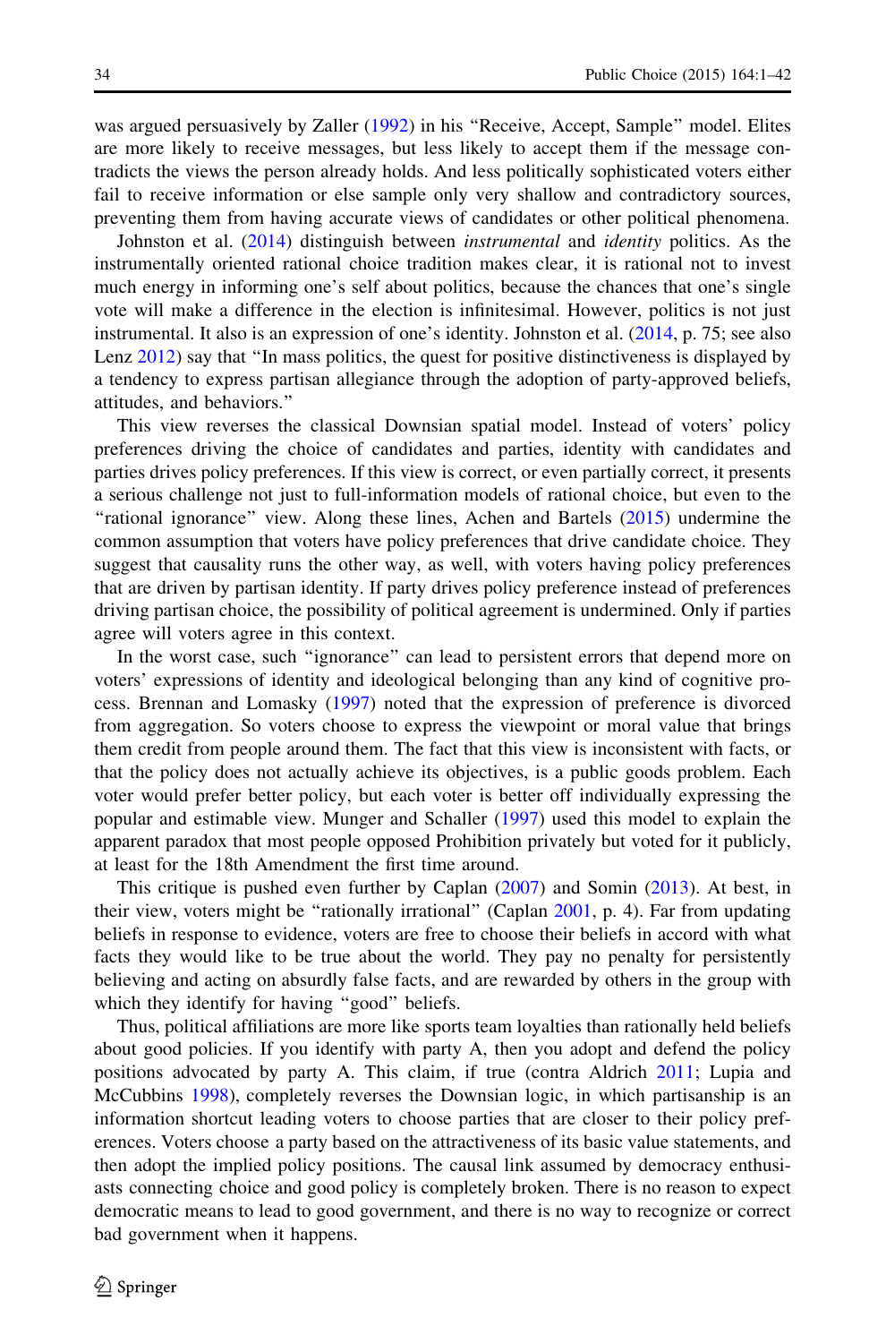was argued persuasively by Zaller (1992) in his "Receive, Accept, Sample" model. Elites are more likely to receive messages, but less likely to accept them if the message contradicts the views the person already holds. And less politically sophisticated voters either fail to receive information or else sample only very shallow and contradictory sources, preventing them from having accurate views of candidates or other political phenomena.

Johnston et al. (2014) distinguish between *instrumental* and *identity* politics. As the instrumentally oriented rational choice tradition makes clear, it is rational not to invest much energy in informing one's self about politics, because the chances that one's single vote will make a difference in the election is infinitesimal. However, politics is not just instrumental. It also is an expression of one's identity. Johnston et al. (2014, p. 75; see also Lenz 2012) say that "In mass politics, the quest for positive distinctiveness is displayed by a tendency to express partisan allegiance through the adoption of party-approved beliefs, attitudes, and behaviors."

This view reverses the classical Downsian spatial model. Instead of voters' policy preferences driving the choice of candidates and parties, identity with candidates and parties drives policy preferences. If this view is correct, or even partially correct, it presents a serious challenge not just to full-information models of rational choice, but even to the "rational ignorance" view. Along these lines, Achen and Bartels (2015) undermine the common assumption that voters have policy preferences that drive candidate choice. They suggest that causality runs the other way, as well, with voters having policy preferences that are driven by partisan identity. If party drives policy preference instead of preferences driving partisan choice, the possibility of political agreement is undermined. Only if parties agree will voters agree in this context.

In the worst case, such "ignorance" can lead to persistent errors that depend more on voters' expressions of identity and ideological belonging than any kind of cognitive process. Brennan and Lomasky (1997) noted that the expression of preference is divorced from aggregation. So voters choose to express the viewpoint or moral value that brings them credit from people around them. The fact that this view is inconsistent with facts, or that the policy does not actually achieve its objectives, is a public goods problem. Each voter would prefer better policy, but each voter is better off individually expressing the popular and estimable view. Munger and Schaller (1997) used this model to explain the apparent paradox that most people opposed Prohibition privately but voted for it publicly, at least for the 18th Amendment the first time around.

This critique is pushed even further by Caplan (2007) and Somin (2013). At best, in their view, voters might be "rationally irrational" (Caplan 2001, p. 4). Far from updating beliefs in response to evidence, voters are free to choose their beliefs in accord with what facts they would like to be true about the world. They pay no penalty for persistently believing and acting on absurdly false facts, and are rewarded by others in the group with which they identify for having "good" beliefs.

Thus, political affiliations are more like sports team loyalties than rationally held beliefs about good policies. If you identify with party A, then you adopt and defend the policy positions advocated by party A. This claim, if true (contra Aldrich 2011; Lupia and McCubbins 1998), completely reverses the Downsian logic, in which partisanship is an information shortcut leading voters to choose parties that are closer to their policy preferences. Voters choose a party based on the attractiveness of its basic value statements, and then adopt the implied policy positions. The causal link assumed by democracy enthusiasts connecting choice and good policy is completely broken. There is no reason to expect democratic means to lead to good government, and there is no way to recognize or correct bad government when it happens.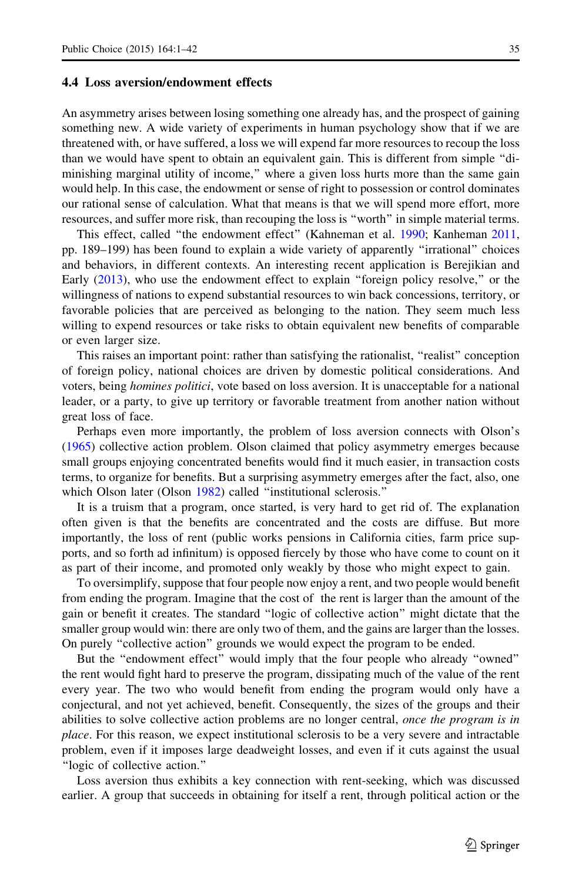### 4.4 Loss aversion/endowment effects

An asymmetry arises between losing something one already has, and the prospect of gaining something new. A wide variety of experiments in human psychology show that if we are threatened with, or have suffered, a loss we will expend far more resources to recoup the loss than we would have spent to obtain an equivalent gain. This is different from simple "diminishing marginal utility of income," where a given loss hurts more than the same gain would help. In this case, the endowment or sense of right to possession or control dominates our rational sense of calculation. What that means is that we will spend more effort, more resources, and suffer more risk, than recouping the loss is "worth" in simple material terms.

This effect, called "the endowment effect" (Kahneman et al. 1990; Kanheman 2011, pp. 189–199) has been found to explain a wide variety of apparently "irrational" choices and behaviors, in different contexts. An interesting recent application is Berejikian and Early (2013), who use the endowment effect to explain "foreign policy resolve," or the willingness of nations to expend substantial resources to win back concessions, territory, or favorable policies that are perceived as belonging to the nation. They seem much less willing to expend resources or take risks to obtain equivalent new benefits of comparable or even larger size.

This raises an important point: rather than satisfying the rationalist, "realist" conception of foreign policy, national choices are driven by domestic political considerations. And voters, being *homines politici*, vote based on loss aversion. It is unacceptable for a national leader, or a party, to give up territory or favorable treatment from another nation without great loss of face.

Perhaps even more importantly, the problem of loss aversion connects with Olson's (1965) collective action problem. Olson claimed that policy asymmetry emerges because small groups enjoying concentrated benefits would find it much easier, in transaction costs terms, to organize for benefits. But a surprising asymmetry emerges after the fact, also, one which Olson later (Olson 1982) called "institutional sclerosis."

It is a truism that a program, once started, is very hard to get rid of. The explanation often given is that the benefits are concentrated and the costs are diffuse. But more importantly, the loss of rent (public works pensions in California cities, farm price supports, and so forth ad infinitum) is opposed fiercely by those who have come to count on it as part of their income, and promoted only weakly by those who might expect to gain.

To oversimplify, suppose that four people now enjoy a rent, and two people would benefit from ending the program. Imagine that the cost of the rent is larger than the amount of the gain or benefit it creates. The standard "logic of collective action" might dictate that the smaller group would win: there are only two of them, and the gains are larger than the losses. On purely "collective action" grounds we would expect the program to be ended.

But the "endowment effect" would imply that the four people who already "owned" the rent would fight hard to preserve the program, dissipating much of the value of the rent every year. The two who would benefit from ending the program would only have a conjectural, and not yet achieved, benefit. Consequently, the sizes of the groups and their abilities to solve collective action problems are no longer central, *once the program is in place*. For this reason, we expect institutional sclerosis to be a very severe and intractable problem, even if it imposes large deadweight losses, and even if it cuts against the usual "logic of collective action."

Loss aversion thus exhibits a key connection with rent-seeking, which was discussed earlier. A group that succeeds in obtaining for itself a rent, through political action or the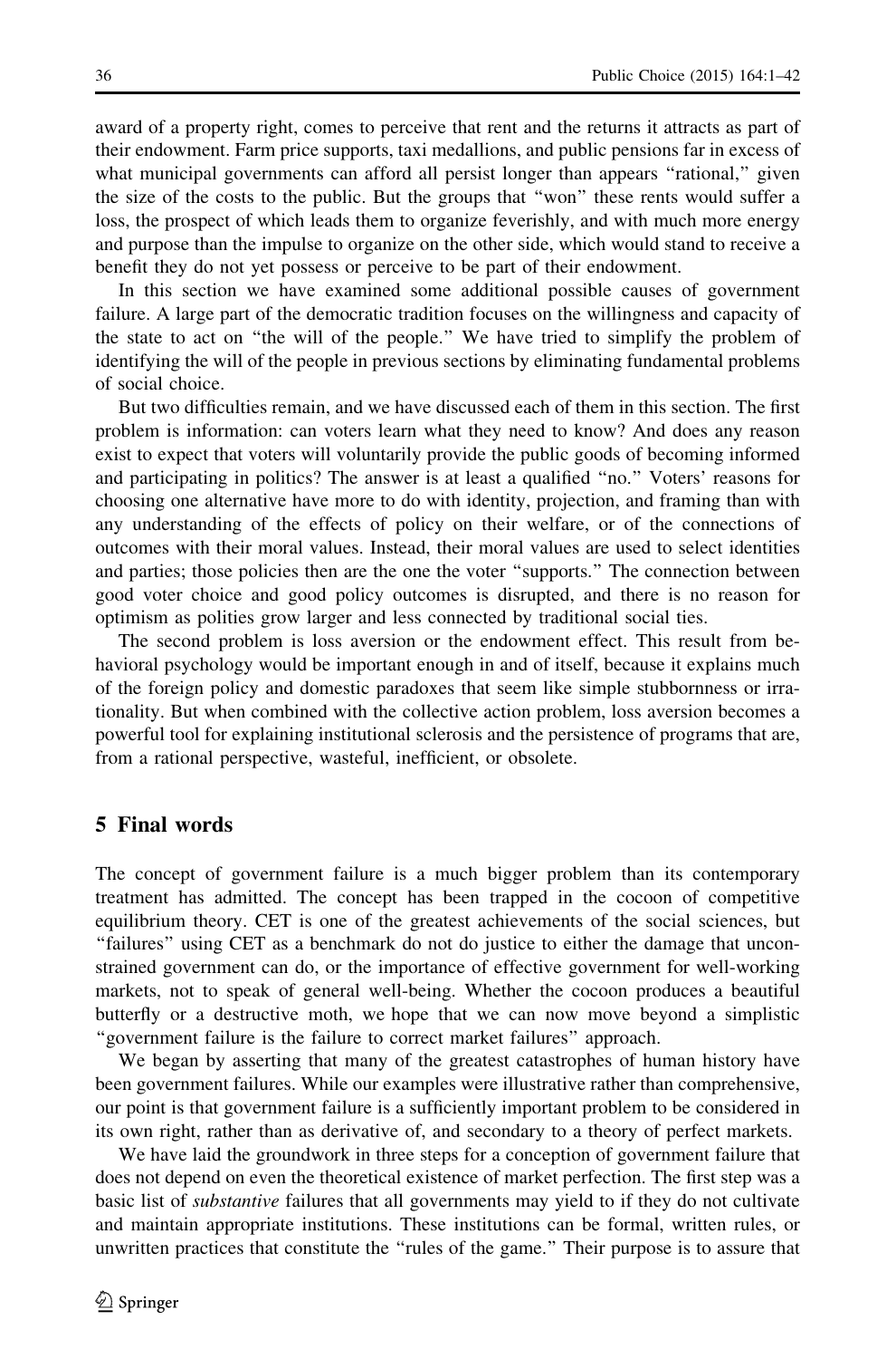award of a property right, comes to perceive that rent and the returns it attracts as part of their endowment. Farm price supports, taxi medallions, and public pensions far in excess of what municipal governments can afford all persist longer than appears "rational," given the size of the costs to the public. But the groups that "won" these rents would suffer a loss, the prospect of which leads them to organize feverishly, and with much more energy and purpose than the impulse to organize on the other side, which would stand to receive a benefit they do not yet possess or perceive to be part of their endowment.

In this section we have examined some additional possible causes of government failure. A large part of the democratic tradition focuses on the willingness and capacity of the state to act on "the will of the people." We have tried to simplify the problem of identifying the will of the people in previous sections by eliminating fundamental problems of social choice.

But two difficulties remain, and we have discussed each of them in this section. The first problem is information: can voters learn what they need to know? And does any reason exist to expect that voters will voluntarily provide the public goods of becoming informed and participating in politics? The answer is at least a qualified "no." Voters' reasons for choosing one alternative have more to do with identity, projection, and framing than with any understanding of the effects of policy on their welfare, or of the connections of outcomes with their moral values. Instead, their moral values are used to select identities and parties; those policies then are the one the voter "supports." The connection between good voter choice and good policy outcomes is disrupted, and there is no reason for optimism as polities grow larger and less connected by traditional social ties.

The second problem is loss aversion or the endowment effect. This result from behavioral psychology would be important enough in and of itself, because it explains much of the foreign policy and domestic paradoxes that seem like simple stubbornness or irrationality. But when combined with the collective action problem, loss aversion becomes a powerful tool for explaining institutional sclerosis and the persistence of programs that are, from a rational perspective, wasteful, inefficient, or obsolete.

## 5 Final words

The concept of government failure is a much bigger problem than its contemporary treatment has admitted. The concept has been trapped in the cocoon of competitive equilibrium theory. CET is one of the greatest achievements of the social sciences, but "failures" using CET as a benchmark do not do justice to either the damage that unconstrained government can do, or the importance of effective government for well-working markets, not to speak of general well-being. Whether the cocoon produces a beautiful butterfly or a destructive moth, we hope that we can now move beyond a simplistic "government failure is the failure to correct market failures" approach.

We began by asserting that many of the greatest catastrophes of human history have been government failures. While our examples were illustrative rather than comprehensive, our point is that government failure is a sufficiently important problem to be considered in its own right, rather than as derivative of, and secondary to a theory of perfect markets.

We have laid the groundwork in three steps for a conception of government failure that does not depend on even the theoretical existence of market perfection. The first step was a basic list of *substantive* failures that all governments may yield to if they do not cultivate and maintain appropriate institutions. These institutions can be formal, written rules, or unwritten practices that constitute the "rules of the game." Their purpose is to assure that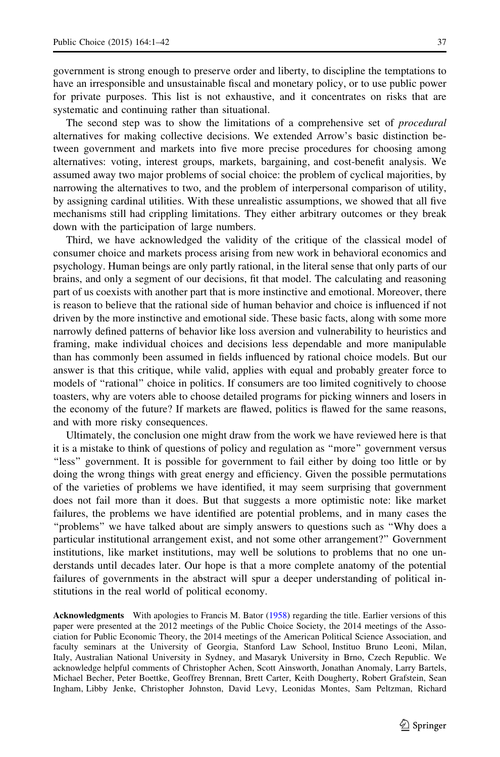government is strong enough to preserve order and liberty, to discipline the temptations to have an irresponsible and unsustainable fiscal and monetary policy, or to use public power for private purposes. This list is not exhaustive, and it concentrates on risks that are systematic and continuing rather than situational.

The second step was to show the limitations of a comprehensive set of *procedural* alternatives for making collective decisions. We extended Arrow's basic distinction between government and markets into five more precise procedures for choosing among alternatives: voting, interest groups, markets, bargaining, and cost-benefit analysis. We assumed away two major problems of social choice: the problem of cyclical majorities, by narrowing the alternatives to two, and the problem of interpersonal comparison of utility, by assigning cardinal utilities. With these unrealistic assumptions, we showed that all five mechanisms still had crippling limitations. They either arbitrary outcomes or they break down with the participation of large numbers.

Third, we have acknowledged the validity of the critique of the classical model of consumer choice and markets process arising from new work in behavioral economics and psychology. Human beings are only partly rational, in the literal sense that only parts of our brains, and only a segment of our decisions, fit that model. The calculating and reasoning part of us coexists with another part that is more instinctive and emotional. Moreover, there is reason to believe that the rational side of human behavior and choice is influenced if not driven by the more instinctive and emotional side. These basic facts, along with some more narrowly defined patterns of behavior like loss aversion and vulnerability to heuristics and framing, make individual choices and decisions less dependable and more manipulable than has commonly been assumed in fields influenced by rational choice models. But our answer is that this critique, while valid, applies with equal and probably greater force to models of "rational" choice in politics. If consumers are too limited cognitively to choose toasters, why are voters able to choose detailed programs for picking winners and losers in the economy of the future? If markets are flawed, politics is flawed for the same reasons, and with more risky consequences.

Ultimately, the conclusion one might draw from the work we have reviewed here is that it is a mistake to think of questions of policy and regulation as "more" government versus "less" government. It is possible for government to fail either by doing too little or by doing the wrong things with great energy and efficiency. Given the possible permutations of the varieties of problems we have identified, it may seem surprising that government does not fail more than it does. But that suggests a more optimistic note: like market failures, the problems we have identified are potential problems, and in many cases the "problems" we have talked about are simply answers to questions such as "Why does a particular institutional arrangement exist, and not some other arrangement?" Government institutions, like market institutions, may well be solutions to problems that no one understands until decades later. Our hope is that a more complete anatomy of the potential failures of governments in the abstract will spur a deeper understanding of political institutions in the real world of political economy.

**Acknowledgments** With apologies to Francis M. Bator (1958) regarding the title. Earlier versions of this paper were presented at the 2012 meetings of the Public Choice Society, the 2014 meetings of the Association for Public Economic Theory, the 2014 meetings of the American Political Science Association, and faculty seminars at the University of Georgia, Stanford Law School, Instituo Bruno Leoni, Milan, Italy, Australian National University in Sydney, and Masaryk University in Brno, Czech Republic. We acknowledge helpful comments of Christopher Achen, Scott Ainsworth, Jonathan Anomaly, Larry Bartels, Michael Becher, Peter Boettke, Geoffrey Brennan, Brett Carter, Keith Dougherty, Robert Grafstein, Sean Ingham, Libby Jenke, Christopher Johnston, David Levy, Leonidas Montes, Sam Peltzman, Richard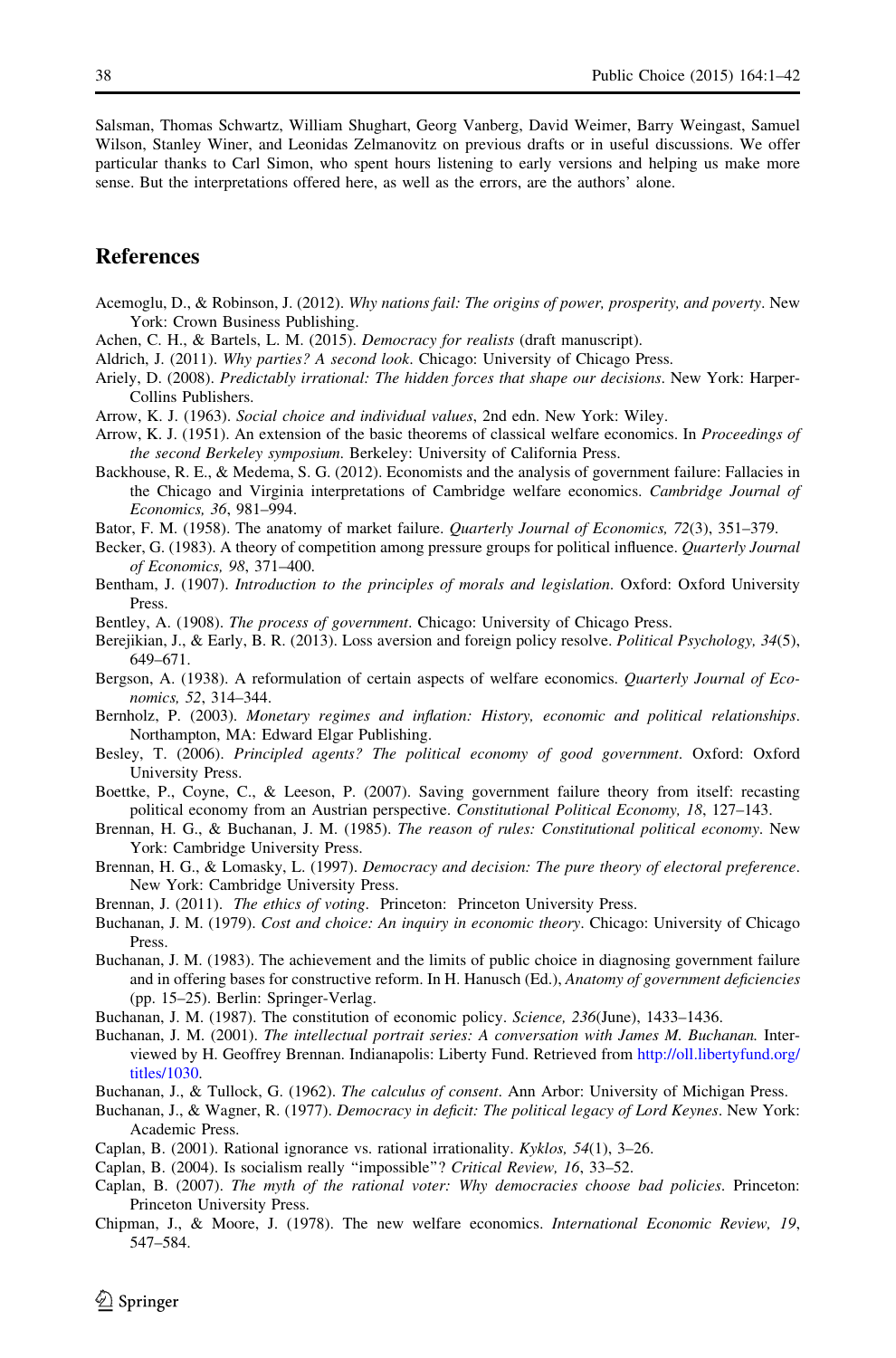Salsman, Thomas Schwartz, William Shughart, Georg Vanberg, David Weimer, Barry Weingast, Samuel Wilson, Stanley Winer, and Leonidas Zelmanovitz on previous drafts or in useful discussions. We offer particular thanks to Carl Simon, who spent hours listening to early versions and helping us make more sense. But the interpretations offered here, as well as the errors, are the authors' alone.

## References

Acemoglu, D., & Robinson, J. (2012). *Why nations fail: The origins of power, prosperity, and poverty*. New York: Crown Business Publishing.

Achen, C. H., & Bartels, L. M. (2015). *Democracy for realists* (draft manuscript).

Aldrich, J. (2011). *Why parties? A second look*. Chicago: University of Chicago Press.

Ariely, D. (2008). *Predictably irrational: The hidden forces that shape our decisions*. New York: Harper-Collins Publishers.

Arrow, K. J. (1963). *Social choice and individual values*, 2nd edn. New York: Wiley.

Arrow, K. J. (1951). An extension of the basic theorems of classical welfare economics. In *Proceedings of the second Berkeley symposium*. Berkeley: University of California Press.

Backhouse, R. E., & Medema, S. G. (2012). Economists and the analysis of government failure: Fallacies in the Chicago and Virginia interpretations of Cambridge welfare economics. *Cambridge Journal of Economics, 36*, 981–994.

Bator, F. M. (1958). The anatomy of market failure. *Quarterly Journal of Economics, 72*(3), 351–379.

Becker, G. (1983). A theory of competition among pressure groups for political influence. *Quarterly Journal of Economics, 98*, 371–400.

Bentham, J. (1907). *Introduction to the principles of morals and legislation*. Oxford: Oxford University Press.

Bentley, A. (1908). *The process of government*. Chicago: University of Chicago Press.

Berejikian, J., & Early, B. R. (2013). Loss aversion and foreign policy resolve. *Political Psychology, 34*(5), 649–671.

Bergson, A. (1938). A reformulation of certain aspects of welfare economics. *Quarterly Journal of Economics, 52*, 314–344.

Bernholz, P. (2003). *Monetary regimes and inflation: History, economic and political relationships*. Northampton, MA: Edward Elgar Publishing.

Besley, T. (2006). *Principled agents? The political economy of good government*. Oxford: Oxford University Press.

Boettke, P., Coyne, C., & Leeson, P. (2007). Saving government failure theory from itself: recasting political economy from an Austrian perspective. *Constitutional Political Economy, 18*, 127–143.

Brennan, H. G., & Buchanan, J. M. (1985). *The reason of rules: Constitutional political economy*. New York: Cambridge University Press.

Brennan, H. G., & Lomasky, L. (1997). *Democracy and decision: The pure theory of electoral preference*. New York: Cambridge University Press.

Brennan, J. (2011). *The ethics of voting*. Princeton: Princeton University Press.

Buchanan, J. M. (1979). *Cost and choice: An inquiry in economic theory*. Chicago: University of Chicago Press.

Buchanan, J. M. (1983). The achievement and the limits of public choice in diagnosing government failure and in offering bases for constructive reform. In H. Hanusch (Ed.), *Anatomy of government deficiencies* (pp. 15–25). Berlin: Springer-Verlag.

Buchanan, J. M. (1987). The constitution of economic policy. *Science, 236*(June), 1433–1436.

Buchanan, J. M. (2001). *The intellectual portrait series: A conversation with James M. Buchanan*. Interviewed by H. Geoffrey Brennan. Indianapolis: Liberty Fund. Retrieved from http://oll.libertyfund.org/titles/1030.

Buchanan, J., & Tullock, G. (1962). *The calculus of consent*. Ann Arbor: University of Michigan Press.

Buchanan, J., & Wagner, R. (1977). *Democracy in deficit: The political legacy of Lord Keynes*. New York: Academic Press.

Caplan, B. (2001). Rational ignorance vs. rational irrationality. *Kyklos, 54*(1), 3–26.

Caplan, B. (2004). Is socialism really "impossible"? *Critical Review, 16*, 33–52.

Caplan, B. (2007). *The myth of the rational voter: Why democracies choose bad policies*. Princeton: Princeton University Press.

Chipman, J., & Moore, J. (1978). The new welfare economics. *International Economic Review, 19*, 547–584.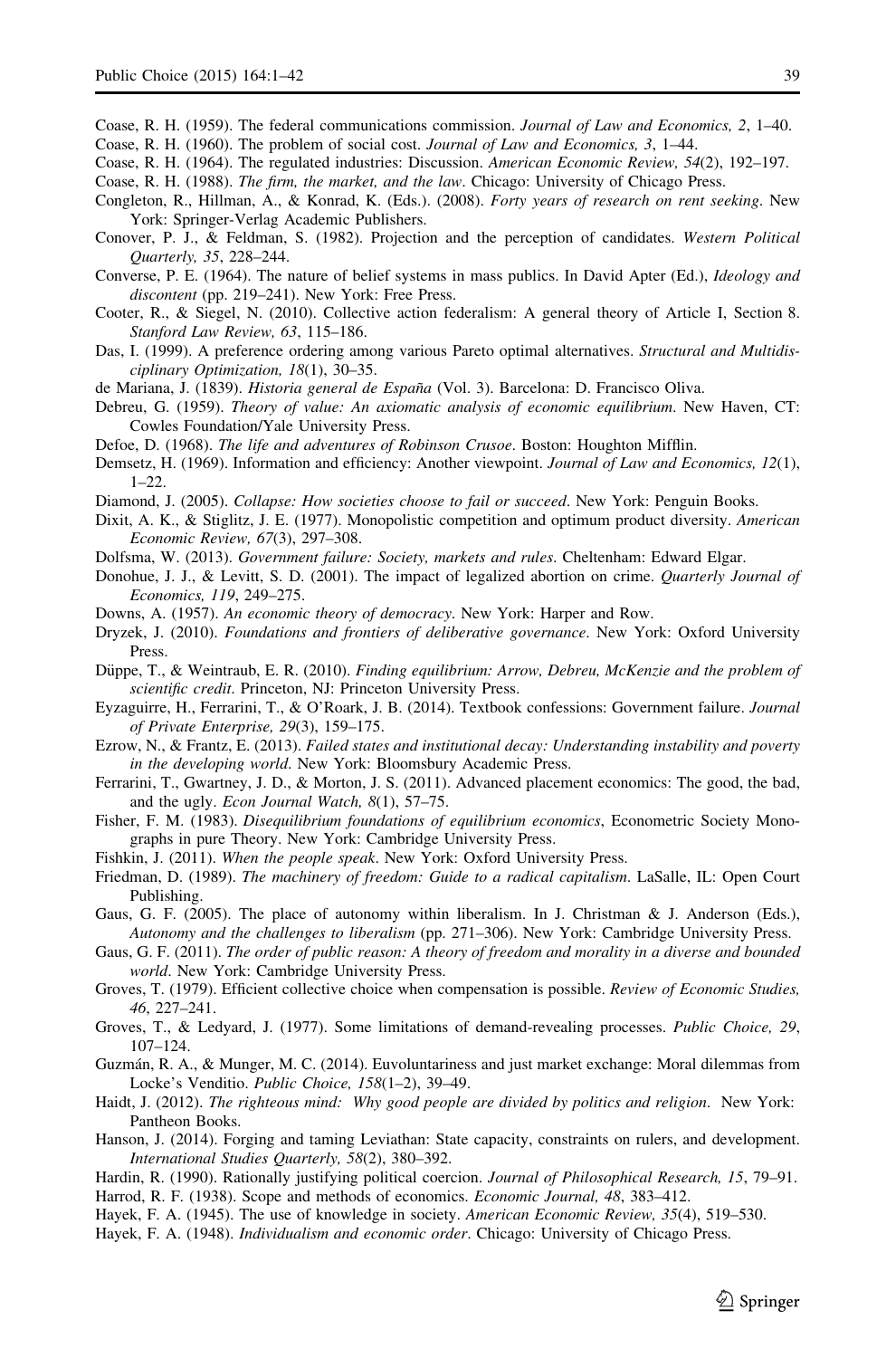Coase, R. H. (1959). The federal communications commission. *Journal of Law and Economics, 2*, 1–40.

Coase, R. H. (1960). The problem of social cost. *Journal of Law and Economics, 3*, 1–44.

Coase, R. H. (1964). The regulated industries: Discussion. *American Economic Review, 54*(2), 192–197.

Coase, R. H. (1988). *The firm, the market, and the law*. Chicago: University of Chicago Press.

Congleton, R., Hillman, A., & Konrad, K. (Eds.). (2008). *Forty years of research on rent seeking*. New York: Springer-Verlag Academic Publishers.

Conover, P. J., & Feldman, S. (1982). Projection and the perception of candidates. *Western Political Quarterly, 35*, 228–244.

Converse, P. E. (1964). The nature of belief systems in mass publics. In David Apter (Ed.), *Ideology and discontent* (pp. 219–241). New York: Free Press.

Cooter, R., & Siegel, N. (2010). Collective action federalism: A general theory of Article I, Section 8. *Stanford Law Review, 63*, 115–186.

Das, I. (1999). A preference ordering among various Pareto optimal alternatives. *Structural and Multidisciplinary Optimization, 18*(1), 30–35.

de Mariana, J. (1839). *Historia general de España* (Vol. 3). Barcelona: D. Francisco Oliva.

Debreu, G. (1959). *Theory of value: An axiomatic analysis of economic equilibrium*. New Haven, CT: Cowles Foundation/Yale University Press.

Defoe, D. (1968). *The life and adventures of Robinson Crusoe*. Boston: Houghton Mifflin.

Demsetz, H. (1969). Information and efficiency: Another viewpoint. *Journal of Law and Economics, 12*(1), 1–22.

Diamond, J. (2005). *Collapse: How societies choose to fail or succeed*. New York: Penguin Books.

Dixit, A. K., & Stiglitz, J. E. (1977). Monopolistic competition and optimum product diversity. *American Economic Review, 67*(3), 297–308.

Dolfsma, W. (2013). *Government failure: Society, markets and rules*. Cheltenham: Edward Elgar.

Donohue, J. J., & Levitt, S. D. (2001). The impact of legalized abortion on crime. *Quarterly Journal of Economics, 119*, 249–275.

Downs, A. (1957). *An economic theory of democracy*. New York: Harper and Row.

Dryzek, J. (2010). *Foundations and frontiers of deliberative governance*. New York: Oxford University Press.

Düppe, T., & Weintraub, E. R. (2010). *Finding equilibrium: Arrow, Debreu, McKenzie and the problem of scientific credit*. Princeton, NJ: Princeton University Press.

Eyzaguirre, H., Ferrarini, T., & O'Roark, J. B. (2014). Textbook confessions: Government failure. *Journal of Private Enterprise, 29*(3), 159–175.

Ezrow, N., & Frantz, E. (2013). *Failed states and institutional decay: Understanding instability and poverty in the developing world*. New York: Bloomsbury Academic Press.

Ferrarini, T., Gwartney, J. D., & Morton, J. S. (2011). Advanced placement economics: The good, the bad, and the ugly. *Econ Journal Watch, 8*(1), 57–75.

Fisher, F. M. (1983). *Disequilibrium foundations of equilibrium economics*, Econometric Society Monographs in pure Theory. New York: Cambridge University Press.

Fishkin, J. (2011). *When the people speak*. New York: Oxford University Press.

Friedman, D. (1989). *The machinery of freedom: Guide to a radical capitalism*. LaSalle, IL: Open Court Publishing.

Gaus, G. F. (2005). The place of autonomy within liberalism. In J. Christman & J. Anderson (Eds.), *Autonomy and the challenges to liberalism* (pp. 271–306). New York: Cambridge University Press.

Gaus, G. F. (2011). *The order of public reason: A theory of freedom and morality in a diverse and bounded world*. New York: Cambridge University Press.

Groves, T. (1979). Efficient collective choice when compensation is possible. *Review of Economic Studies, 46*, 227–241.

Groves, T., & Ledyard, J. (1977). Some limitations of demand-revealing processes. *Public Choice, 29*, 107–124.

Guzmán, R. A., & Munger, M. C. (2014). Euvoluntariness and just market exchange: Moral dilemmas from Locke's Venditio. *Public Choice, 158*(1–2), 39–49.

Haidt, J. (2012). *The righteous mind: Why good people are divided by politics and religion*. New York: Pantheon Books.

Hanson, J. (2014). Forging and taming Leviathan: State capacity, constraints on rulers, and development. *International Studies Quarterly, 58*(2), 380–392.

Hardin, R. (1990). Rationally justifying political coercion. *Journal of Philosophical Research, 15*, 79–91.

Harrod, R. F. (1938). Scope and methods of economics. *Economic Journal, 48*, 383–412.

Hayek, F. A. (1945). The use of knowledge in society. *American Economic Review, 35*(4), 519–530.

Hayek, F. A. (1948). *Individualism and economic order*. Chicago: University of Chicago Press.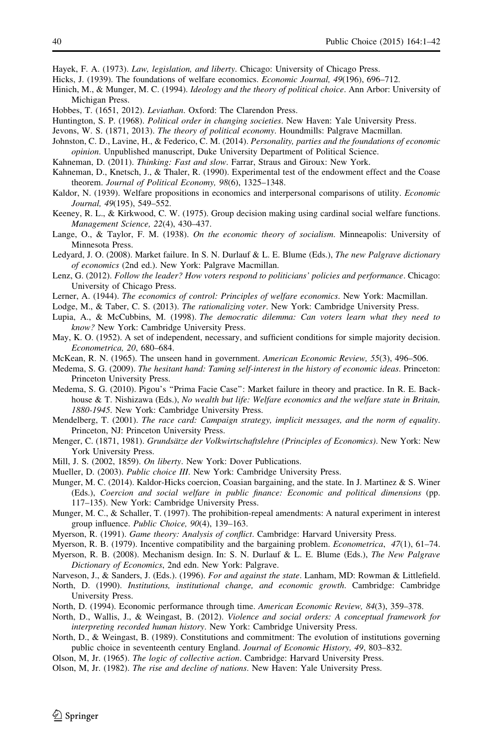Hayek, F. A. (1973). *Law, legislation, and liberty*. Chicago: University of Chicago Press.

Hicks, J. (1939). The foundations of welfare economics. *Economic Journal, 49*(196), 696–712.

Hinich, M., & Munger, M. C. (1994). *Ideology and the theory of political choice*. Ann Arbor: University of Michigan Press.

Hobbes, T. (1651, 2012). *Leviathan*. Oxford: The Clarendon Press.

Huntington, S. P. (1968). *Political order in changing societies*. New Haven: Yale University Press.

Jevons, W. S. (1871, 2013). *The theory of political economy*. Houndmills: Palgrave Macmillan.

Johnston, C. D., Lavine, H., & Federico, C. M. (2014). *Personality, parties and the foundations of economic opinion*. Unpublished manuscript, Duke University Department of Political Science.

Kahneman, D. (2011). *Thinking: Fast and slow*. Farrar, Straus and Giroux: New York.

Kahneman, D., Knetsch, J., & Thaler, R. (1990). Experimental test of the endowment effect and the Coase theorem. *Journal of Political Economy, 98*(6), 1325–1348.

Kaldor, N. (1939). Welfare propositions in economics and interpersonal comparisons of utility. *Economic Journal, 49*(195), 549–552.

Keeney, R. L., & Kirkwood, C. W. (1975). Group decision making using cardinal social welfare functions. *Management Science, 22*(4), 430–437.

Lange, O., & Taylor, F. M. (1938). *On the economic theory of socialism*. Minneapolis: University of Minnesota Press.

Ledyard, J. O. (2008). Market failure. In S. N. Durlauf & L. E. Blume (Eds.), *The new Palgrave dictionary of economics* (2nd ed.). New York: Palgrave Macmillan.

Lenz, G. (2012). *Follow the leader? How voters respond to politicians' policies and performance*. Chicago: University of Chicago Press.

Lerner, A. (1944). *The economics of control: Principles of welfare economics*. New York: Macmillan.

Lodge, M., & Taber, C. S. (2013). *The rationalizing voter*. New York: Cambridge University Press.

Lupia, A., & McCubbins, M. (1998). *The democratic dilemma: Can voters learn what they need to know?* New York: Cambridge University Press.

May, K. O. (1952). A set of independent, necessary, and sufficient conditions for simple majority decision. *Econometrica, 20*, 680–684.

McKean, R. N. (1965). The unseen hand in government. *American Economic Review, 55*(3), 496–506.

Medema, S. G. (2009). *The hesitant hand: Taming self-interest in the history of economic ideas*. Princeton: Princeton University Press.

Medema, S. G. (2010). Pigou's "Prima Facie Case": Market failure in theory and practice. In R. E. Backhouse & T. Nishizawa (Eds.), *No wealth but life: Welfare economics and the welfare state in Britain, 1880-1945*. New York: Cambridge University Press.

Mendelberg, T. (2001). *The race card: Campaign strategy, implicit messages, and the norm of equality*. Princeton, NJ: Princeton University Press.

Menger, C. (1871, 1981). *Grundsätze der Volkwirtschaftslehre (Principles of Economics)*. New York: New York University Press.

Mill, J. S. (2002, 1859). *On liberty*. New York: Dover Publications.

Mueller, D. (2003). *Public choice III*. New York: Cambridge University Press.

Munger, M. C. (2014). Kaldor-Hicks coercion, Coasian bargaining, and the state. In J. Martinez & S. Winer (Eds.), *Coercion and social welfare in public finance: Economic and political dimensions* (pp. 117–135). New York: Cambridge University Press.

Munger, M. C., & Schaller, T. (1997). The prohibition-repeal amendments: A natural experiment in interest group influence. *Public Choice, 90*(4), 139–163.

Myerson, R. (1991). *Game theory: Analysis of conflict*. Cambridge: Harvard University Press.

Myerson, R. B. (1979). Incentive compatibility and the bargaining problem. *Econometrica*, *47*(1), 61–74.

Myerson, R. B. (2008). Mechanism design. In: S. N. Durlauf & L. E. Blume (Eds.), *The New Palgrave Dictionary of Economics*, 2nd edn. New York: Palgrave.

Narveson, J., & Sanders, J. (Eds.). (1996). *For and against the state*. Lanham, MD: Rowman & Littlefield.

North, D. (1990). *Institutions, institutional change, and economic growth*. Cambridge: Cambridge University Press.

North, D. (1994). Economic performance through time. *American Economic Review, 84*(3), 359–378.

North, D., Wallis, J., & Weingast, B. (2012). *Violence and social orders: A conceptual framework for interpreting recorded human history*. New York: Cambridge University Press.

North, D., & Weingast, B. (1989). Constitutions and commitment: The evolution of institutions governing public choice in seventeenth century England. *Journal of Economic History, 49*, 803–832.

Olson, M, Jr. (1965). *The logic of collective action*. Cambridge: Harvard University Press.

Olson, M, Jr. (1982). *The rise and decline of nations*. New Haven: Yale University Press.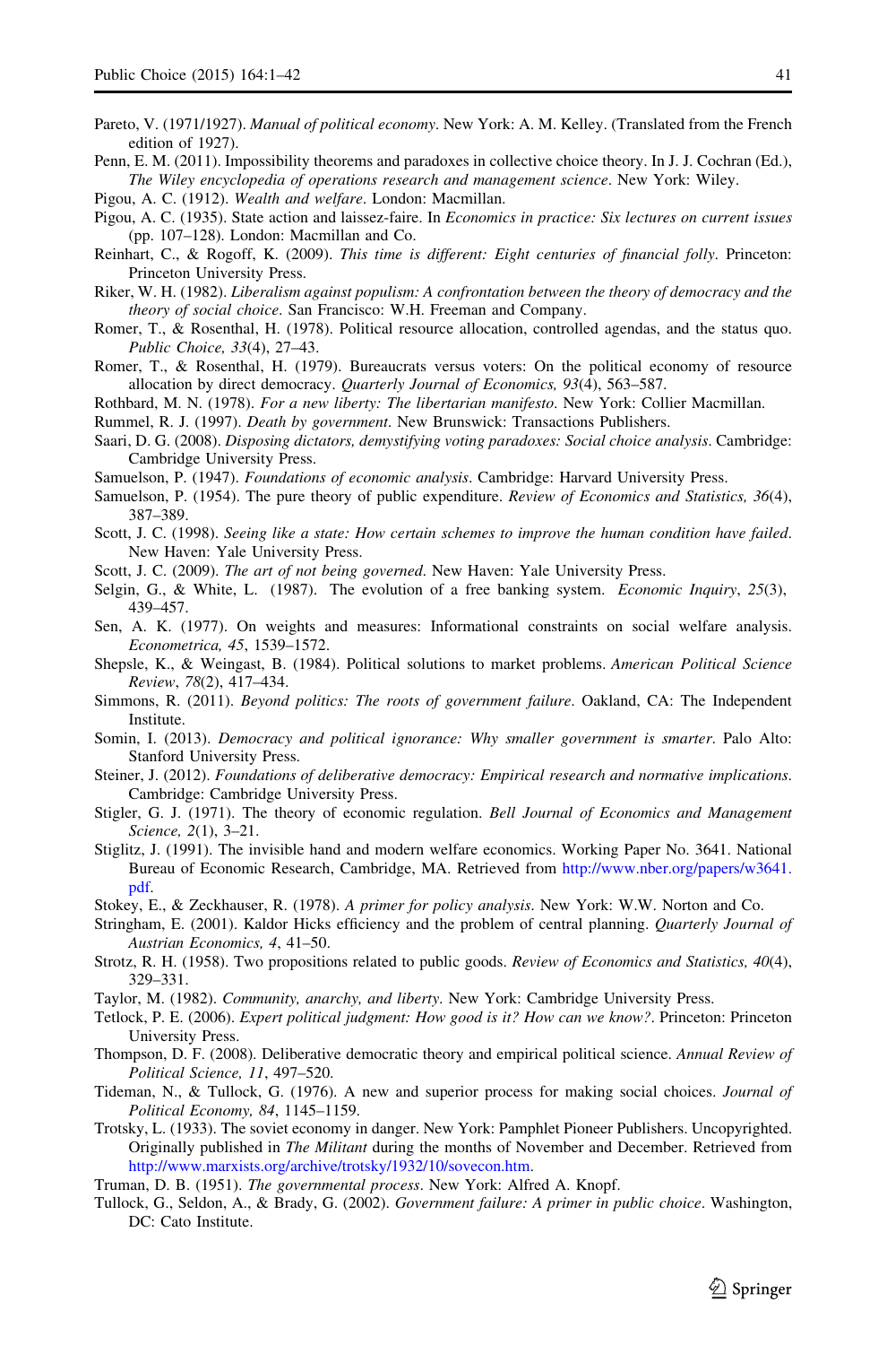Pareto, V. (1971/1927). *Manual of political economy*. New York: A. M. Kelley. (Translated from the French edition of 1927).

Penn, E. M. (2011). Impossibility theorems and paradoxes in collective choice theory. In J. J. Cochran (Ed.), *The Wiley encyclopedia of operations research and management science*. New York: Wiley.

Pigou, A. C. (1912). *Wealth and welfare*. London: Macmillan.

Pigou, A. C. (1935). State action and laissez-faire. In *Economics in practice: Six lectures on current issues* (pp. 107–128). London: Macmillan and Co.

Reinhart, C., & Rogoff, K. (2009). *This time is different: Eight centuries of financial folly*. Princeton: Princeton University Press.

Riker, W. H. (1982). *Liberalism against populism: A confrontation between the theory of democracy and the theory of social choice*. San Francisco: W.H. Freeman and Company.

Romer, T., & Rosenthal, H. (1978). Political resource allocation, controlled agendas, and the status quo. *Public Choice, 33*(4), 27–43.

Romer, T., & Rosenthal, H. (1979). Bureaucrats versus voters: On the political economy of resource allocation by direct democracy. *Quarterly Journal of Economics, 93*(4), 563–587.

Rothbard, M. N. (1978). *For a new liberty: The libertarian manifesto*. New York: Collier Macmillan.

Rummel, R. J. (1997). *Death by government*. New Brunswick: Transactions Publishers.

Saari, D. G. (2008). *Disposing dictators, demystifying voting paradoxes: Social choice analysis*. Cambridge: Cambridge University Press.

Samuelson, P. (1947). *Foundations of economic analysis*. Cambridge: Harvard University Press.

Samuelson, P. (1954). The pure theory of public expenditure. *Review of Economics and Statistics, 36*(4), 387–389.

Scott, J. C. (1998). *Seeing like a state: How certain schemes to improve the human condition have failed*. New Haven: Yale University Press.

Scott, J. C. (2009). *The art of not being governed*. New Haven: Yale University Press.

Selgin, G., & White, L. (1987). The evolution of a free banking system. *Economic Inquiry*, *25*(3), 439–457.

Sen, A. K. (1977). On weights and measures: Informational constraints on social welfare analysis. *Econometrica, 45*, 1539–1572.

Shepsle, K., & Weingast, B. (1984). Political solutions to market problems. *American Political Science Review*, *78*(2), 417–434.

Simmons, R. (2011). *Beyond politics: The roots of government failure*. Oakland, CA: The Independent Institute.

Somin, I. (2013). *Democracy and political ignorance: Why smaller government is smarter*. Palo Alto: Stanford University Press.

Steiner, J. (2012). *Foundations of deliberative democracy: Empirical research and normative implications*. Cambridge: Cambridge University Press.

Stigler, G. J. (1971). The theory of economic regulation. *Bell Journal of Economics and Management Science, 2*(1), 3–21.

Stiglitz, J. (1991). The invisible hand and modern welfare economics. Working Paper No. 3641. National Bureau of Economic Research, Cambridge, MA. Retrieved from http://www.nber.org/papers/w3641.pdf.

Stokey, E., & Zeckhauser, R. (1978). *A primer for policy analysis*. New York: W.W. Norton and Co.

Stringham, E. (2001). Kaldor Hicks efficiency and the problem of central planning. *Quarterly Journal of Austrian Economics, 4*, 41–50.

Strotz, R. H. (1958). Two propositions related to public goods. *Review of Economics and Statistics, 40*(4), 329–331.

Taylor, M. (1982). *Community, anarchy, and liberty*. New York: Cambridge University Press.

Tetlock, P. E. (2006). *Expert political judgment: How good is it? How can we know?*. Princeton: Princeton University Press.

Thompson, D. F. (2008). Deliberative democratic theory and empirical political science. *Annual Review of Political Science, 11*, 497–520.

Tideman, N., & Tullock, G. (1976). A new and superior process for making social choices. *Journal of Political Economy, 84*, 1145–1159.

Trotsky, L. (1933). The soviet economy in danger. New York: Pamphlet Pioneer Publishers. Uncopyrighted. Originally published in *The Militant* during the months of November and December. Retrieved from http://www.marxists.org/archive/trotsky/1932/10/sovecon.htm.

Truman, D. B. (1951). *The governmental process*. New York: Alfred A. Knopf.

Tullock, G., Seldon, A., & Brady, G. (2002). *Government failure: A primer in public choice*. Washington, DC: Cato Institute.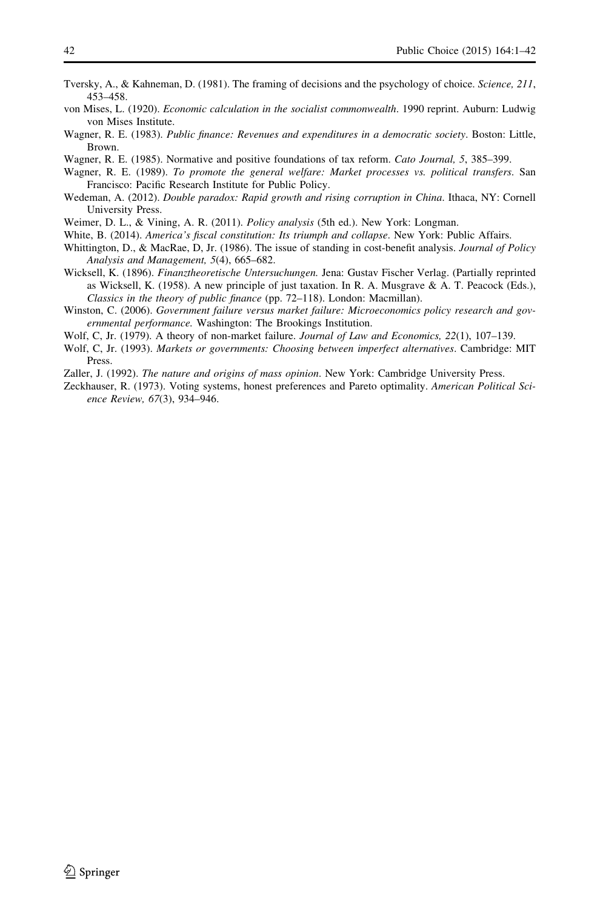Tversky, A., & Kahneman, D. (1981). The framing of decisions and the psychology of choice. *Science, 211*, 453–458.

von Mises, L. (1920). *Economic calculation in the socialist commonwealth*. 1990 reprint. Auburn: Ludwig von Mises Institute.

Wagner, R. E. (1983). *Public finance: Revenues and expenditures in a democratic society*. Boston: Little, Brown.

Wagner, R. E. (1985). Normative and positive foundations of tax reform. *Cato Journal, 5*, 385–399.

Wagner, R. E. (1989). *To promote the general welfare: Market processes vs. political transfers*. San Francisco: Pacific Research Institute for Public Policy.

Wedeman, A. (2012). *Double paradox: Rapid growth and rising corruption in China*. Ithaca, NY: Cornell University Press.

Weimer, D. L., & Vining, A. R. (2011). *Policy analysis* (5th ed.). New York: Longman.

White, B. (2014). *America's fiscal constitution: Its triumph and collapse*. New York: Public Affairs.

Whittington, D., & MacRae, D, Jr. (1986). The issue of standing in cost-benefit analysis. *Journal of Policy Analysis and Management, 5*(4), 665–682.

Wicksell, K. (1896). *Finanztheoretische Untersuchungen.* Jena: Gustav Fischer Verlag. (Partially reprinted as Wicksell, K. (1958). A new principle of just taxation. In R. A. Musgrave & A. T. Peacock (Eds.), *Classics in the theory of public finance* (pp. 72–118). London: Macmillan).

Winston, C. (2006). *Government failure versus market failure: Microeconomics policy research and governmental performance.* Washington: The Brookings Institution.

Wolf, C, Jr. (1979). A theory of non-market failure. *Journal of Law and Economics, 22*(1), 107–139.

Wolf, C, Jr. (1993). *Markets or governments: Choosing between imperfect alternatives*. Cambridge: MIT Press.

Zaller, J. (1992). *The nature and origins of mass opinion*. New York: Cambridge University Press.

Zeckhauser, R. (1973). Voting systems, honest preferences and Pareto optimality. *American Political Science Review, 67*(3), 934–946.